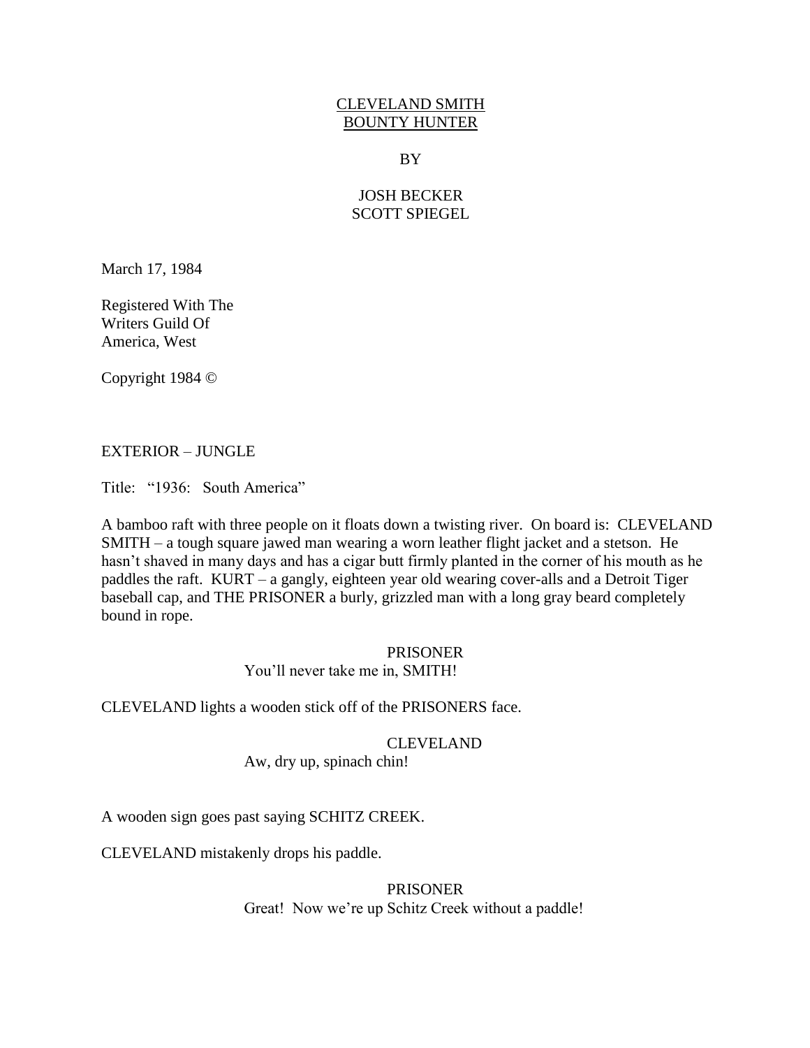CLEVELAND SMITH
BOUNTY HUNTER

BY

JOSH BECKER
SCOTT SPIEGEL

March 17, 1984

Registered With The
Writers Guild Of
America, West

Copyright 1984 ©

EXTERIOR – JUNGLE

Title: "1936: South America"

A bamboo raft with three people on it floats down a twisting river. On board is: CLEVELAND SMITH – a tough square jawed man wearing a worn leather flight jacket and a stetson. He hasn't shaved in many days and has a cigar butt firmly planted in the corner of his mouth as he paddles the raft. KURT – a gangly, eighteen year old wearing cover-alls and a Detroit Tiger baseball cap, and THE PRISONER a burly, grizzled man with a long gray beard completely bound in rope.

PRISONER
You'll never take me in, SMITH!

CLEVELAND lights a wooden stick off of the PRISONERS face.

CLEVELAND
Aw, dry up, spinach chin!

A wooden sign goes past saying SCHITZ CREEK.

CLEVELAND mistakenly drops his paddle.

PRISONER
Great! Now we're up Schitz Creek without a paddle!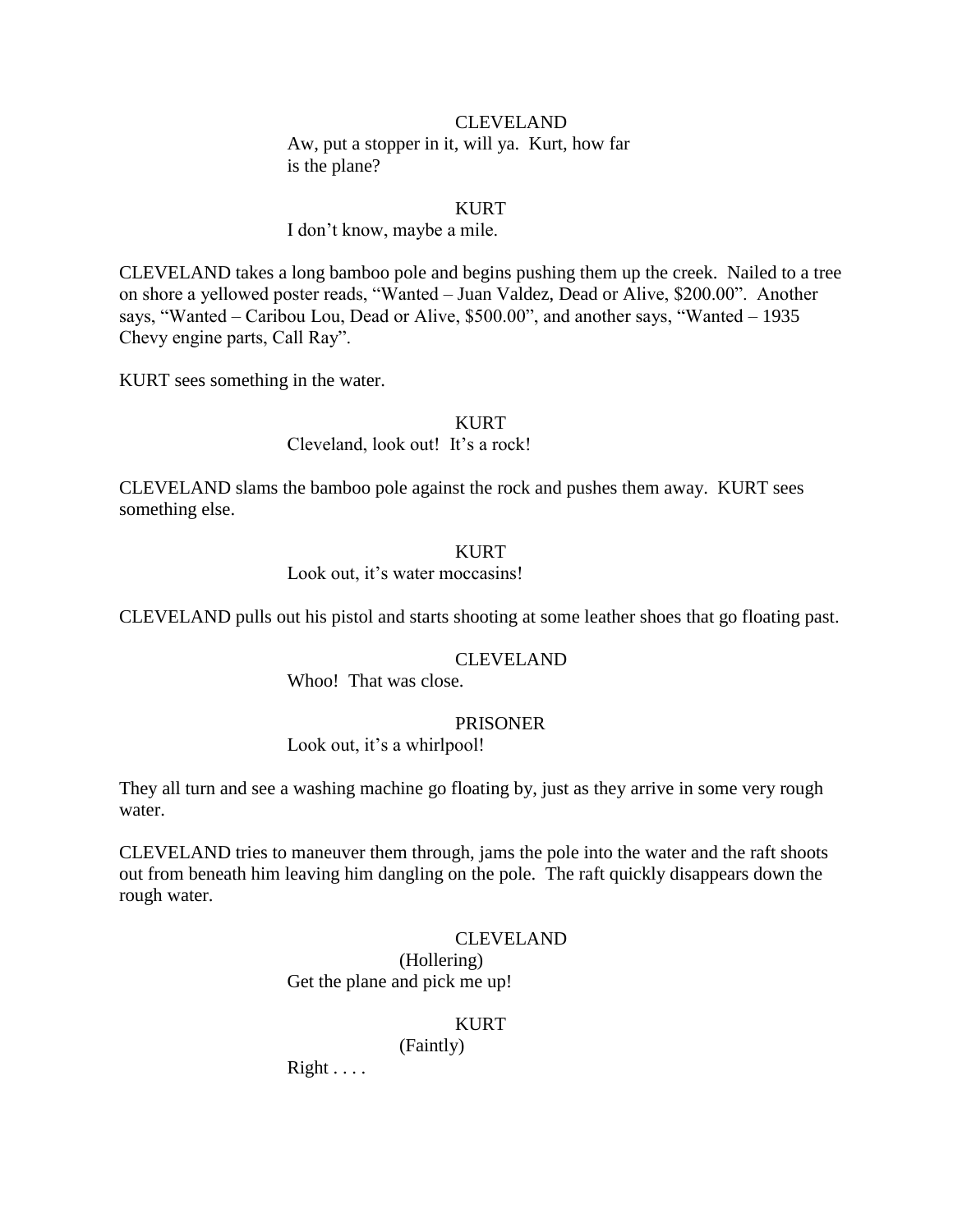CLEVELAND

Aw, put a stopper in it, will ya. Kurt, how far is the plane?

KURT

I don't know, maybe a mile.

CLEVELAND takes a long bamboo pole and begins pushing them up the creek. Nailed to a tree on shore a yellowed poster reads, "Wanted – Juan Valdez, Dead or Alive, $200.00". Another says, "Wanted – Caribou Lou, Dead or Alive, $500.00", and another says, "Wanted – 1935 Chevy engine parts, Call Ray".

KURT sees something in the water.

KURT

Cleveland, look out! It's a rock!

CLEVELAND slams the bamboo pole against the rock and pushes them away. KURT sees something else.

KURT

Look out, it's water moccasins!

CLEVELAND pulls out his pistol and starts shooting at some leather shoes that go floating past.

CLEVELAND

Whoo! That was close.

PRISONER

Look out, it's a whirlpool!

They all turn and see a washing machine go floating by, just as they arrive in some very rough water.

CLEVELAND tries to maneuver them through, jams the pole into the water and the raft shoots out from beneath him leaving him dangling on the pole. The raft quickly disappears down the rough water.

CLEVELAND

(Hollering)

Get the plane and pick me up!

KURT

(Faintly)

Right . . . .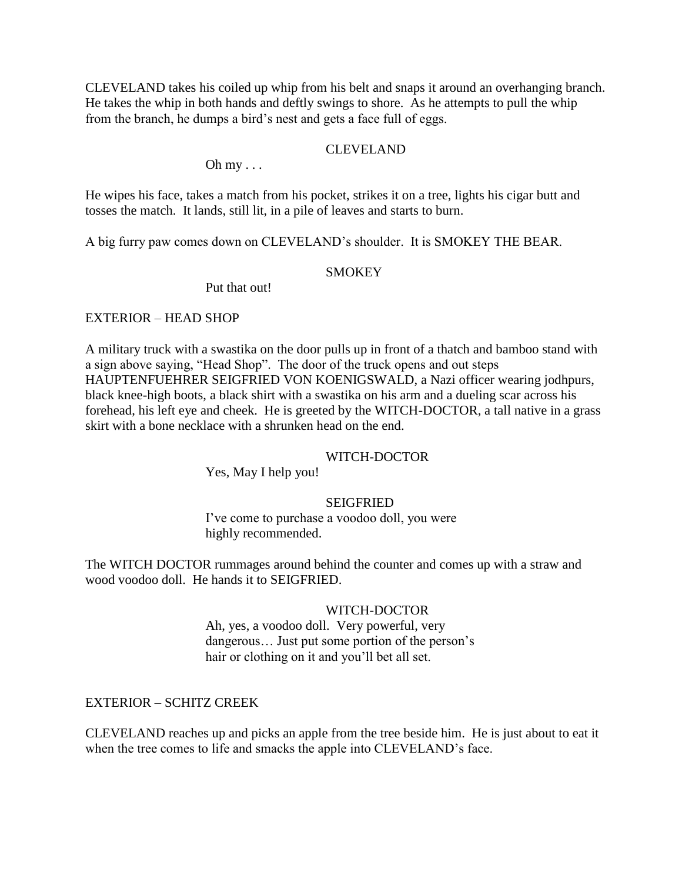CLEVELAND takes his coiled up whip from his belt and snaps it around an overhanging branch. He takes the whip in both hands and deftly swings to shore. As he attempts to pull the whip from the branch, he dumps a bird's nest and gets a face full of eggs.

CLEVELAND

Oh my . . .

He wipes his face, takes a match from his pocket, strikes it on a tree, lights his cigar butt and tosses the match. It lands, still lit, in a pile of leaves and starts to burn.

A big furry paw comes down on CLEVELAND's shoulder. It is SMOKEY THE BEAR.

SMOKEY

Put that out!

EXTERIOR – HEAD SHOP

A military truck with a swastika on the door pulls up in front of a thatch and bamboo stand with a sign above saying, "Head Shop". The door of the truck opens and out steps HAUPTENFUEHRER SEIGFRIED VON KOENIGSWALD, a Nazi officer wearing jodhpurs, black knee-high boots, a black shirt with a swastika on his arm and a dueling scar across his forehead, his left eye and cheek. He is greeted by the WITCH-DOCTOR, a tall native in a grass skirt with a bone necklace with a shrunken head on the end.

WITCH-DOCTOR

Yes, May I help you!

SEIGFRIED

I've come to purchase a voodoo doll, you were highly recommended.

The WITCH DOCTOR rummages around behind the counter and comes up with a straw and wood voodoo doll. He hands it to SEIGFRIED.

WITCH-DOCTOR

Ah, yes, a voodoo doll. Very powerful, very dangerous… Just put some portion of the person's hair or clothing on it and you'll bet all set.

EXTERIOR – SCHITZ CREEK

CLEVELAND reaches up and picks an apple from the tree beside him. He is just about to eat it when the tree comes to life and smacks the apple into CLEVELAND's face.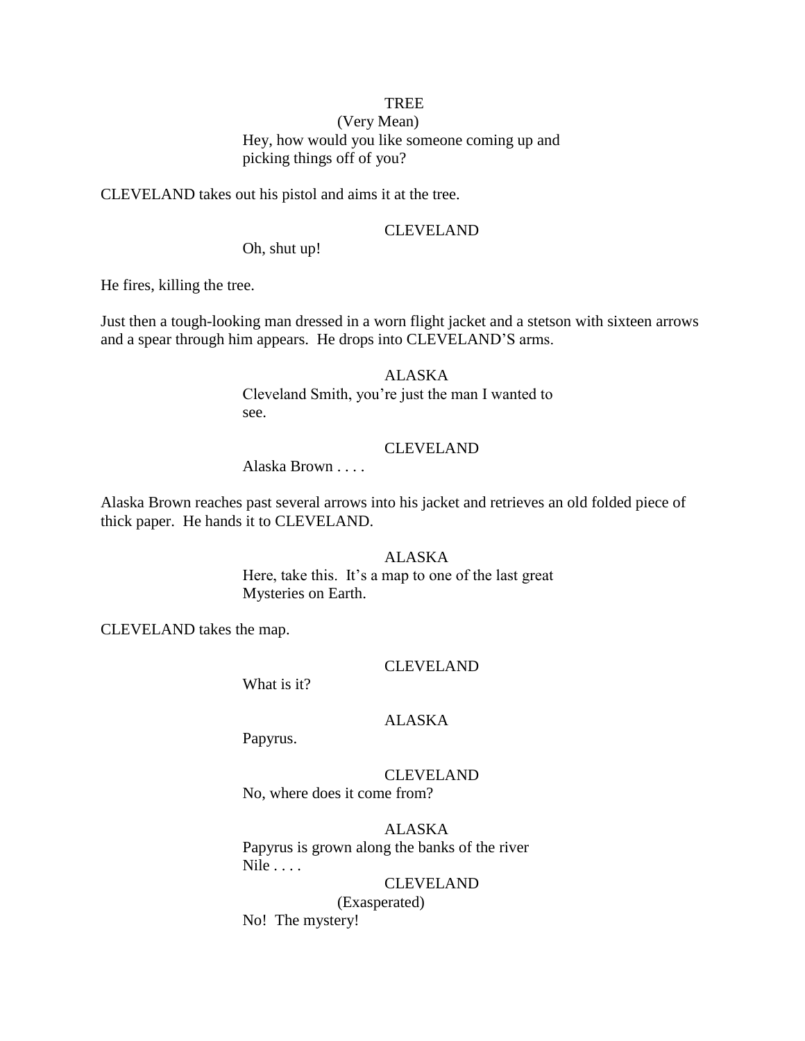TREE

(Very Mean)

Hey, how would you like someone coming up and picking things off of you?

CLEVELAND takes out his pistol and aims it at the tree.

CLEVELAND

Oh, shut up!

He fires, killing the tree.

Just then a tough-looking man dressed in a worn flight jacket and a stetson with sixteen arrows and a spear through him appears. He drops into CLEVELAND'S arms.

ALASKA

Cleveland Smith, you're just the man I wanted to see.

CLEVELAND

Alaska Brown . . . .

Alaska Brown reaches past several arrows into his jacket and retrieves an old folded piece of thick paper. He hands it to CLEVELAND.

ALASKA

Here, take this. It's a map to one of the last great Mysteries on Earth.

CLEVELAND takes the map.

CLEVELAND

What is it?

ALASKA

Papyrus.

CLEVELAND

No, where does it come from?

ALASKA

Papyrus is grown along the banks of the river Nile . . . .

CLEVELAND

(Exasperated)

No! The mystery!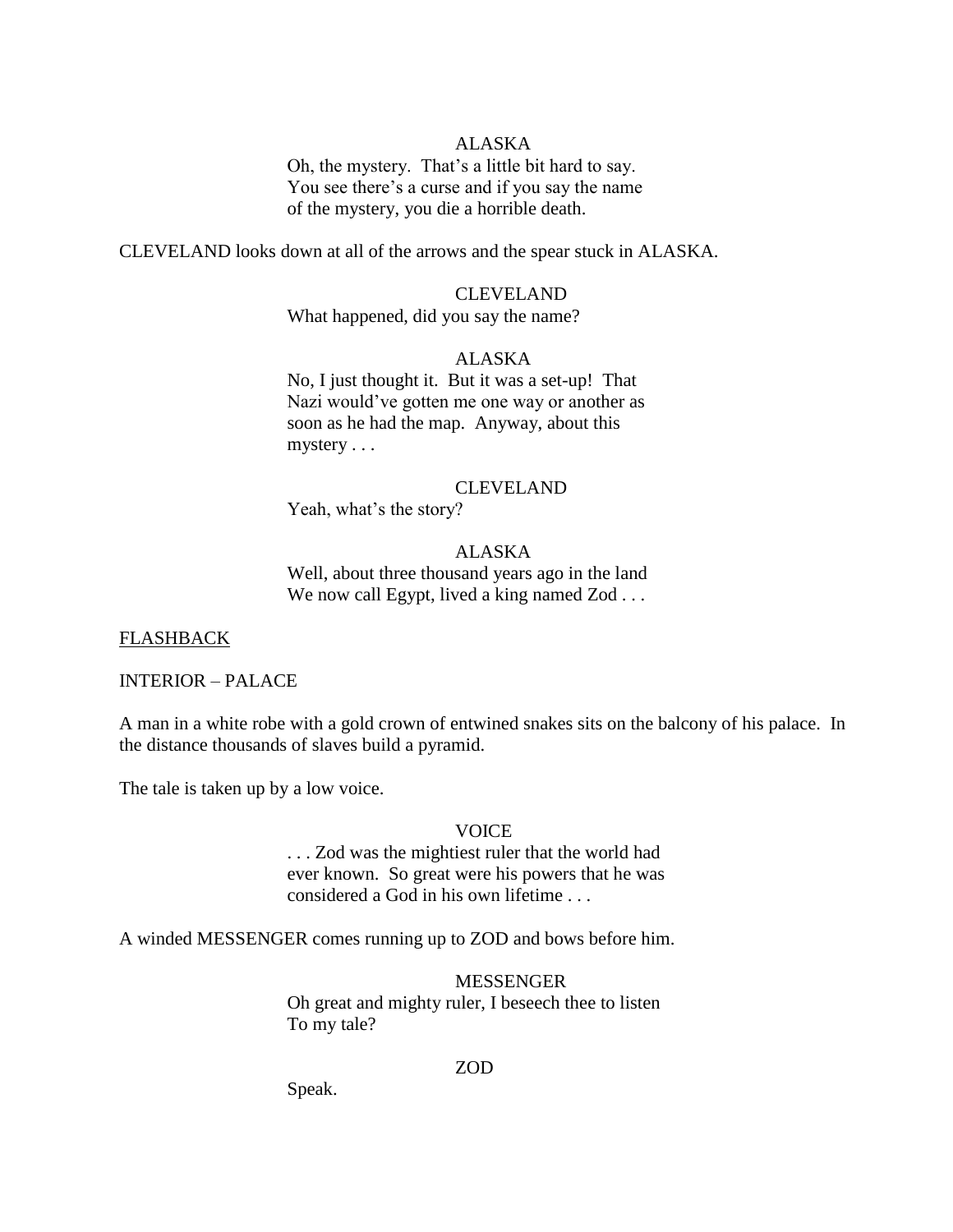ALASKA

Oh, the mystery. That's a little bit hard to say.
You see there's a curse and if you say the name
of the mystery, you die a horrible death.

CLEVELAND looks down at all of the arrows and the spear stuck in ALASKA.

CLEVELAND

What happened, did you say the name?

ALASKA

No, I just thought it. But it was a set-up! That
Nazi would've gotten me one way or another as
soon as he had the map. Anyway, about this
mystery . . .

CLEVELAND

Yeah, what's the story?

ALASKA

Well, about three thousand years ago in the land
We now call Egypt, lived a king named Zod . . .

<u>FLASHBACK</u>

INTERIOR – PALACE

A man in a white robe with a gold crown of entwined snakes sits on the balcony of his palace. In the distance thousands of slaves build a pyramid.

The tale is taken up by a low voice.

VOICE

. . . Zod was the mightiest ruler that the world had
ever known. So great were his powers that he was
considered a God in his own lifetime . . .

A winded MESSENGER comes running up to ZOD and bows before him.

MESSENGER

Oh great and mighty ruler, I beseech thee to listen
To my tale?

ZOD

Speak.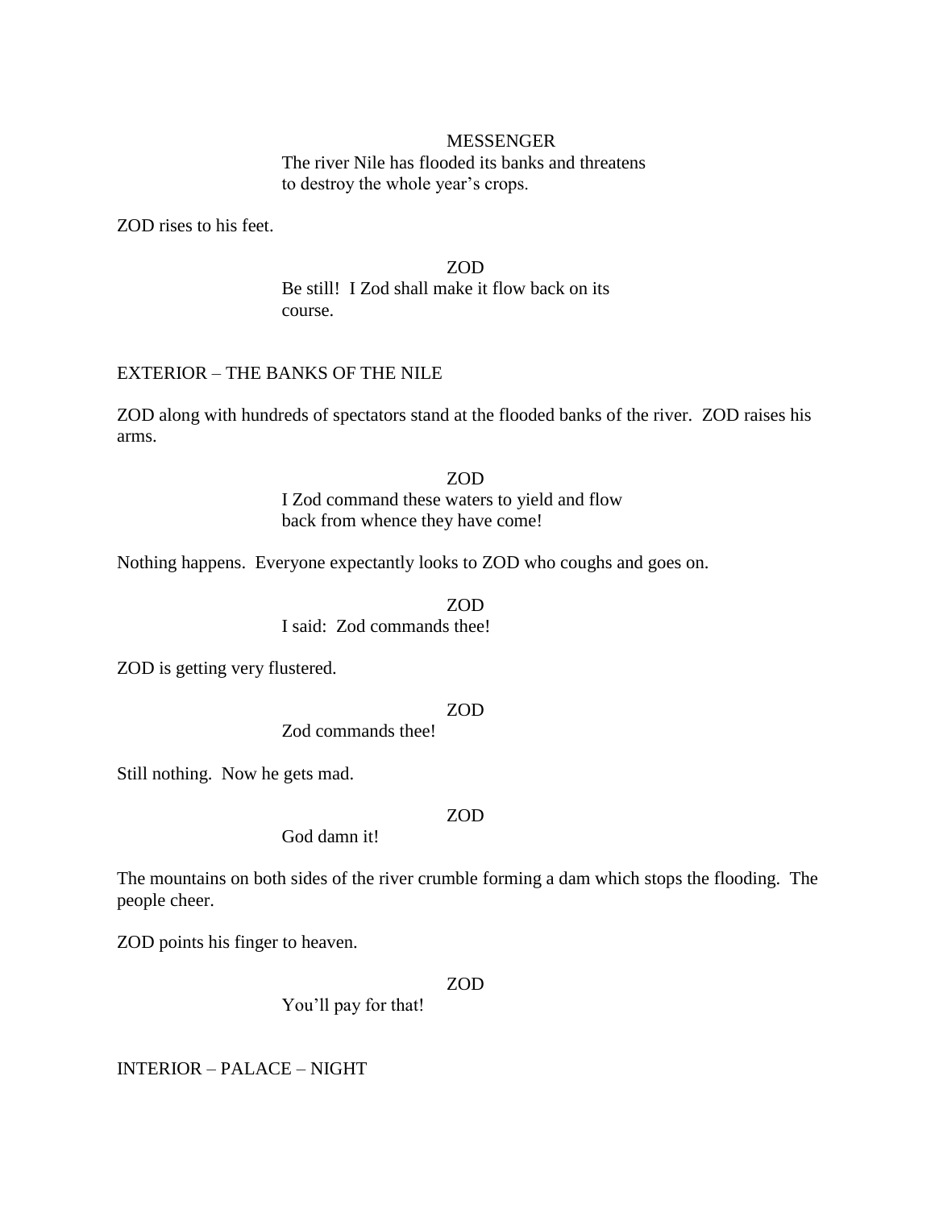MESSENGER

The river Nile has flooded its banks and threatens to destroy the whole year's crops.

ZOD rises to his feet.

ZOD

Be still! I Zod shall make it flow back on its course.

EXTERIOR – THE BANKS OF THE NILE

ZOD along with hundreds of spectators stand at the flooded banks of the river. ZOD raises his arms.

ZOD

I Zod command these waters to yield and flow back from whence they have come!

Nothing happens. Everyone expectantly looks to ZOD who coughs and goes on.

ZOD

I said: Zod commands thee!

ZOD is getting very flustered.

ZOD

Zod commands thee!

Still nothing. Now he gets mad.

ZOD

God damn it!

The mountains on both sides of the river crumble forming a dam which stops the flooding. The people cheer.

ZOD points his finger to heaven.

ZOD

You'll pay for that!

INTERIOR – PALACE – NIGHT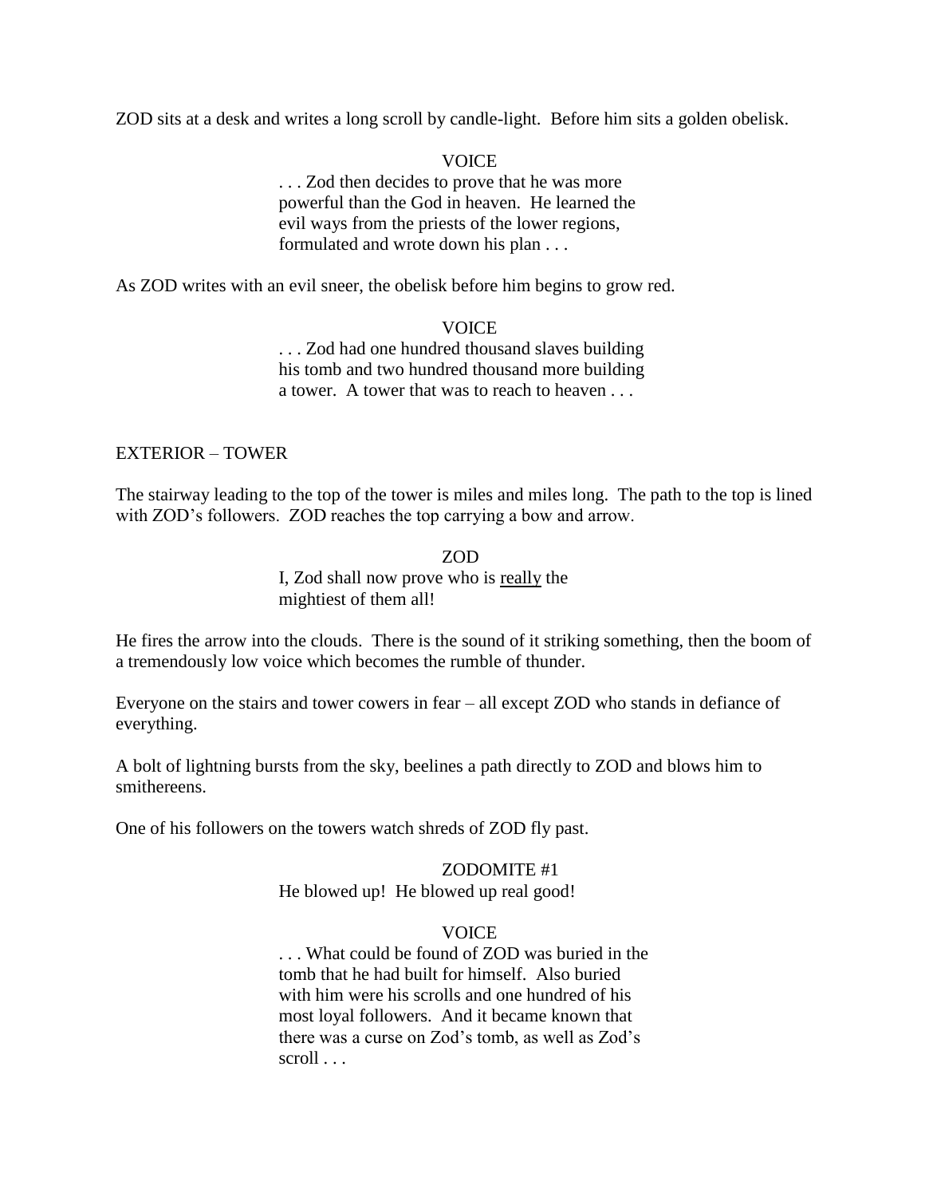ZOD sits at a desk and writes a long scroll by candle-light. Before him sits a golden obelisk.

VOICE
. . . Zod then decides to prove that he was more powerful than the God in heaven. He learned the evil ways from the priests of the lower regions, formulated and wrote down his plan . . .

As ZOD writes with an evil sneer, the obelisk before him begins to grow red.

VOICE
. . . Zod had one hundred thousand slaves building his tomb and two hundred thousand more building a tower. A tower that was to reach to heaven . . .

EXTERIOR – TOWER

The stairway leading to the top of the tower is miles and miles long. The path to the top is lined with ZOD's followers. ZOD reaches the top carrying a bow and arrow.

ZOD
I, Zod shall now prove who is <u>really</u> the mightiest of them all!

He fires the arrow into the clouds. There is the sound of it striking something, then the boom of a tremendously low voice which becomes the rumble of thunder.

Everyone on the stairs and tower cowers in fear – all except ZOD who stands in defiance of everything.

A bolt of lightning bursts from the sky, beelines a path directly to ZOD and blows him to smithereens.

One of his followers on the towers watch shreds of ZOD fly past.

ZODOMITE #1
He blowed up! He blowed up real good!

VOICE
. . . What could be found of ZOD was buried in the tomb that he had built for himself. Also buried with him were his scrolls and one hundred of his most loyal followers. And it became known that there was a curse on Zod's tomb, as well as Zod's scroll . . .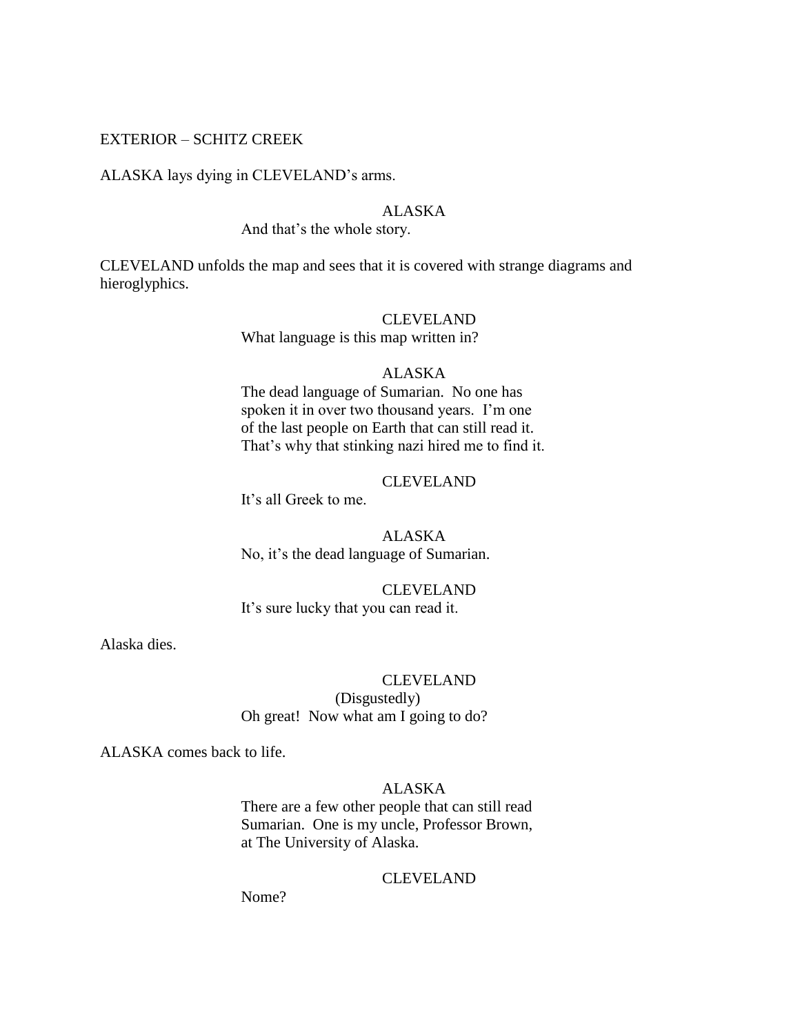EXTERIOR – SCHITZ CREEK

ALASKA lays dying in CLEVELAND's arms.

ALASKA

And that's the whole story.

CLEVELAND unfolds the map and sees that it is covered with strange diagrams and hieroglyphics.

CLEVELAND

What language is this map written in?

ALASKA

The dead language of Sumarian. No one has spoken it in over two thousand years. I'm one of the last people on Earth that can still read it. That's why that stinking nazi hired me to find it.

CLEVELAND

It's all Greek to me.

ALASKA

No, it's the dead language of Sumarian.

CLEVELAND

It's sure lucky that you can read it.

Alaska dies.

CLEVELAND

(Disgustedly)

Oh great! Now what am I going to do?

ALASKA comes back to life.

ALASKA

There are a few other people that can still read Sumarian. One is my uncle, Professor Brown, at The University of Alaska.

CLEVELAND

Nome?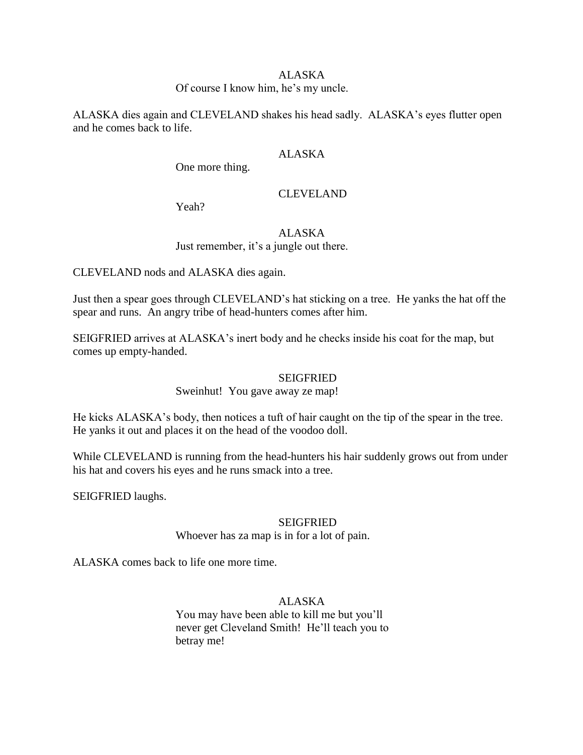ALASKA

Of course I know him, he's my uncle.

ALASKA dies again and CLEVELAND shakes his head sadly. ALASKA's eyes flutter open and he comes back to life.

ALASKA

One more thing.

CLEVELAND

Yeah?

ALASKA

Just remember, it's a jungle out there.

CLEVELAND nods and ALASKA dies again.

Just then a spear goes through CLEVELAND's hat sticking on a tree. He yanks the hat off the spear and runs. An angry tribe of head-hunters comes after him.

SEIGFRIED arrives at ALASKA's inert body and he checks inside his coat for the map, but comes up empty-handed.

SEIGFRIED

Sweinhut! You gave away ze map!

He kicks ALASKA's body, then notices a tuft of hair caught on the tip of the spear in the tree. He yanks it out and places it on the head of the voodoo doll.

While CLEVELAND is running from the head-hunters his hair suddenly grows out from under his hat and covers his eyes and he runs smack into a tree.

SEIGFRIED laughs.

SEIGFRIED

Whoever has za map is in for a lot of pain.

ALASKA comes back to life one more time.

ALASKA

You may have been able to kill me but you'll never get Cleveland Smith! He'll teach you to betray me!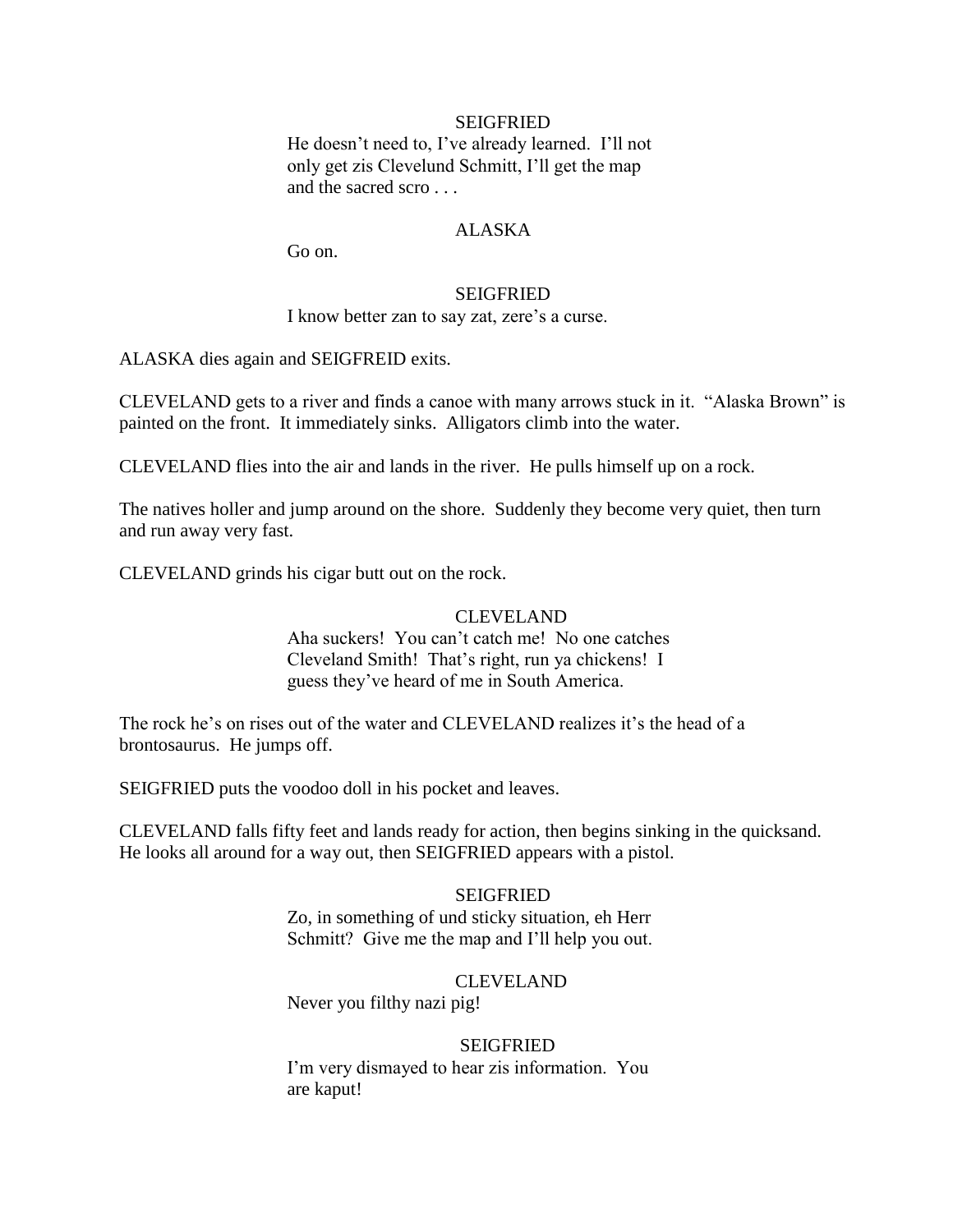SEIGFRIED

He doesn't need to, I've already learned. I'll not only get zis Clevelund Schmitt, I'll get the map and the sacred scro . . .

ALASKA

Go on.

SEIGFRIED

I know better zan to say zat, zere's a curse.

ALASKA dies again and SEIGFREID exits.

CLEVELAND gets to a river and finds a canoe with many arrows stuck in it. "Alaska Brown" is painted on the front. It immediately sinks. Alligators climb into the water.

CLEVELAND flies into the air and lands in the river. He pulls himself up on a rock.

The natives holler and jump around on the shore. Suddenly they become very quiet, then turn and run away very fast.

CLEVELAND grinds his cigar butt out on the rock.

CLEVELAND

Aha suckers! You can't catch me! No one catches Cleveland Smith! That's right, run ya chickens! I guess they've heard of me in South America.

The rock he's on rises out of the water and CLEVELAND realizes it's the head of a brontosaurus. He jumps off.

SEIGFRIED puts the voodoo doll in his pocket and leaves.

CLEVELAND falls fifty feet and lands ready for action, then begins sinking in the quicksand. He looks all around for a way out, then SEIGFRIED appears with a pistol.

SEIGFRIED

Zo, in something of und sticky situation, eh Herr Schmitt? Give me the map and I'll help you out.

CLEVELAND

Never you filthy nazi pig!

SEIGFRIED

I'm very dismayed to hear zis information. You are kaput!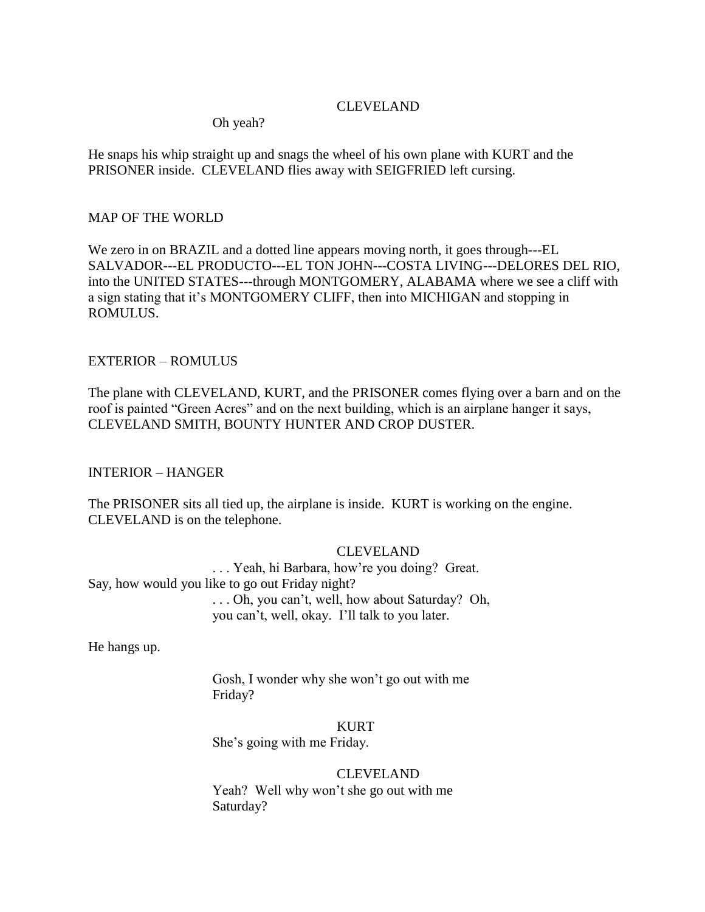CLEVELAND

Oh yeah?

He snaps his whip straight up and snags the wheel of his own plane with KURT and the PRISONER inside. CLEVELAND flies away with SEIGFRIED left cursing.

MAP OF THE WORLD

We zero in on BRAZIL and a dotted line appears moving north, it goes through---EL SALVADOR---EL PRODUCTO---EL TON JOHN---COSTA LIVING---DELORES DEL RIO, into the UNITED STATES---through MONTGOMERY, ALABAMA where we see a cliff with a sign stating that it's MONTGOMERY CLIFF, then into MICHIGAN and stopping in ROMULUS.

EXTERIOR – ROMULUS

The plane with CLEVELAND, KURT, and the PRISONER comes flying over a barn and on the roof is painted "Green Acres" and on the next building, which is an airplane hanger it says, CLEVELAND SMITH, BOUNTY HUNTER AND CROP DUSTER.

INTERIOR – HANGER

The PRISONER sits all tied up, the airplane is inside. KURT is working on the engine. CLEVELAND is on the telephone.

CLEVELAND

. . . Yeah, hi Barbara, how're you doing? Great.
Say, how would you like to go out Friday night?
. . . Oh, you can't, well, how about Saturday? Oh,
you can't, well, okay. I'll talk to you later.

He hangs up.

Gosh, I wonder why she won't go out with me
Friday?

KURT

She's going with me Friday.

CLEVELAND

Yeah? Well why won't she go out with me
Saturday?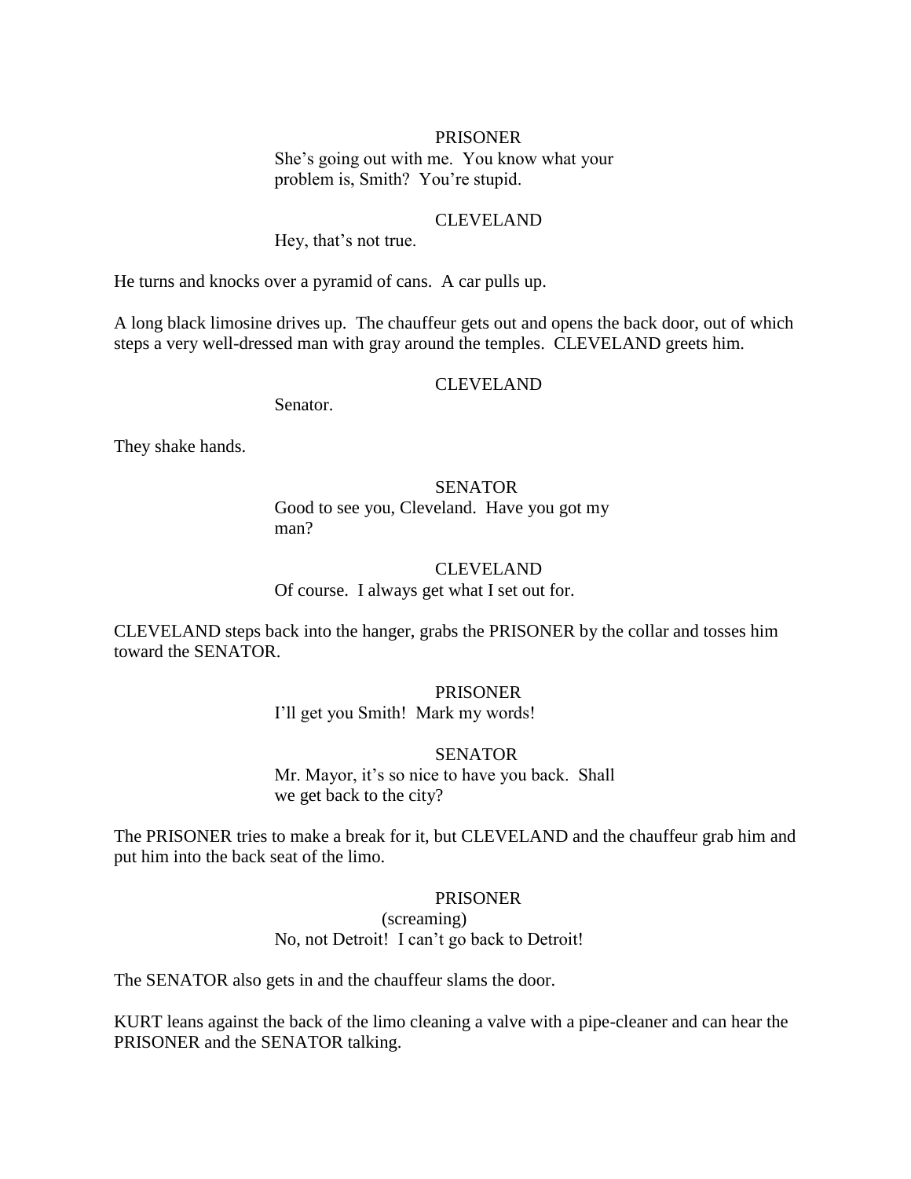PRISONER

She's going out with me. You know what your problem is, Smith? You're stupid.

CLEVELAND

Hey, that's not true.

He turns and knocks over a pyramid of cans. A car pulls up.

A long black limosine drives up. The chauffeur gets out and opens the back door, out of which steps a very well-dressed man with gray around the temples. CLEVELAND greets him.

CLEVELAND

Senator.

They shake hands.

SENATOR

Good to see you, Cleveland. Have you got my man?

CLEVELAND

Of course. I always get what I set out for.

CLEVELAND steps back into the hanger, grabs the PRISONER by the collar and tosses him toward the SENATOR.

PRISONER

I'll get you Smith! Mark my words!

SENATOR

Mr. Mayor, it's so nice to have you back. Shall we get back to the city?

The PRISONER tries to make a break for it, but CLEVELAND and the chauffeur grab him and put him into the back seat of the limo.

PRISONER

(screaming)

No, not Detroit! I can't go back to Detroit!

The SENATOR also gets in and the chauffeur slams the door.

KURT leans against the back of the limo cleaning a valve with a pipe-cleaner and can hear the PRISONER and the SENATOR talking.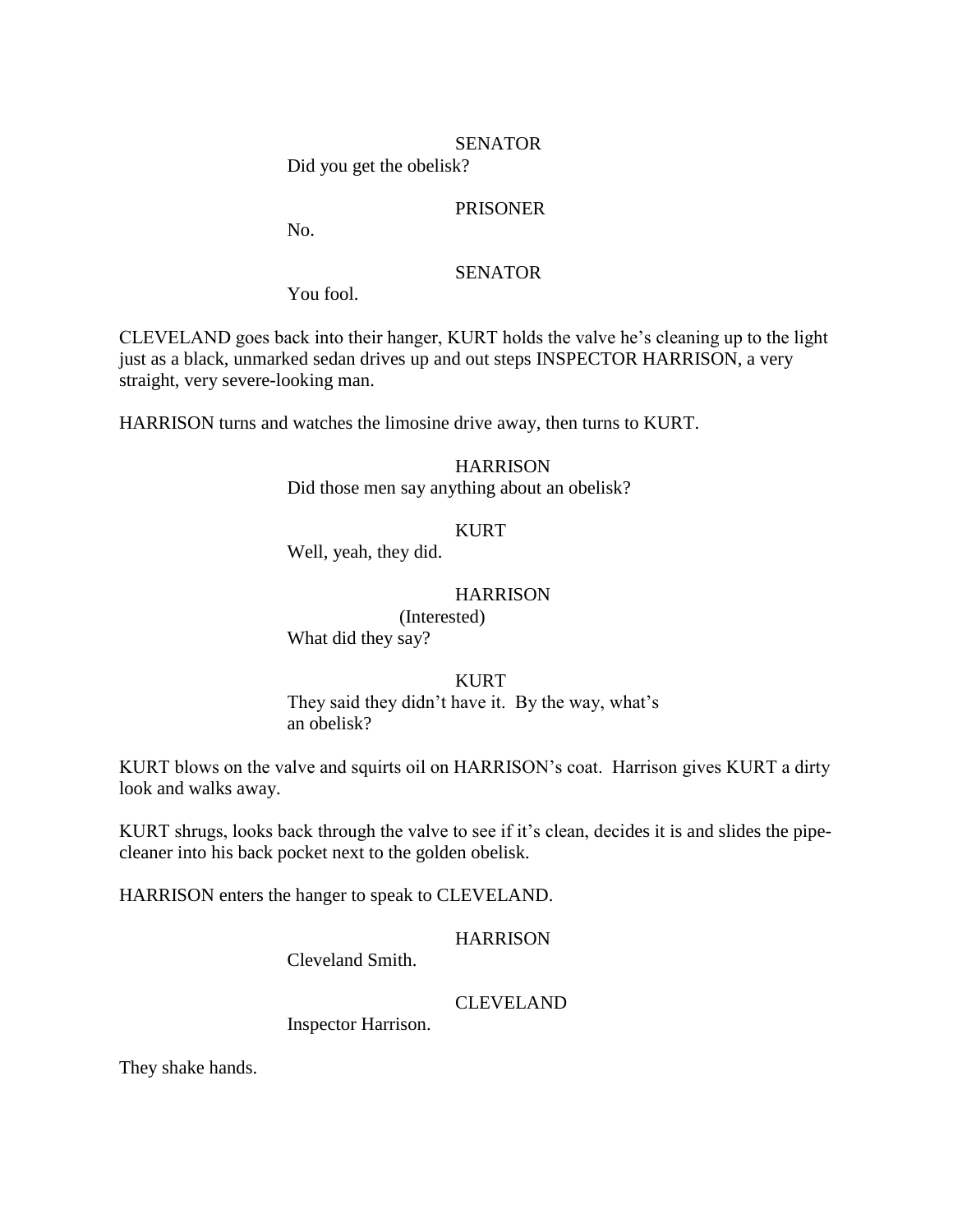SENATOR

Did you get the obelisk?

PRISONER

No.

SENATOR

You fool.

CLEVELAND goes back into their hanger, KURT holds the valve he's cleaning up to the light just as a black, unmarked sedan drives up and out steps INSPECTOR HARRISON, a very straight, very severe-looking man.

HARRISON turns and watches the limosine drive away, then turns to KURT.

HARRISON

Did those men say anything about an obelisk?

KURT

Well, yeah, they did.

HARRISON

(Interested)

What did they say?

KURT

They said they didn't have it. By the way, what's an obelisk?

KURT blows on the valve and squirts oil on HARRISON's coat. Harrison gives KURT a dirty look and walks away.

KURT shrugs, looks back through the valve to see if it's clean, decides it is and slides the pipe-cleaner into his back pocket next to the golden obelisk.

HARRISON enters the hanger to speak to CLEVELAND.

HARRISON

Cleveland Smith.

CLEVELAND

Inspector Harrison.

They shake hands.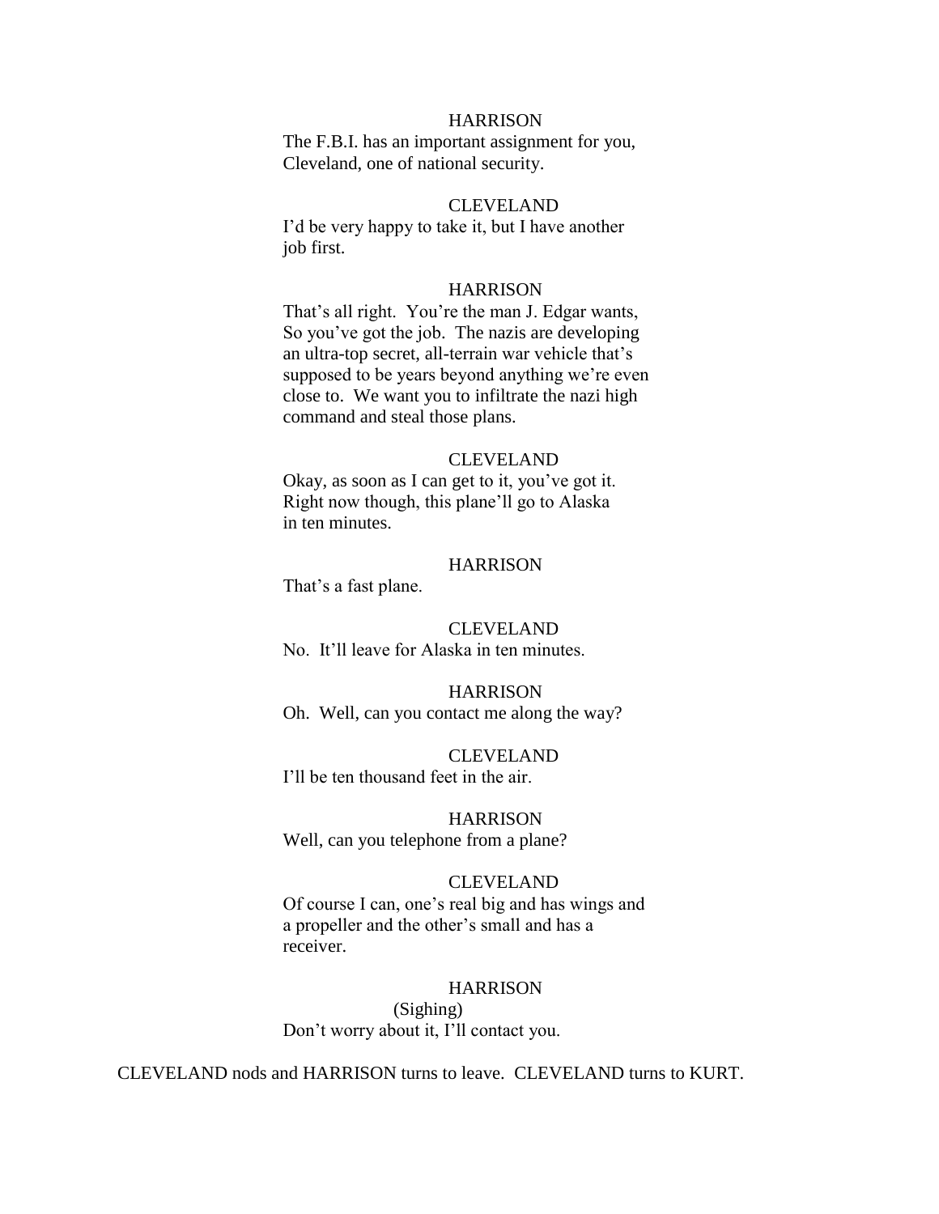HARRISON

The F.B.I. has an important assignment for you, Cleveland, one of national security.

CLEVELAND

I'd be very happy to take it, but I have another job first.

HARRISON

That's all right. You're the man J. Edgar wants, So you've got the job. The nazis are developing an ultra-top secret, all-terrain war vehicle that's supposed to be years beyond anything we're even close to. We want you to infiltrate the nazi high command and steal those plans.

CLEVELAND

Okay, as soon as I can get to it, you've got it. Right now though, this plane'll go to Alaska in ten minutes.

HARRISON

That's a fast plane.

CLEVELAND

No. It'll leave for Alaska in ten minutes.

HARRISON

Oh. Well, can you contact me along the way?

CLEVELAND

I'll be ten thousand feet in the air.

HARRISON

Well, can you telephone from a plane?

CLEVELAND

Of course I can, one's real big and has wings and a propeller and the other's small and has a receiver.

HARRISON

(Sighing)

Don't worry about it, I'll contact you.

CLEVELAND nods and HARRISON turns to leave. CLEVELAND turns to KURT.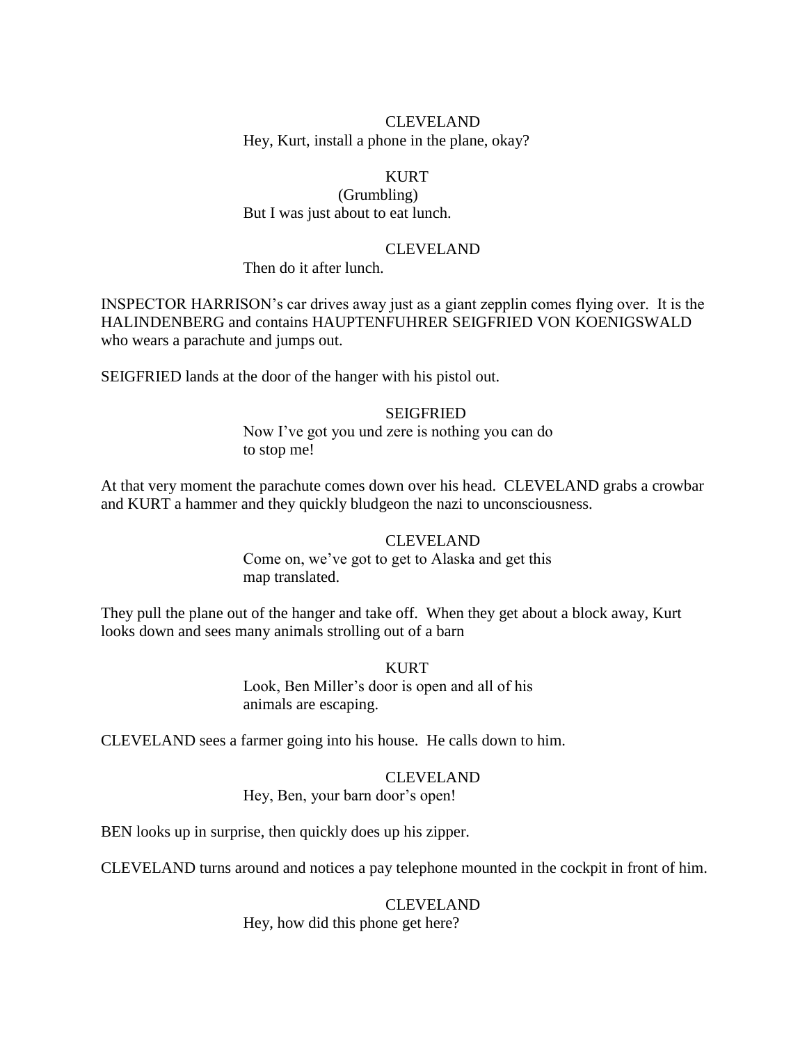CLEVELAND

Hey, Kurt, install a phone in the plane, okay?

KURT

(Grumbling)

But I was just about to eat lunch.

CLEVELAND

Then do it after lunch.

INSPECTOR HARRISON's car drives away just as a giant zepplin comes flying over. It is the HALINDENBERG and contains HAUPTENFUHRER SEIGFRIED VON KOENIGSWALD who wears a parachute and jumps out.

SEIGFRIED lands at the door of the hanger with his pistol out.

SEIGFRIED

Now I've got you und zere is nothing you can do to stop me!

At that very moment the parachute comes down over his head. CLEVELAND grabs a crowbar and KURT a hammer and they quickly bludgeon the nazi to unconsciousness.

CLEVELAND

Come on, we've got to get to Alaska and get this map translated.

They pull the plane out of the hanger and take off. When they get about a block away, Kurt looks down and sees many animals strolling out of a barn

KURT

Look, Ben Miller's door is open and all of his animals are escaping.

CLEVELAND sees a farmer going into his house. He calls down to him.

CLEVELAND

Hey, Ben, your barn door's open!

BEN looks up in surprise, then quickly does up his zipper.

CLEVELAND turns around and notices a pay telephone mounted in the cockpit in front of him.

CLEVELAND

Hey, how did this phone get here?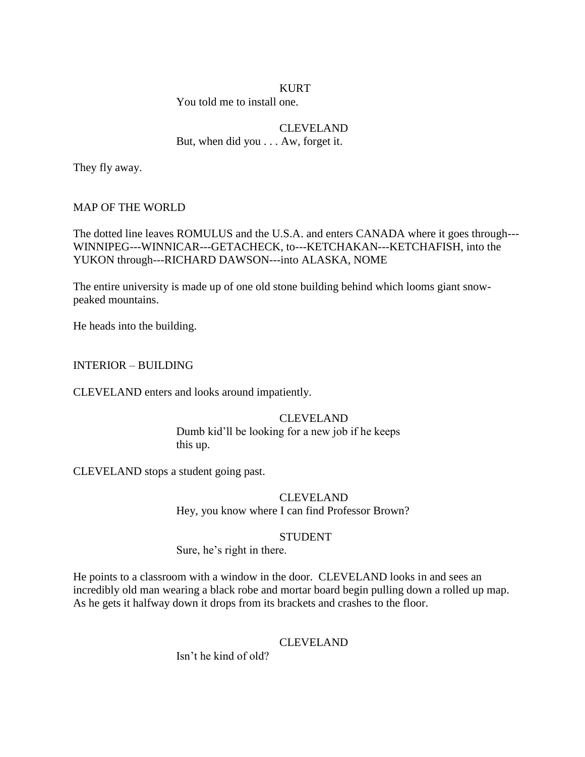KURT

You told me to install one.

CLEVELAND

But, when did you . . . Aw, forget it.

They fly away.

MAP OF THE WORLD

The dotted line leaves ROMULUS and the U.S.A. and enters CANADA where it goes through---WINNIPEG---WINNICAR---GETACHECK, to---KETCHAKAN---KETCHAFISH, into the YUKON through---RICHARD DAWSON---into ALASKA, NOME

The entire university is made up of one old stone building behind which looms giant snow-peaked mountains.

He heads into the building.

INTERIOR – BUILDING

CLEVELAND enters and looks around impatiently.

CLEVELAND

Dumb kid'll be looking for a new job if he keeps this up.

CLEVELAND stops a student going past.

CLEVELAND

Hey, you know where I can find Professor Brown?

STUDENT

Sure, he's right in there.

He points to a classroom with a window in the door. CLEVELAND looks in and sees an incredibly old man wearing a black robe and mortar board begin pulling down a rolled up map. As he gets it halfway down it drops from its brackets and crashes to the floor.

CLEVELAND

Isn't he kind of old?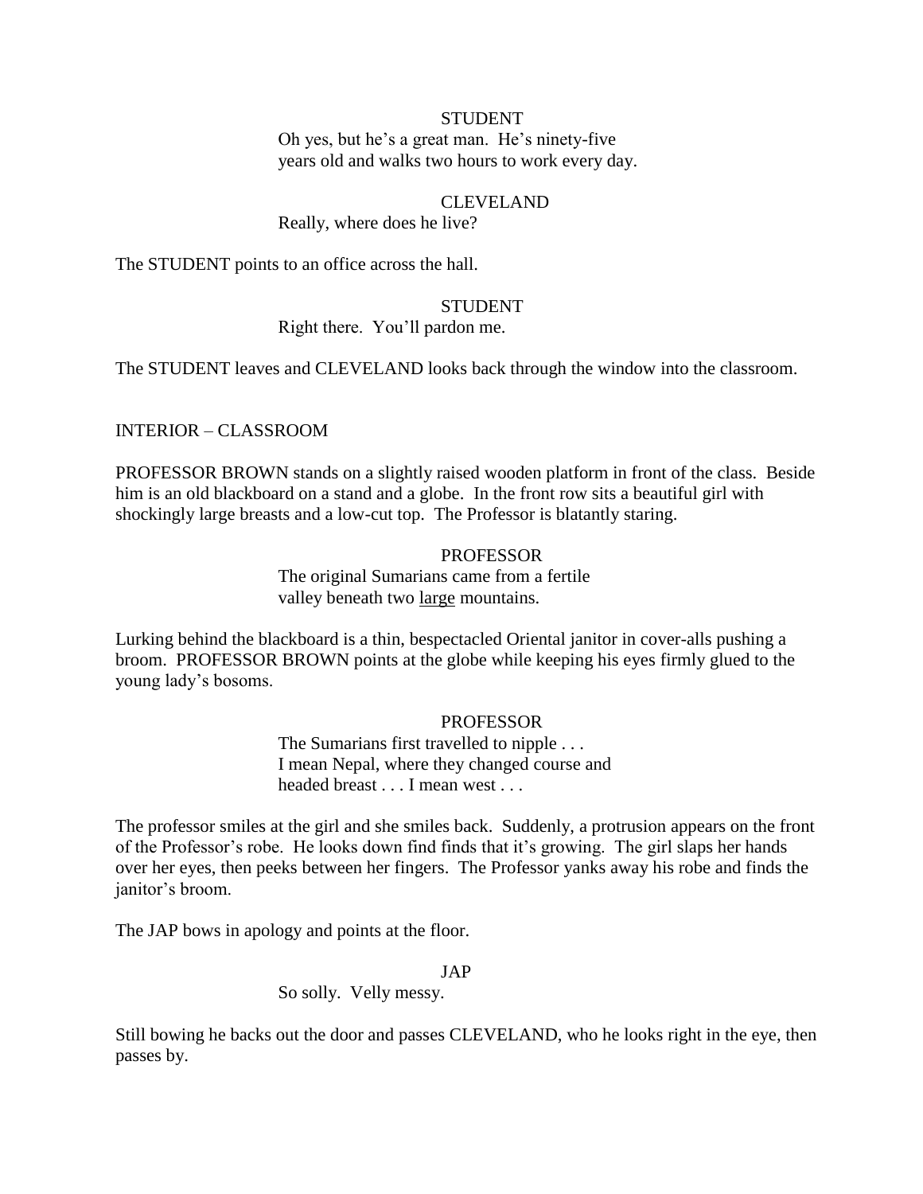STUDENT

Oh yes, but he's a great man. He's ninety-five years old and walks two hours to work every day.

CLEVELAND

Really, where does he live?

The STUDENT points to an office across the hall.

STUDENT

Right there. You'll pardon me.

The STUDENT leaves and CLEVELAND looks back through the window into the classroom.

INTERIOR – CLASSROOM

PROFESSOR BROWN stands on a slightly raised wooden platform in front of the class. Beside him is an old blackboard on a stand and a globe. In the front row sits a beautiful girl with shockingly large breasts and a low-cut top. The Professor is blatantly staring.

PROFESSOR

The original Sumarians came from a fertile valley beneath two <u>large</u> mountains.

Lurking behind the blackboard is a thin, bespectacled Oriental janitor in cover-alls pushing a broom. PROFESSOR BROWN points at the globe while keeping his eyes firmly glued to the young lady's bosoms.

PROFESSOR

The Sumarians first travelled to nipple . . . I mean Nepal, where they changed course and headed breast . . . I mean west . . .

The professor smiles at the girl and she smiles back. Suddenly, a protrusion appears on the front of the Professor's robe. He looks down find finds that it's growing. The girl slaps her hands over her eyes, then peeks between her fingers. The Professor yanks away his robe and finds the janitor's broom.

The JAP bows in apology and points at the floor.

JAP

So solly. Velly messy.

Still bowing he backs out the door and passes CLEVELAND, who he looks right in the eye, then passes by.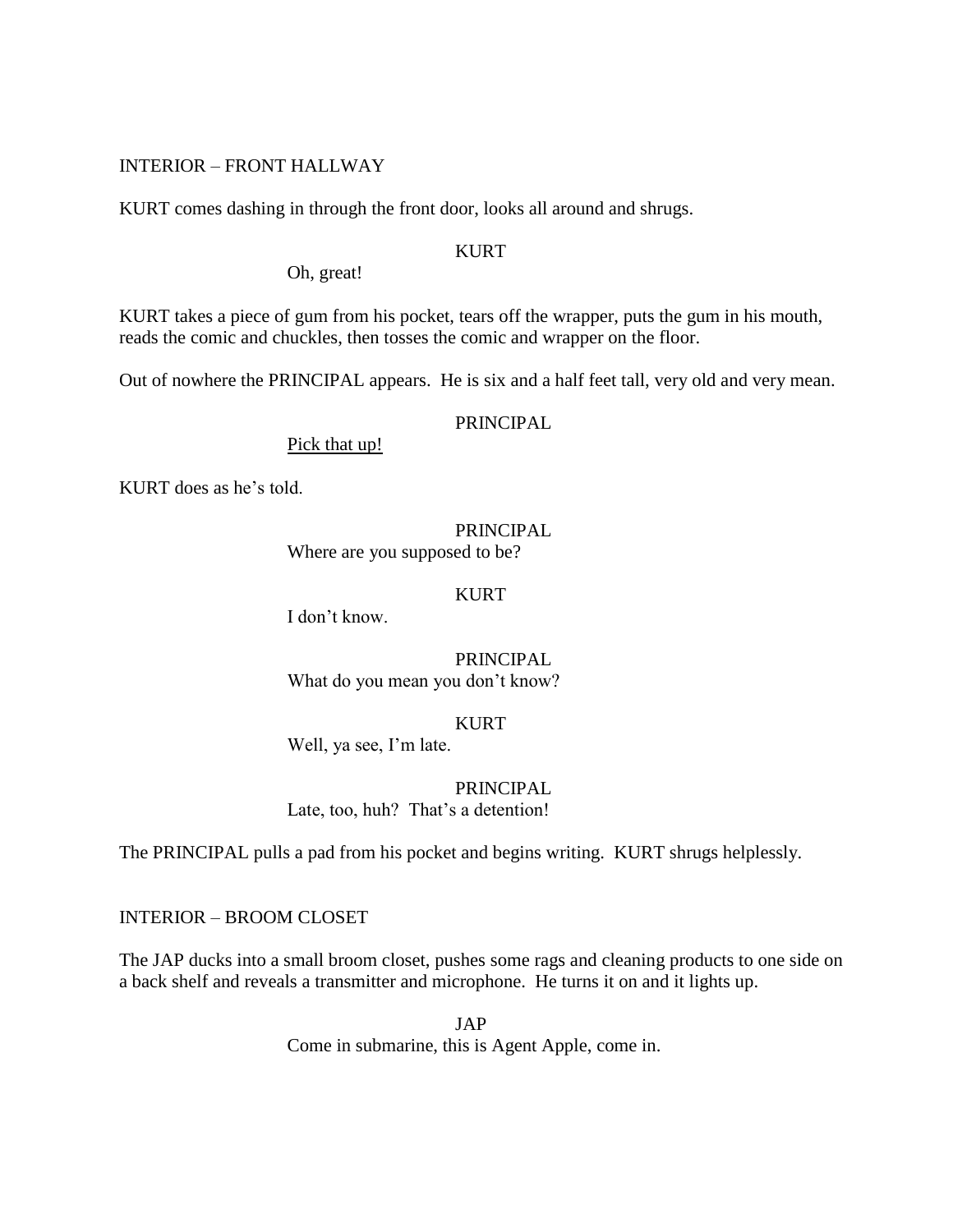INTERIOR – FRONT HALLWAY

KURT comes dashing in through the front door, looks all around and shrugs.

KURT

Oh, great!

KURT takes a piece of gum from his pocket, tears off the wrapper, puts the gum in his mouth, reads the comic and chuckles, then tosses the comic and wrapper on the floor.

Out of nowhere the PRINCIPAL appears. He is six and a half feet tall, very old and very mean.

PRINCIPAL

<u>Pick that up!</u>

KURT does as he's told.

PRINCIPAL

Where are you supposed to be?

KURT

I don't know.

PRINCIPAL

What do you mean you don't know?

KURT

Well, ya see, I'm late.

PRINCIPAL

Late, too, huh? That's a detention!

The PRINCIPAL pulls a pad from his pocket and begins writing. KURT shrugs helplessly.

INTERIOR – BROOM CLOSET

The JAP ducks into a small broom closet, pushes some rags and cleaning products to one side on a back shelf and reveals a transmitter and microphone. He turns it on and it lights up.

JAP

Come in submarine, this is Agent Apple, come in.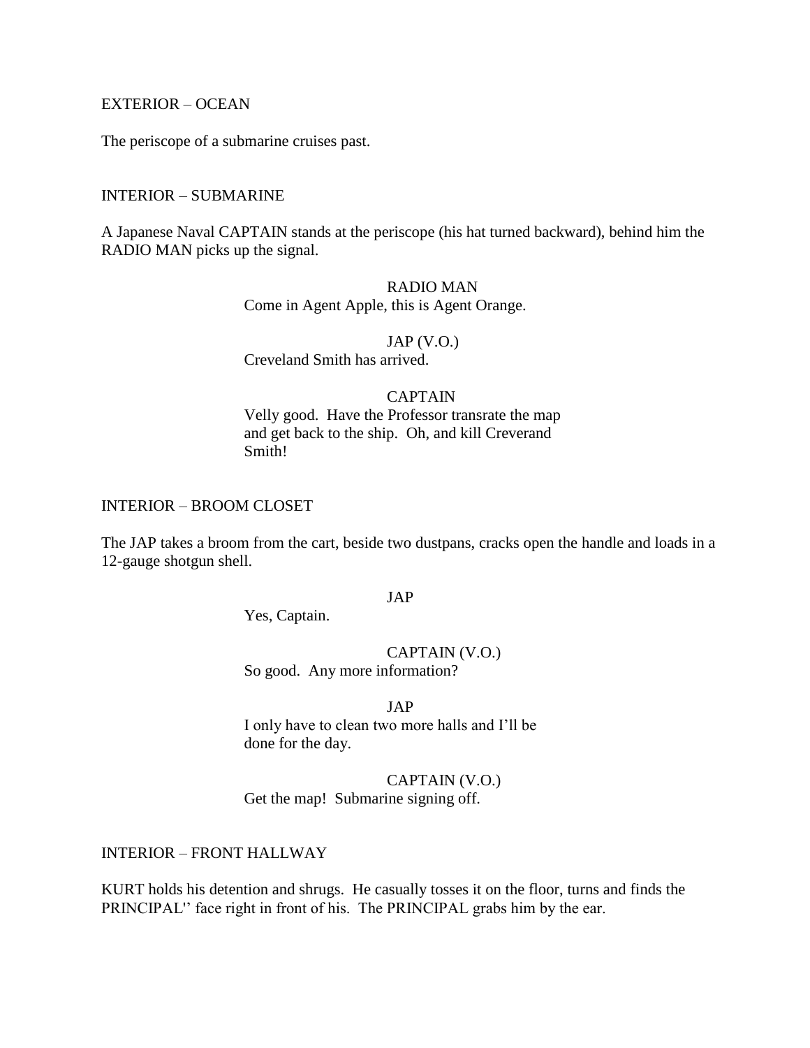EXTERIOR – OCEAN

The periscope of a submarine cruises past.

INTERIOR – SUBMARINE

A Japanese Naval CAPTAIN stands at the periscope (his hat turned backward), behind him the RADIO MAN picks up the signal.

RADIO MAN
Come in Agent Apple, this is Agent Orange.

JAP (V.O.)
Creveland Smith has arrived.

CAPTAIN
Velly good. Have the Professor transrate the map and get back to the ship. Oh, and kill Creverand Smith!

INTERIOR – BROOM CLOSET

The JAP takes a broom from the cart, beside two dustpans, cracks open the handle and loads in a 12-gauge shotgun shell.

JAP
Yes, Captain.

CAPTAIN (V.O.)
So good. Any more information?

JAP
I only have to clean two more halls and I'll be done for the day.

CAPTAIN (V.O.)
Get the map! Submarine signing off.

INTERIOR – FRONT HALLWAY

KURT holds his detention and shrugs. He casually tosses it on the floor, turns and finds the PRINCIPAL'' face right in front of his. The PRINCIPAL grabs him by the ear.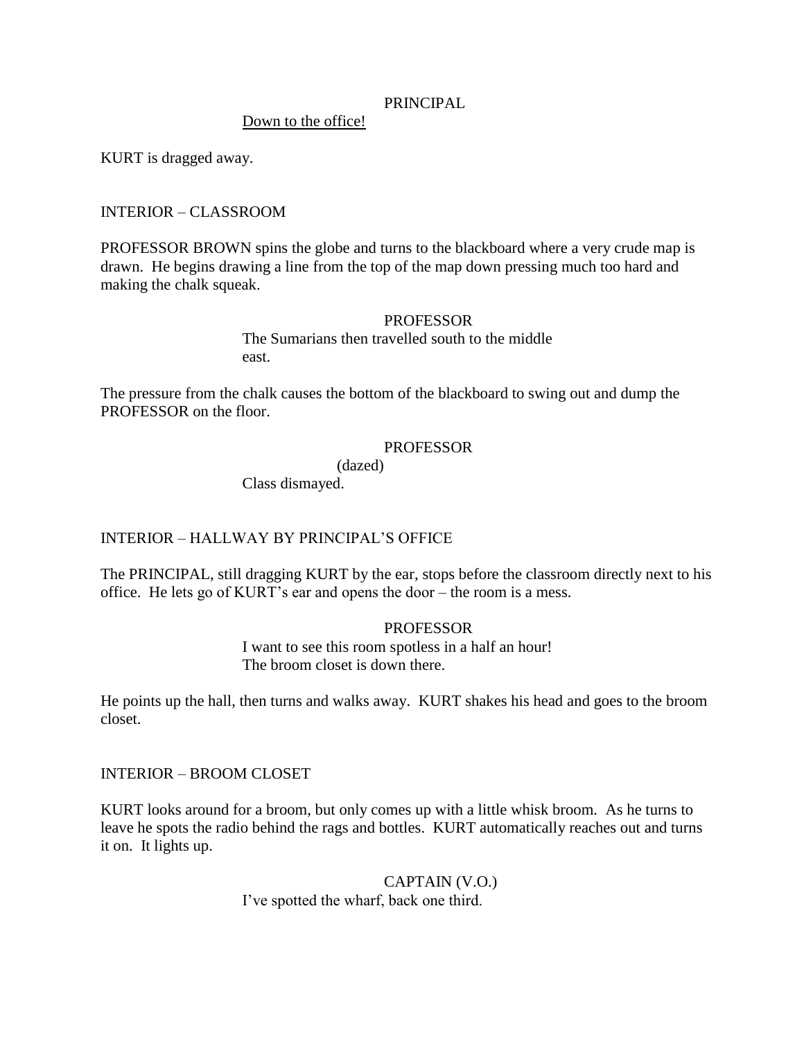PRINCIPAL

<u>Down to the office!</u>

KURT is dragged away.

INTERIOR – CLASSROOM

PROFESSOR BROWN spins the globe and turns to the blackboard where a very crude map is drawn. He begins drawing a line from the top of the map down pressing much too hard and making the chalk squeak.

PROFESSOR

The Sumarians then travelled south to the middle east.

The pressure from the chalk causes the bottom of the blackboard to swing out and dump the PROFESSOR on the floor.

PROFESSOR

(dazed)

Class dismayed.

INTERIOR – HALLWAY BY PRINCIPAL'S OFFICE

The PRINCIPAL, still dragging KURT by the ear, stops before the classroom directly next to his office. He lets go of KURT's ear and opens the door – the room is a mess.

PROFESSOR

I want to see this room spotless in a half an hour! The broom closet is down there.

He points up the hall, then turns and walks away. KURT shakes his head and goes to the broom closet.

INTERIOR – BROOM CLOSET

KURT looks around for a broom, but only comes up with a little whisk broom. As he turns to leave he spots the radio behind the rags and bottles. KURT automatically reaches out and turns it on. It lights up.

CAPTAIN (V.O.)

I've spotted the wharf, back one third.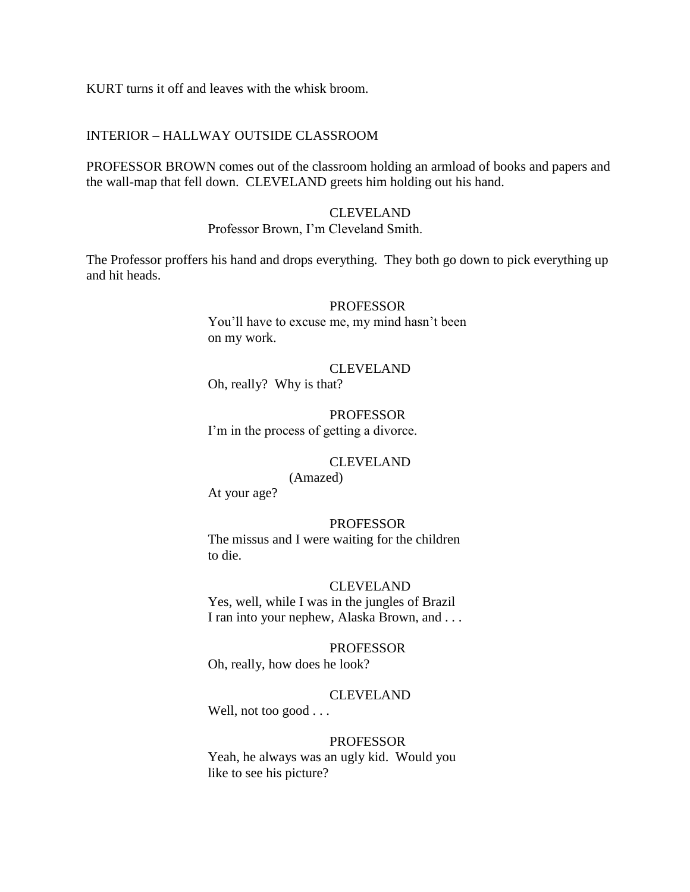KURT turns it off and leaves with the whisk broom.

INTERIOR – HALLWAY OUTSIDE CLASSROOM

PROFESSOR BROWN comes out of the classroom holding an armload of books and papers and the wall-map that fell down. CLEVELAND greets him holding out his hand.

CLEVELAND
Professor Brown, I'm Cleveland Smith.

The Professor proffers his hand and drops everything. They both go down to pick everything up and hit heads.

PROFESSOR
You'll have to excuse me, my mind hasn't been on my work.

CLEVELAND
Oh, really? Why is that?

PROFESSOR
I'm in the process of getting a divorce.

CLEVELAND
(Amazed)
At your age?

PROFESSOR
The missus and I were waiting for the children to die.

CLEVELAND
Yes, well, while I was in the jungles of Brazil I ran into your nephew, Alaska Brown, and . . .

PROFESSOR
Oh, really, how does he look?

CLEVELAND
Well, not too good . . .

PROFESSOR
Yeah, he always was an ugly kid. Would you like to see his picture?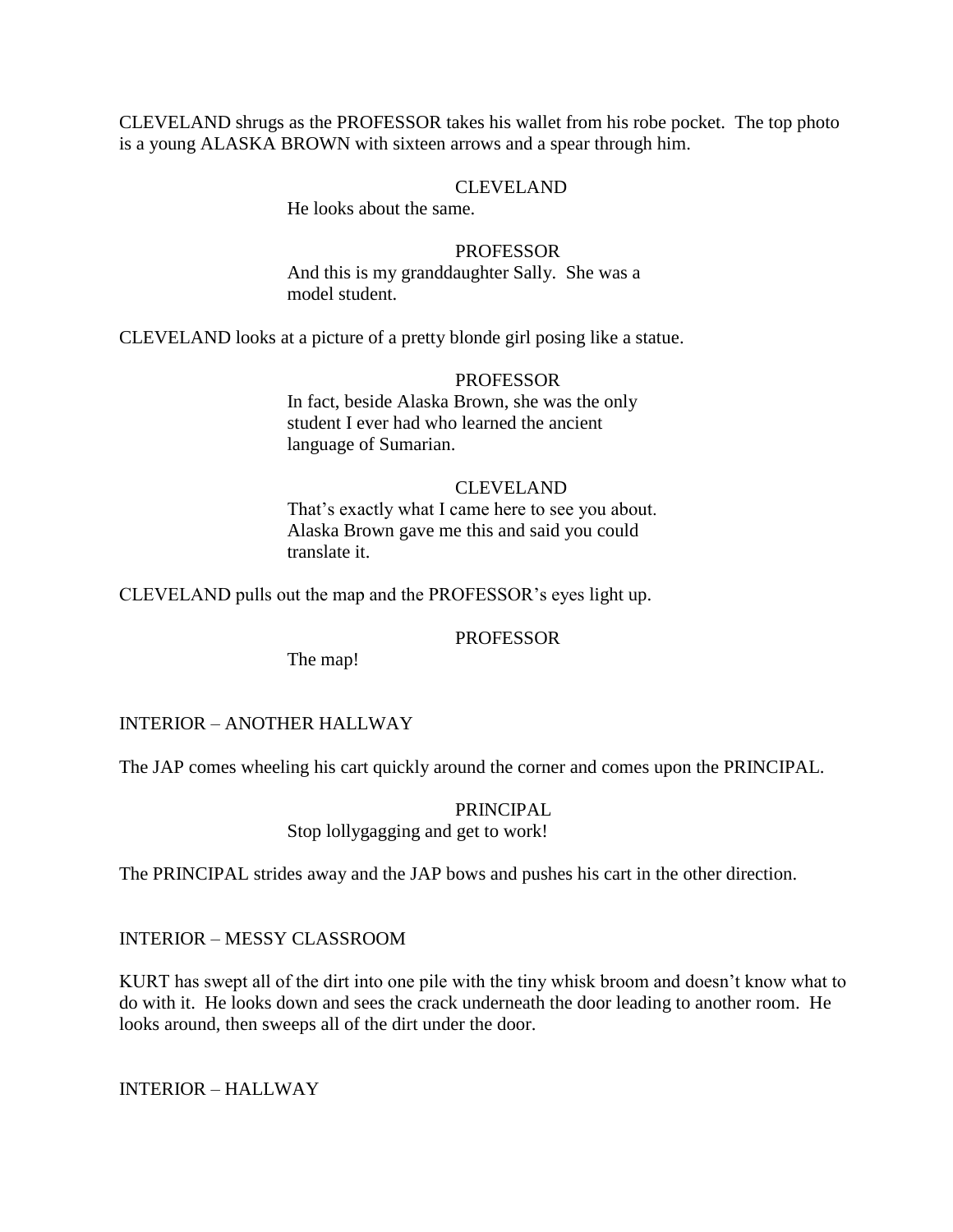CLEVELAND shrugs as the PROFESSOR takes his wallet from his robe pocket. The top photo is a young ALASKA BROWN with sixteen arrows and a spear through him.

CLEVELAND

He looks about the same.

PROFESSOR

And this is my granddaughter Sally. She was a model student.

CLEVELAND looks at a picture of a pretty blonde girl posing like a statue.

PROFESSOR

In fact, beside Alaska Brown, she was the only student I ever had who learned the ancient language of Sumarian.

CLEVELAND

That's exactly what I came here to see you about. Alaska Brown gave me this and said you could translate it.

CLEVELAND pulls out the map and the PROFESSOR's eyes light up.

PROFESSOR

The map!

INTERIOR – ANOTHER HALLWAY

The JAP comes wheeling his cart quickly around the corner and comes upon the PRINCIPAL.

PRINCIPAL

Stop lollygagging and get to work!

The PRINCIPAL strides away and the JAP bows and pushes his cart in the other direction.

INTERIOR – MESSY CLASSROOM

KURT has swept all of the dirt into one pile with the tiny whisk broom and doesn't know what to do with it. He looks down and sees the crack underneath the door leading to another room. He looks around, then sweeps all of the dirt under the door.

INTERIOR – HALLWAY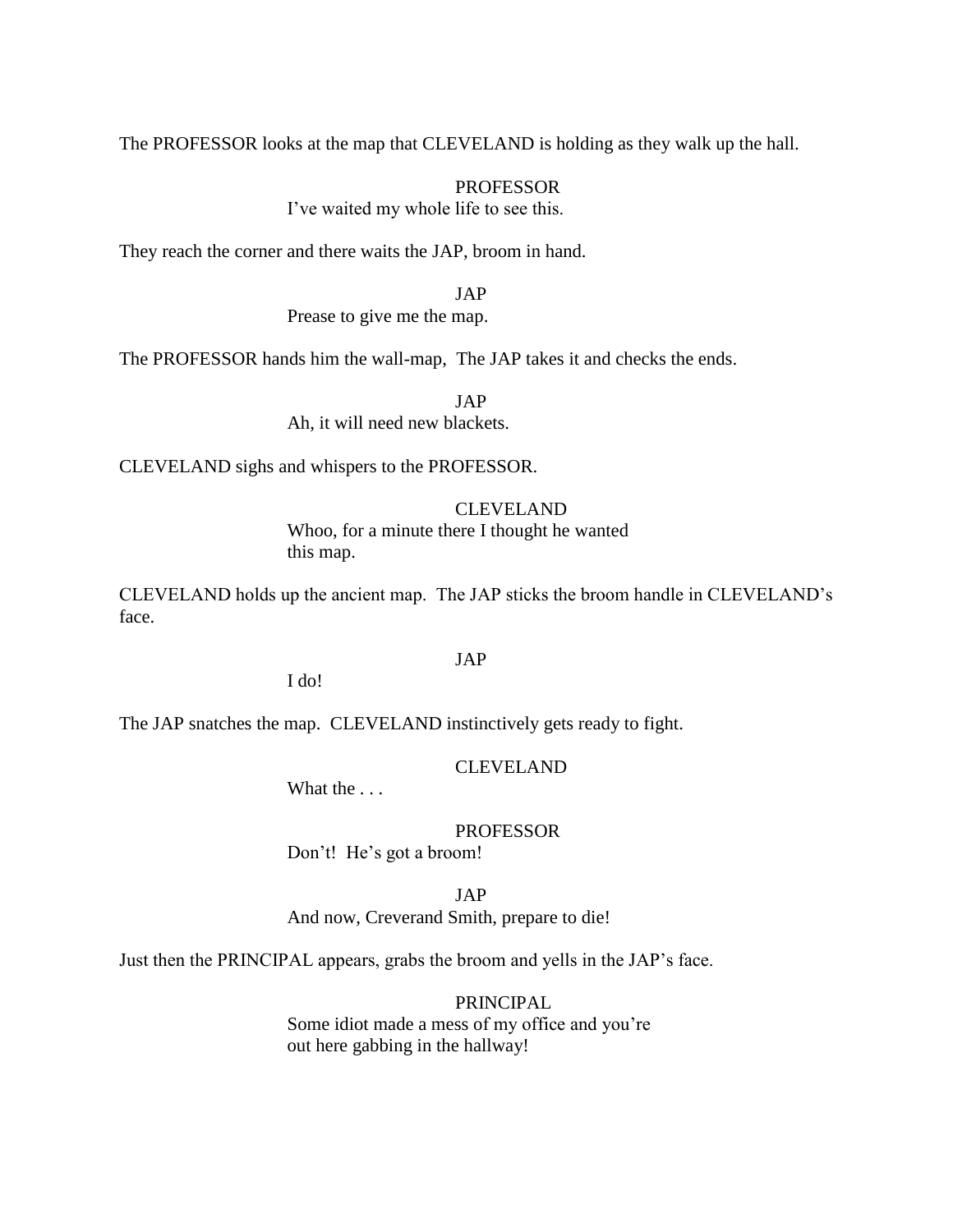The PROFESSOR looks at the map that CLEVELAND is holding as they walk up the hall.

PROFESSOR
I've waited my whole life to see this.

They reach the corner and there waits the JAP, broom in hand.

JAP
Prease to give me the map.

The PROFESSOR hands him the wall-map,  The JAP takes it and checks the ends.

JAP
Ah, it will need new blackets.

CLEVELAND sighs and whispers to the PROFESSOR.

CLEVELAND
Whoo, for a minute there I thought he wanted this map.

CLEVELAND holds up the ancient map.  The JAP sticks the broom handle in CLEVELAND's face.

JAP
I do!

The JAP snatches the map.  CLEVELAND instinctively gets ready to fight.

CLEVELAND
What the . . .

PROFESSOR
Don't!  He's got a broom!

JAP
And now, Creverand Smith, prepare to die!

Just then the PRINCIPAL appears, grabs the broom and yells in the JAP's face.

PRINCIPAL
Some idiot made a mess of my office and you're out here gabbing in the hallway!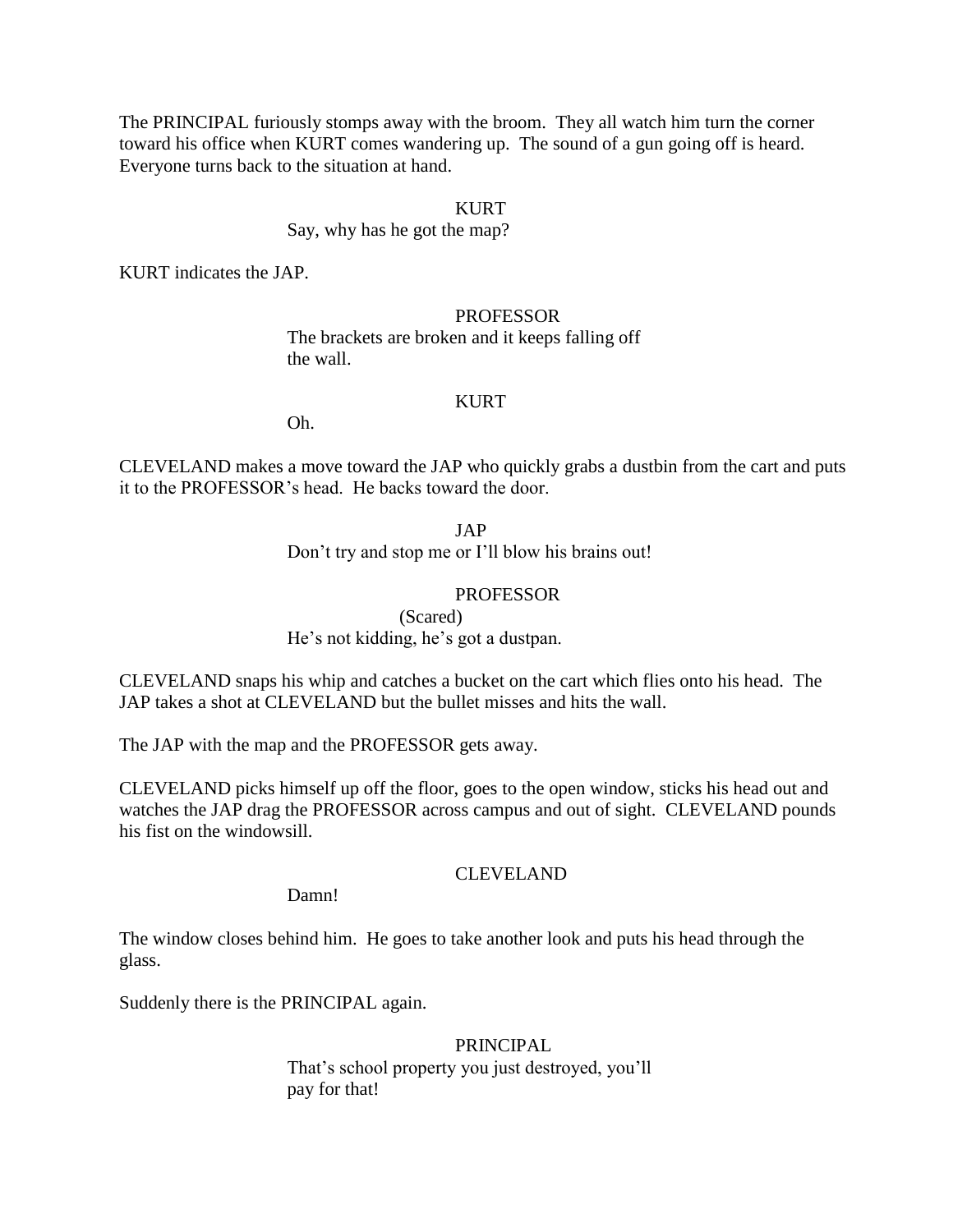The PRINCIPAL furiously stomps away with the broom. They all watch him turn the corner toward his office when KURT comes wandering up. The sound of a gun going off is heard. Everyone turns back to the situation at hand.

KURT

Say, why has he got the map?

KURT indicates the JAP.

PROFESSOR

The brackets are broken and it keeps falling off the wall.

KURT

Oh.

CLEVELAND makes a move toward the JAP who quickly grabs a dustbin from the cart and puts it to the PROFESSOR's head. He backs toward the door.

JAP

Don't try and stop me or I'll blow his brains out!

PROFESSOR

(Scared)

He's not kidding, he's got a dustpan.

CLEVELAND snaps his whip and catches a bucket on the cart which flies onto his head. The JAP takes a shot at CLEVELAND but the bullet misses and hits the wall.

The JAP with the map and the PROFESSOR gets away.

CLEVELAND picks himself up off the floor, goes to the open window, sticks his head out and watches the JAP drag the PROFESSOR across campus and out of sight. CLEVELAND pounds his fist on the windowsill.

CLEVELAND

Damn!

The window closes behind him. He goes to take another look and puts his head through the glass.

Suddenly there is the PRINCIPAL again.

PRINCIPAL

That's school property you just destroyed, you'll pay for that!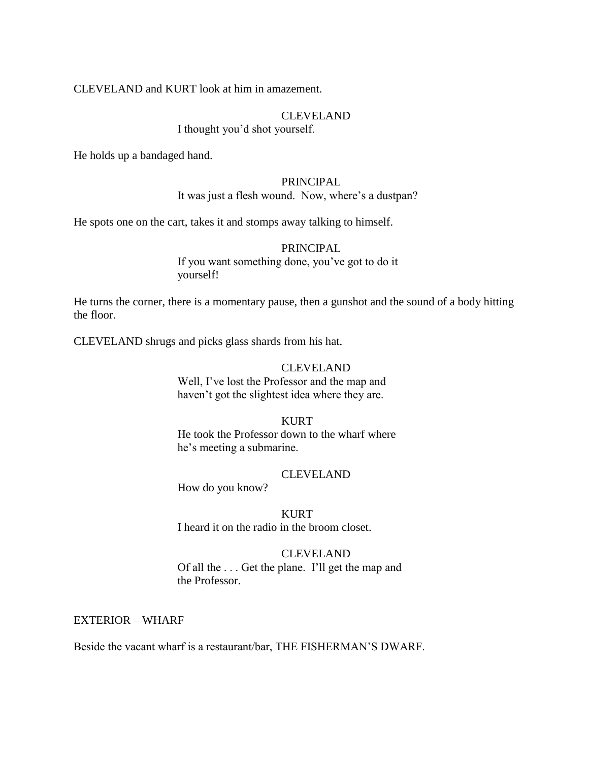CLEVELAND and KURT look at him in amazement.

CLEVELAND
I thought you'd shot yourself.

He holds up a bandaged hand.

PRINCIPAL
It was just a flesh wound.  Now, where's a dustpan?

He spots one on the cart, takes it and stomps away talking to himself.

PRINCIPAL
If you want something done, you've got to do it yourself!

He turns the corner, there is a momentary pause, then a gunshot and the sound of a body hitting the floor.

CLEVELAND shrugs and picks glass shards from his hat.

CLEVELAND
Well, I've lost the Professor and the map and haven't got the slightest idea where they are.

KURT
He took the Professor down to the wharf where he's meeting a submarine.

CLEVELAND
How do you know?

KURT
I heard it on the radio in the broom closet.

CLEVELAND
Of all the . . . Get the plane.  I'll get the map and the Professor.

EXTERIOR – WHARF

Beside the vacant wharf is a restaurant/bar, THE FISHERMAN'S DWARF.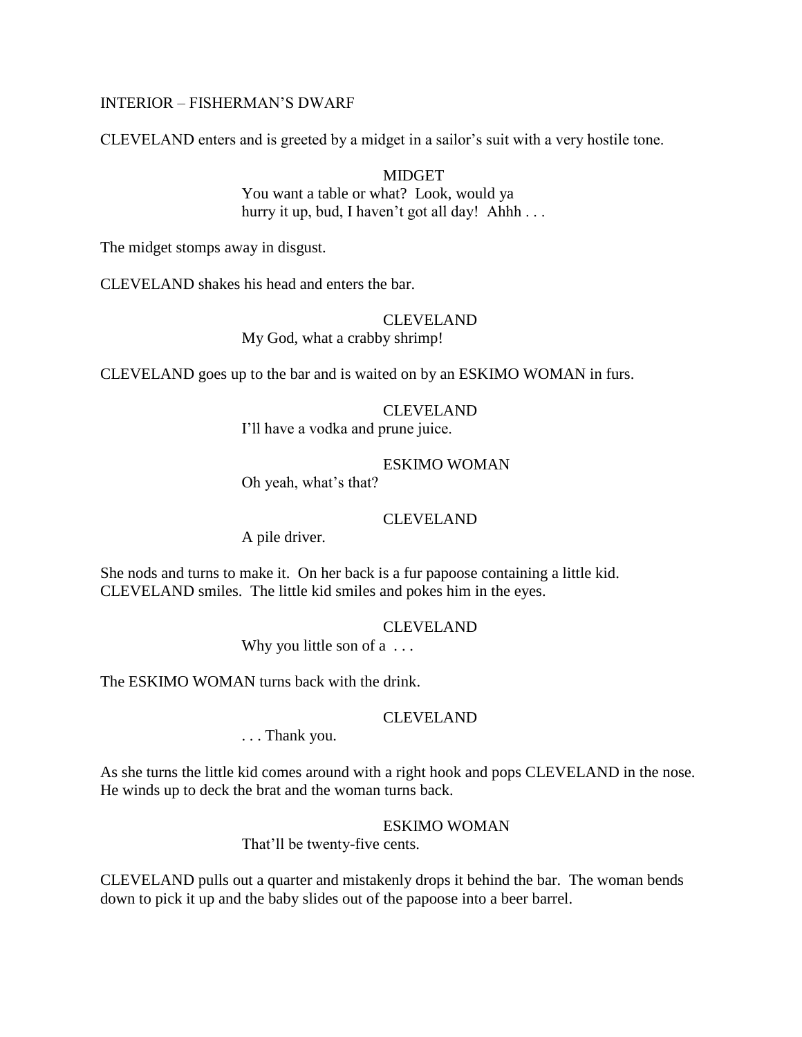INTERIOR – FISHERMAN'S DWARF

CLEVELAND enters and is greeted by a midget in a sailor's suit with a very hostile tone.

MIDGET
You want a table or what? Look, would ya hurry it up, bud, I haven't got all day! Ahhh . . .

The midget stomps away in disgust.

CLEVELAND shakes his head and enters the bar.

CLEVELAND
My God, what a crabby shrimp!

CLEVELAND goes up to the bar and is waited on by an ESKIMO WOMAN in furs.

CLEVELAND
I'll have a vodka and prune juice.

ESKIMO WOMAN
Oh yeah, what's that?

CLEVELAND
A pile driver.

She nods and turns to make it. On her back is a fur papoose containing a little kid. CLEVELAND smiles. The little kid smiles and pokes him in the eyes.

CLEVELAND
Why you little son of a . . .

The ESKIMO WOMAN turns back with the drink.

CLEVELAND
. . . Thank you.

As she turns the little kid comes around with a right hook and pops CLEVELAND in the nose. He winds up to deck the brat and the woman turns back.

ESKIMO WOMAN
That'll be twenty-five cents.

CLEVELAND pulls out a quarter and mistakenly drops it behind the bar. The woman bends down to pick it up and the baby slides out of the papoose into a beer barrel.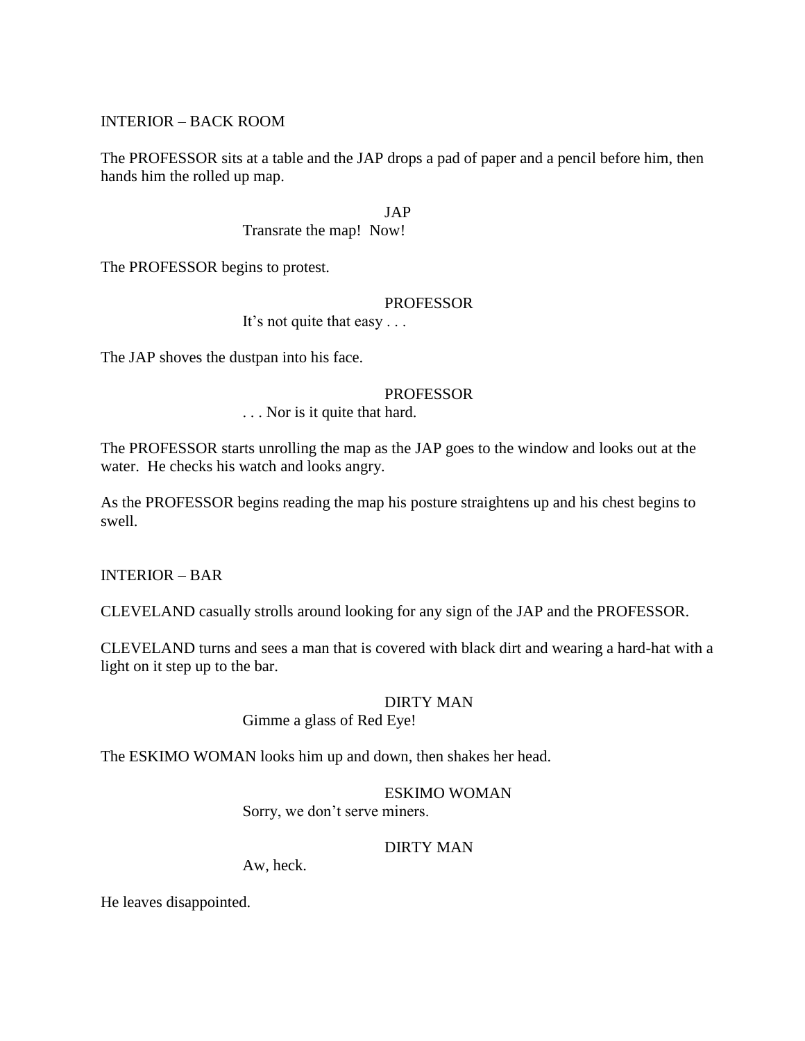INTERIOR – BACK ROOM

The PROFESSOR sits at a table and the JAP drops a pad of paper and a pencil before him, then hands him the rolled up map.

JAP

Transrate the map!  Now!

The PROFESSOR begins to protest.

PROFESSOR

It's not quite that easy . . .

The JAP shoves the dustpan into his face.

PROFESSOR

. . . Nor is it quite that hard.

The PROFESSOR starts unrolling the map as the JAP goes to the window and looks out at the water.  He checks his watch and looks angry.

As the PROFESSOR begins reading the map his posture straightens up and his chest begins to swell.

INTERIOR – BAR

CLEVELAND casually strolls around looking for any sign of the JAP and the PROFESSOR.

CLEVELAND turns and sees a man that is covered with black dirt and wearing a hard-hat with a light on it step up to the bar.

DIRTY MAN

Gimme a glass of Red Eye!

The ESKIMO WOMAN looks him up and down, then shakes her head.

ESKIMO WOMAN

Sorry, we don't serve miners.

DIRTY MAN

Aw, heck.

He leaves disappointed.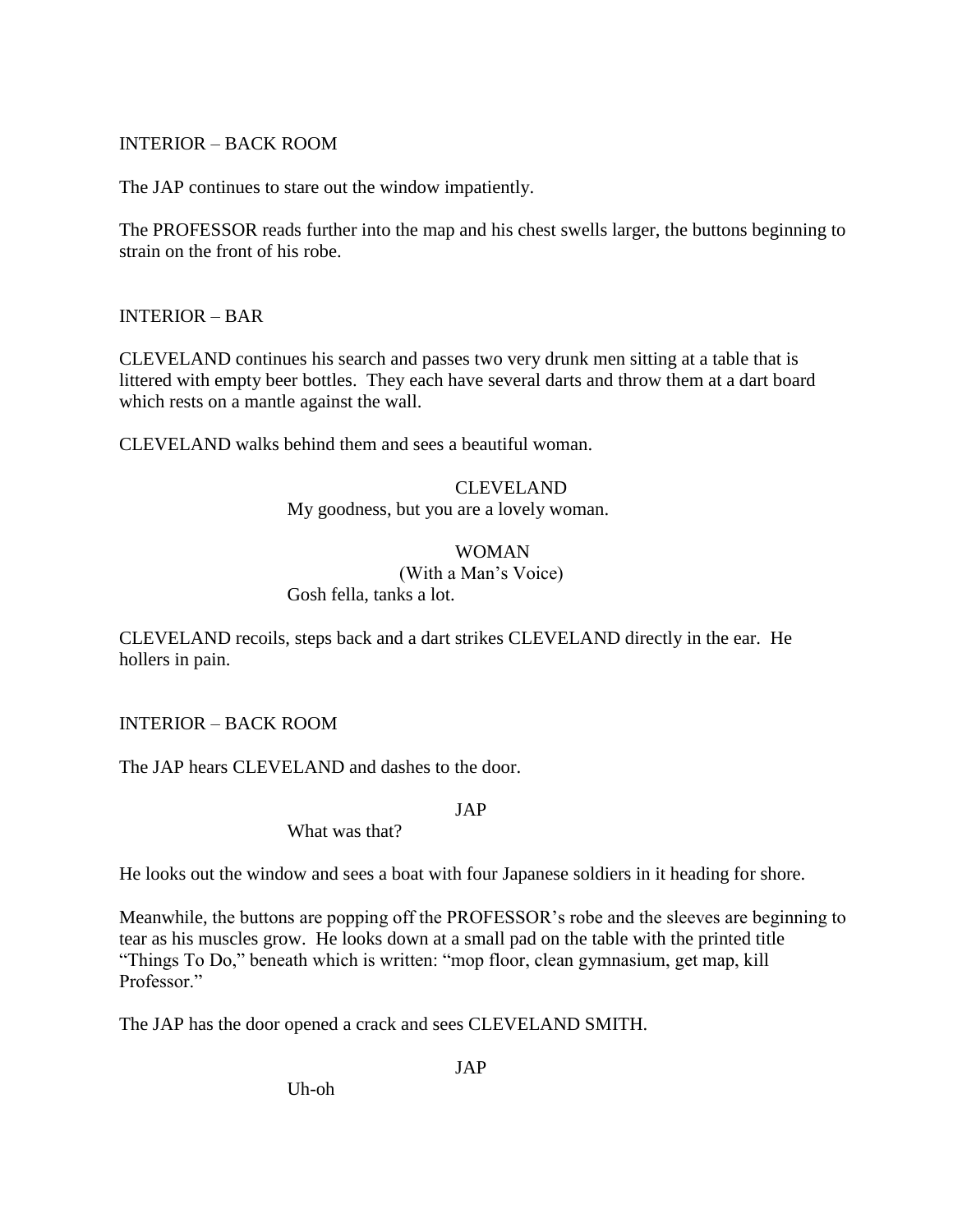INTERIOR – BACK ROOM

The JAP continues to stare out the window impatiently.

The PROFESSOR reads further into the map and his chest swells larger, the buttons beginning to strain on the front of his robe.

INTERIOR – BAR

CLEVELAND continues his search and passes two very drunk men sitting at a table that is littered with empty beer bottles. They each have several darts and throw them at a dart board which rests on a mantle against the wall.

CLEVELAND walks behind them and sees a beautiful woman.

CLEVELAND
My goodness, but you are a lovely woman.

WOMAN
(With a Man's Voice)
Gosh fella, tanks a lot.

CLEVELAND recoils, steps back and a dart strikes CLEVELAND directly in the ear. He hollers in pain.

INTERIOR – BACK ROOM

The JAP hears CLEVELAND and dashes to the door.

JAP
What was that?

He looks out the window and sees a boat with four Japanese soldiers in it heading for shore.

Meanwhile, the buttons are popping off the PROFESSOR's robe and the sleeves are beginning to tear as his muscles grow. He looks down at a small pad on the table with the printed title "Things To Do," beneath which is written: "mop floor, clean gymnasium, get map, kill Professor."

The JAP has the door opened a crack and sees CLEVELAND SMITH.

JAP
Uh-oh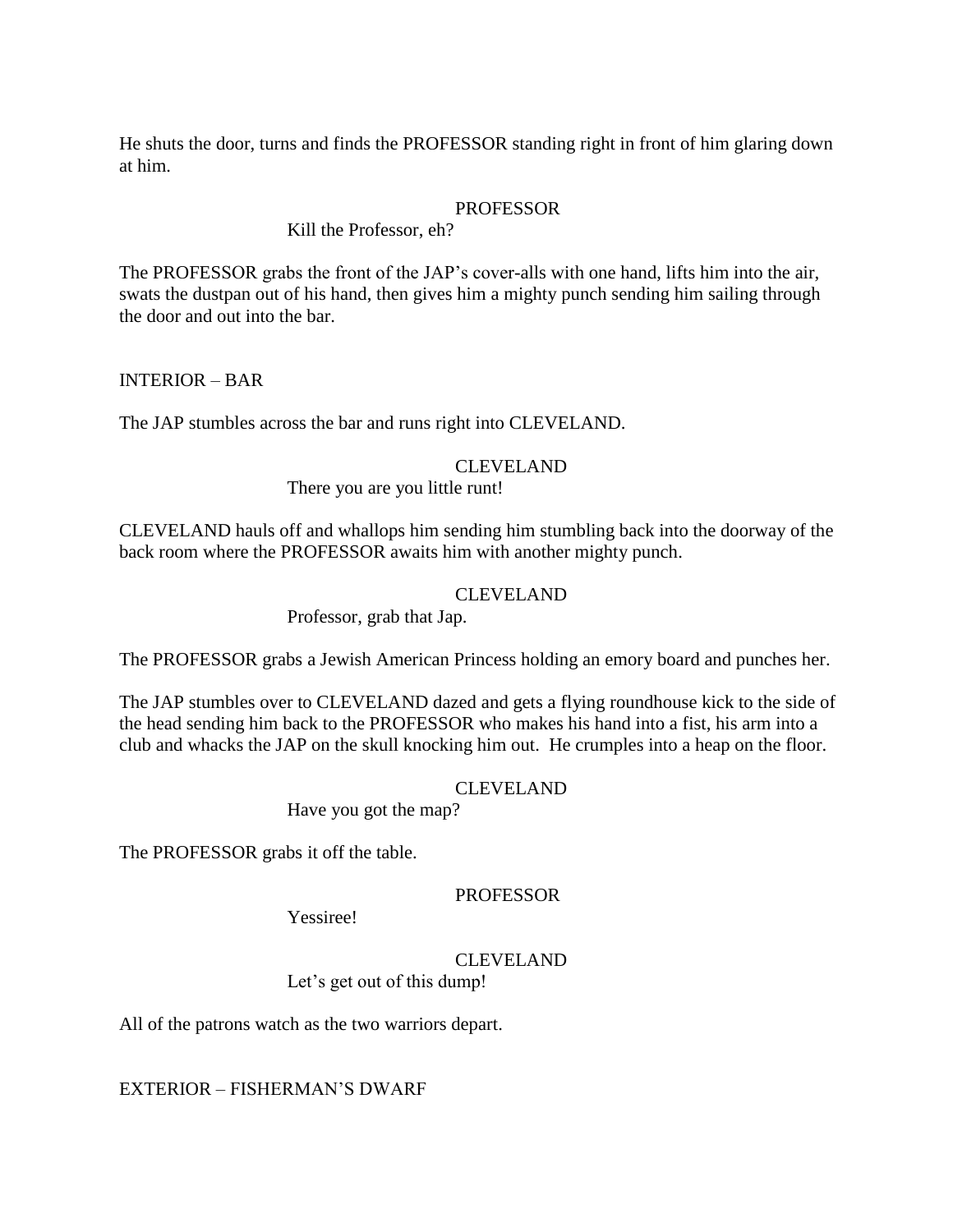He shuts the door, turns and finds the PROFESSOR standing right in front of him glaring down at him.

PROFESSOR

Kill the Professor, eh?

The PROFESSOR grabs the front of the JAP's cover-alls with one hand, lifts him into the air, swats the dustpan out of his hand, then gives him a mighty punch sending him sailing through the door and out into the bar.

INTERIOR – BAR

The JAP stumbles across the bar and runs right into CLEVELAND.

CLEVELAND

There you are you little runt!

CLEVELAND hauls off and whallops him sending him stumbling back into the doorway of the back room where the PROFESSOR awaits him with another mighty punch.

CLEVELAND

Professor, grab that Jap.

The PROFESSOR grabs a Jewish American Princess holding an emory board and punches her.

The JAP stumbles over to CLEVELAND dazed and gets a flying roundhouse kick to the side of the head sending him back to the PROFESSOR who makes his hand into a fist, his arm into a club and whacks the JAP on the skull knocking him out. He crumples into a heap on the floor.

CLEVELAND

Have you got the map?

The PROFESSOR grabs it off the table.

PROFESSOR

Yessiree!

CLEVELAND

Let's get out of this dump!

All of the patrons watch as the two warriors depart.

EXTERIOR – FISHERMAN'S DWARF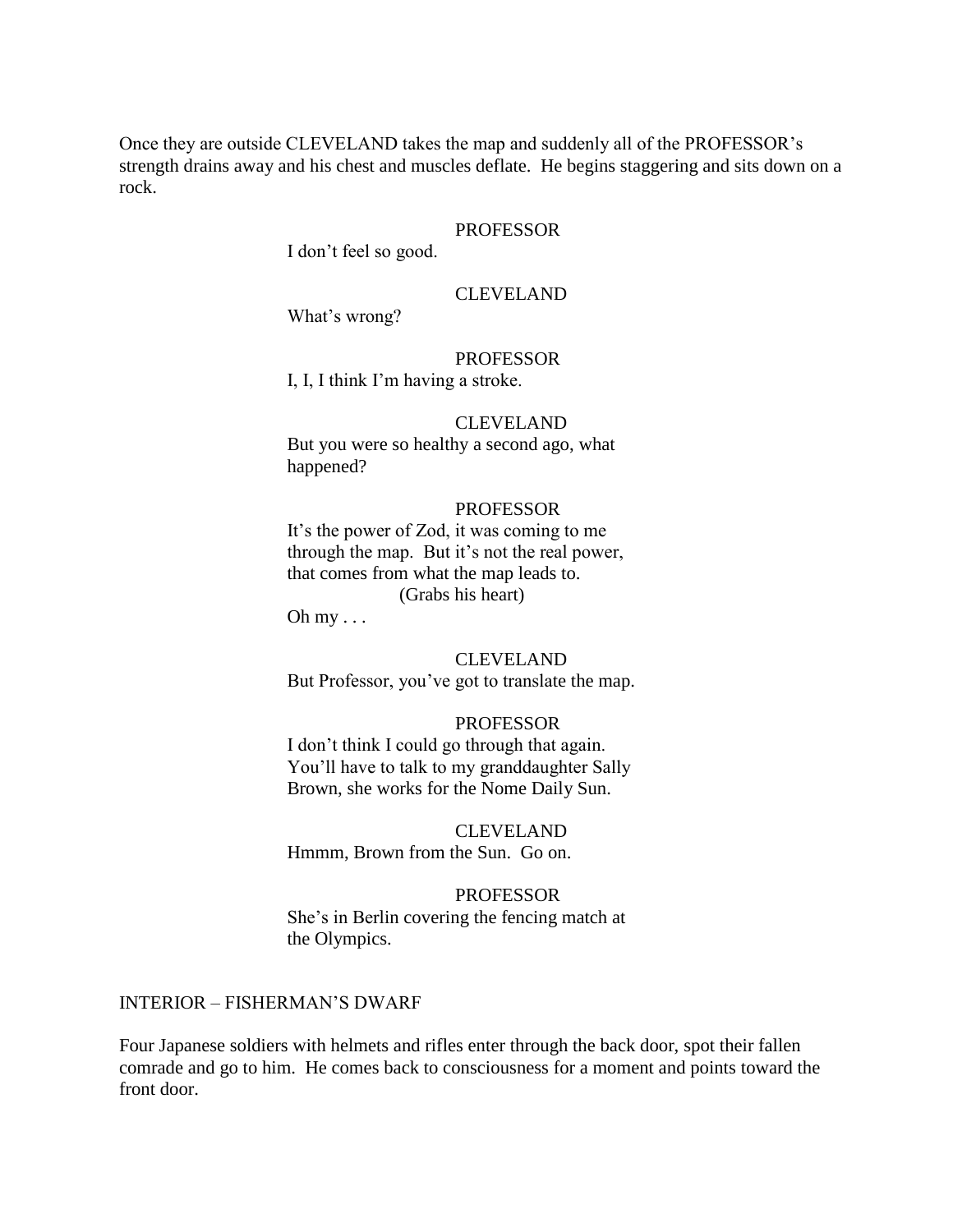Once they are outside CLEVELAND takes the map and suddenly all of the PROFESSOR's strength drains away and his chest and muscles deflate. He begins staggering and sits down on a rock.

PROFESSOR
I don't feel so good.

CLEVELAND
What's wrong?

PROFESSOR
I, I, I think I'm having a stroke.

CLEVELAND
But you were so healthy a second ago, what happened?

PROFESSOR
It's the power of Zod, it was coming to me through the map. But it's not the real power, that comes from what the map leads to.
(Grabs his heart)
Oh my . . .

CLEVELAND
But Professor, you've got to translate the map.

PROFESSOR
I don't think I could go through that again. You'll have to talk to my granddaughter Sally Brown, she works for the Nome Daily Sun.

CLEVELAND
Hmmm, Brown from the Sun. Go on.

PROFESSOR
She's in Berlin covering the fencing match at the Olympics.

INTERIOR – FISHERMAN'S DWARF

Four Japanese soldiers with helmets and rifles enter through the back door, spot their fallen comrade and go to him. He comes back to consciousness for a moment and points toward the front door.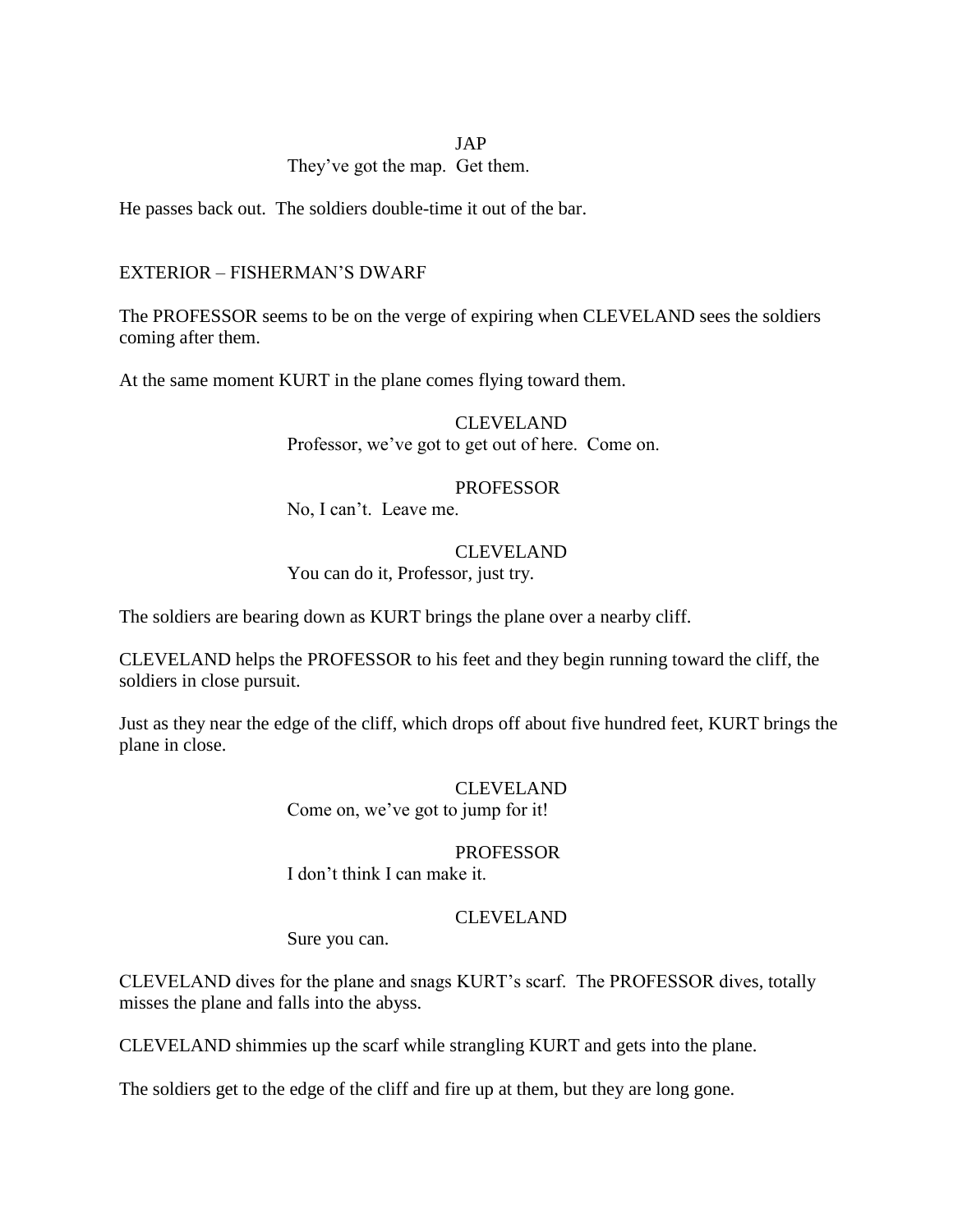JAP

They've got the map. Get them.

He passes back out. The soldiers double-time it out of the bar.

EXTERIOR – FISHERMAN'S DWARF

The PROFESSOR seems to be on the verge of expiring when CLEVELAND sees the soldiers coming after them.

At the same moment KURT in the plane comes flying toward them.

CLEVELAND

Professor, we've got to get out of here. Come on.

PROFESSOR

No, I can't. Leave me.

CLEVELAND

You can do it, Professor, just try.

The soldiers are bearing down as KURT brings the plane over a nearby cliff.

CLEVELAND helps the PROFESSOR to his feet and they begin running toward the cliff, the soldiers in close pursuit.

Just as they near the edge of the cliff, which drops off about five hundred feet, KURT brings the plane in close.

CLEVELAND

Come on, we've got to jump for it!

PROFESSOR

I don't think I can make it.

CLEVELAND

Sure you can.

CLEVELAND dives for the plane and snags KURT's scarf. The PROFESSOR dives, totally misses the plane and falls into the abyss.

CLEVELAND shimmies up the scarf while strangling KURT and gets into the plane.

The soldiers get to the edge of the cliff and fire up at them, but they are long gone.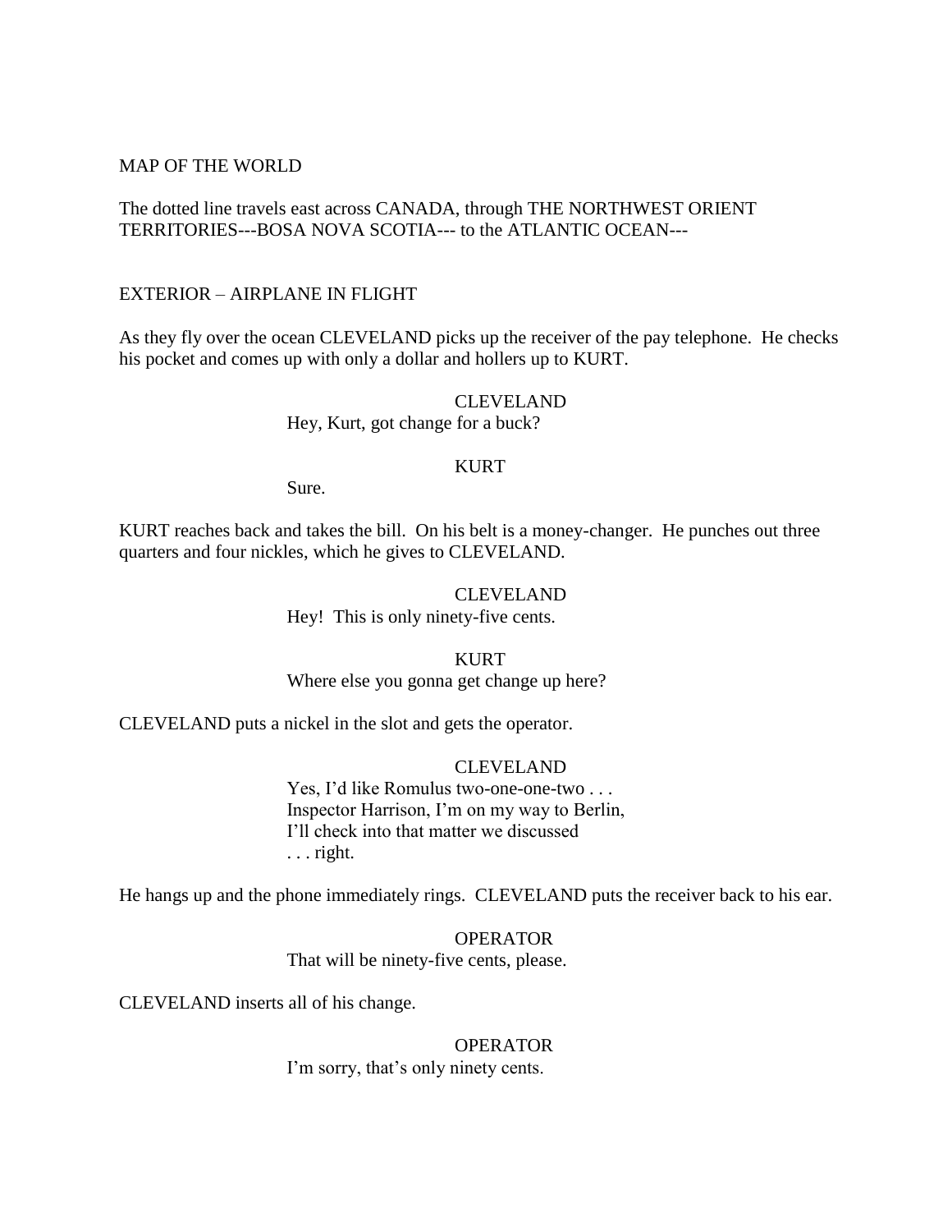MAP OF THE WORLD

The dotted line travels east across CANADA, through THE NORTHWEST ORIENT TERRITORIES---BOSA NOVA SCOTIA--- to the ATLANTIC OCEAN---

EXTERIOR – AIRPLANE IN FLIGHT

As they fly over the ocean CLEVELAND picks up the receiver of the pay telephone. He checks his pocket and comes up with only a dollar and hollers up to KURT.

CLEVELAND
Hey, Kurt, got change for a buck?

KURT
Sure.

KURT reaches back and takes the bill. On his belt is a money-changer. He punches out three quarters and four nickles, which he gives to CLEVELAND.

CLEVELAND
Hey! This is only ninety-five cents.

KURT
Where else you gonna get change up here?

CLEVELAND puts a nickel in the slot and gets the operator.

CLEVELAND
Yes, I'd like Romulus two-one-one-two . . .
Inspector Harrison, I'm on my way to Berlin,
I'll check into that matter we discussed
. . . right.

He hangs up and the phone immediately rings. CLEVELAND puts the receiver back to his ear.

OPERATOR
That will be ninety-five cents, please.

CLEVELAND inserts all of his change.

OPERATOR
I'm sorry, that's only ninety cents.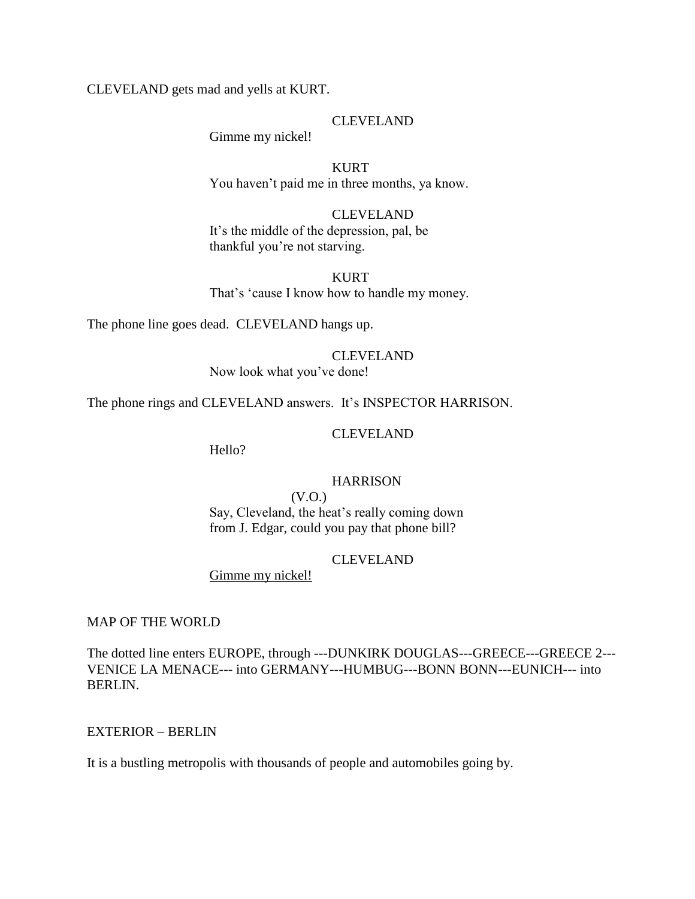CLEVELAND gets mad and yells at KURT.

CLEVELAND

Gimme my nickel!

KURT

You haven't paid me in three months, ya know.

CLEVELAND

It's the middle of the depression, pal, be thankful you're not starving.

KURT

That's 'cause I know how to handle my money.

The phone line goes dead. CLEVELAND hangs up.

CLEVELAND

Now look what you've done!

The phone rings and CLEVELAND answers. It's INSPECTOR HARRISON.

CLEVELAND

Hello?

HARRISON

(V.O.)

Say, Cleveland, the heat's really coming down from J. Edgar, could you pay that phone bill?

CLEVELAND

<u>Gimme my nickel!</u>

MAP OF THE WORLD

The dotted line enters EUROPE, through ---DUNKIRK DOUGLAS---GREECE---GREECE 2---VENICE LA MENACE--- into GERMANY---HUMBUG---BONN BONN---EUNICH--- into BERLIN.

EXTERIOR – BERLIN

It is a bustling metropolis with thousands of people and automobiles going by.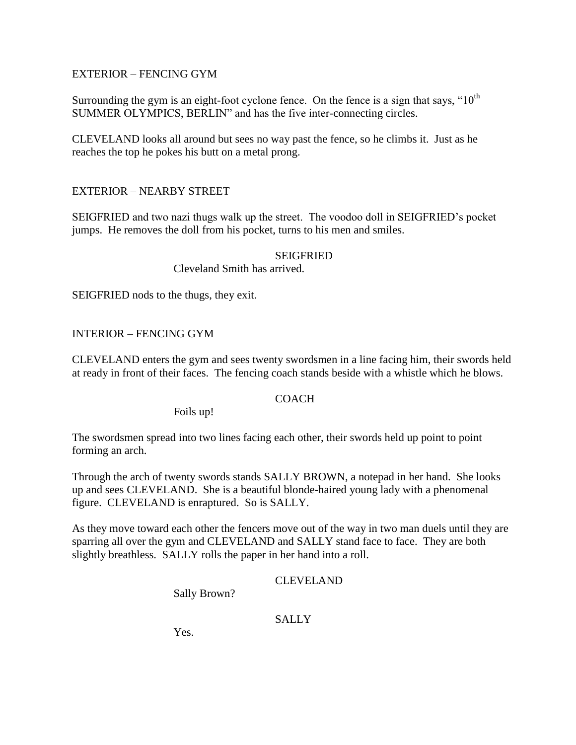EXTERIOR – FENCING GYM

Surrounding the gym is an eight-foot cyclone fence. On the fence is a sign that says, "10th SUMMER OLYMPICS, BERLIN" and has the five inter-connecting circles.

CLEVELAND looks all around but sees no way past the fence, so he climbs it. Just as he reaches the top he pokes his butt on a metal prong.

EXTERIOR – NEARBY STREET

SEIGFRIED and two nazi thugs walk up the street. The voodoo doll in SEIGFRIED's pocket jumps. He removes the doll from his pocket, turns to his men and smiles.

SEIGFRIED

Cleveland Smith has arrived.

SEIGFRIED nods to the thugs, they exit.

INTERIOR – FENCING GYM

CLEVELAND enters the gym and sees twenty swordsmen in a line facing him, their swords held at ready in front of their faces. The fencing coach stands beside with a whistle which he blows.

COACH

Foils up!

The swordsmen spread into two lines facing each other, their swords held up point to point forming an arch.

Through the arch of twenty swords stands SALLY BROWN, a notepad in her hand. She looks up and sees CLEVELAND. She is a beautiful blonde-haired young lady with a phenomenal figure. CLEVELAND is enraptured. So is SALLY.

As they move toward each other the fencers move out of the way in two man duels until they are sparring all over the gym and CLEVELAND and SALLY stand face to face. They are both slightly breathless. SALLY rolls the paper in her hand into a roll.

CLEVELAND

Sally Brown?

SALLY

Yes.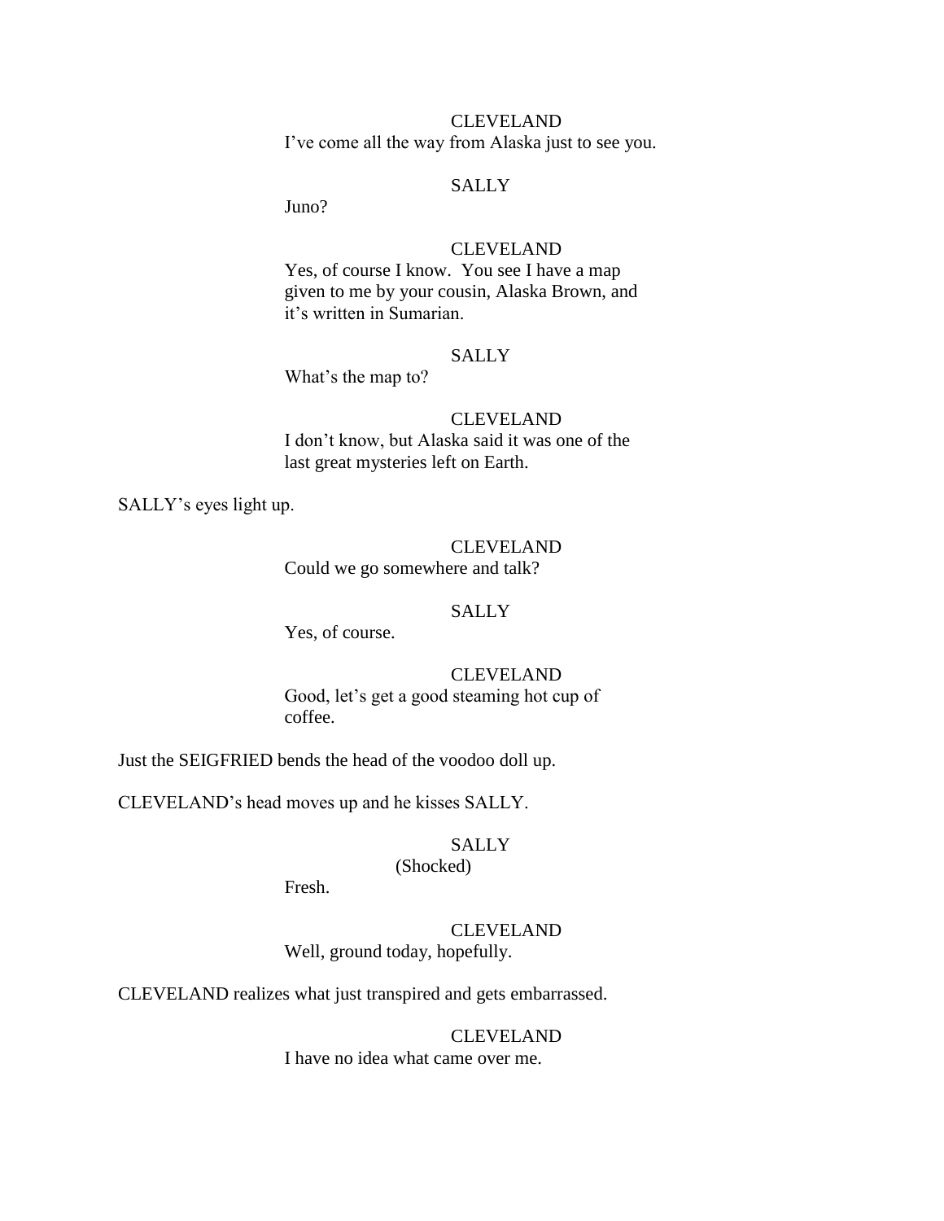CLEVELAND

I've come all the way from Alaska just to see you.

SALLY

Juno?

CLEVELAND

Yes, of course I know. You see I have a map given to me by your cousin, Alaska Brown, and it's written in Sumarian.

SALLY

What's the map to?

CLEVELAND

I don't know, but Alaska said it was one of the last great mysteries left on Earth.

SALLY's eyes light up.

CLEVELAND

Could we go somewhere and talk?

SALLY

Yes, of course.

CLEVELAND

Good, let's get a good steaming hot cup of coffee.

Just the SEIGFRIED bends the head of the voodoo doll up.

CLEVELAND's head moves up and he kisses SALLY.

SALLY

(Shocked)

Fresh.

CLEVELAND

Well, ground today, hopefully.

CLEVELAND realizes what just transpired and gets embarrassed.

CLEVELAND

I have no idea what came over me.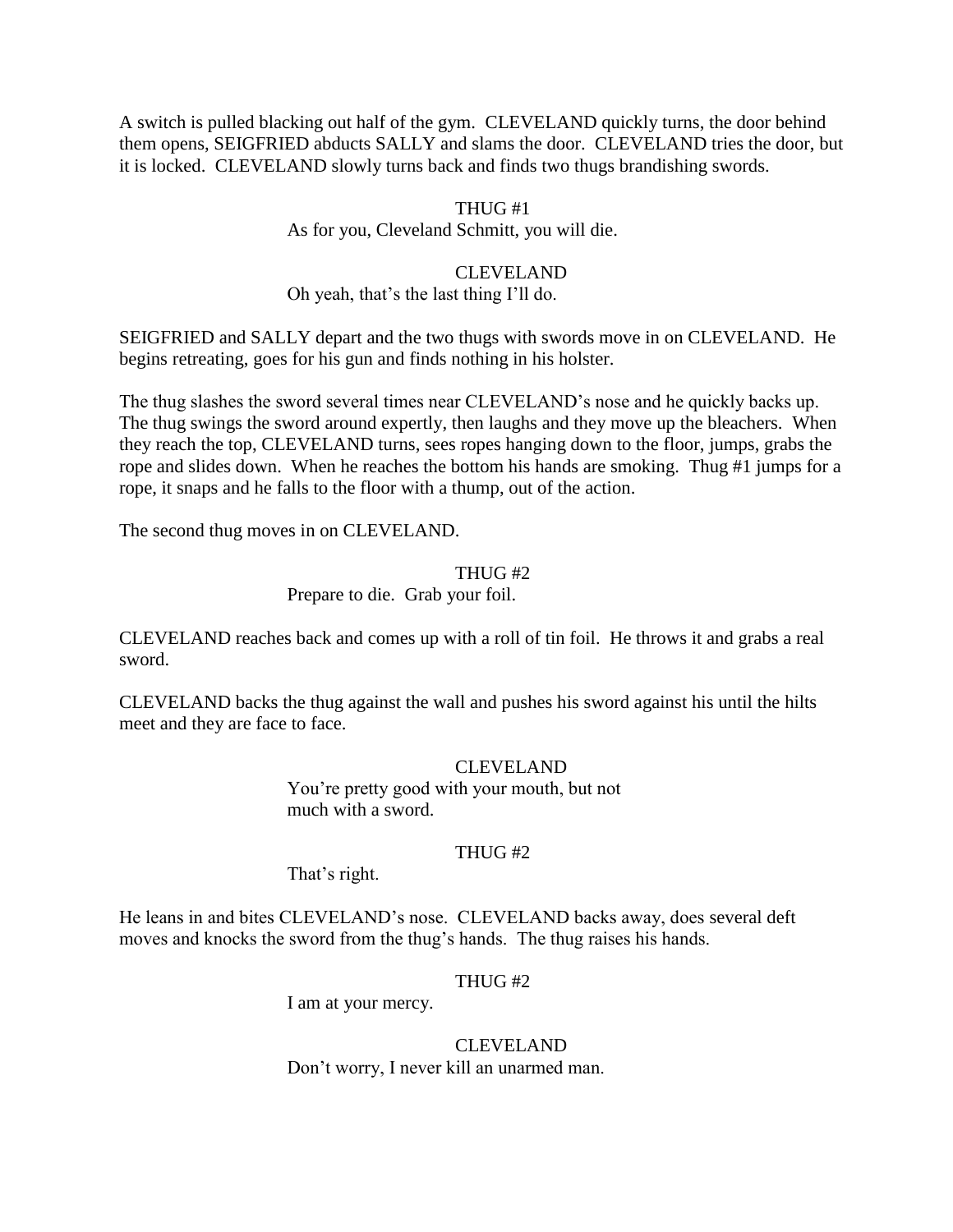A switch is pulled blacking out half of the gym. CLEVELAND quickly turns, the door behind them opens, SEIGFRIED abducts SALLY and slams the door. CLEVELAND tries the door, but it is locked. CLEVELAND slowly turns back and finds two thugs brandishing swords.

THUG #1
As for you, Cleveland Schmitt, you will die.

CLEVELAND
Oh yeah, that's the last thing I'll do.

SEIGFRIED and SALLY depart and the two thugs with swords move in on CLEVELAND. He begins retreating, goes for his gun and finds nothing in his holster.

The thug slashes the sword several times near CLEVELAND's nose and he quickly backs up. The thug swings the sword around expertly, then laughs and they move up the bleachers. When they reach the top, CLEVELAND turns, sees ropes hanging down to the floor, jumps, grabs the rope and slides down. When he reaches the bottom his hands are smoking. Thug #1 jumps for a rope, it snaps and he falls to the floor with a thump, out of the action.

The second thug moves in on CLEVELAND.

THUG #2
Prepare to die. Grab your foil.

CLEVELAND reaches back and comes up with a roll of tin foil. He throws it and grabs a real sword.

CLEVELAND backs the thug against the wall and pushes his sword against his until the hilts meet and they are face to face.

CLEVELAND
You're pretty good with your mouth, but not much with a sword.

THUG #2
That's right.

He leans in and bites CLEVELAND's nose. CLEVELAND backs away, does several deft moves and knocks the sword from the thug's hands. The thug raises his hands.

THUG #2
I am at your mercy.

CLEVELAND
Don't worry, I never kill an unarmed man.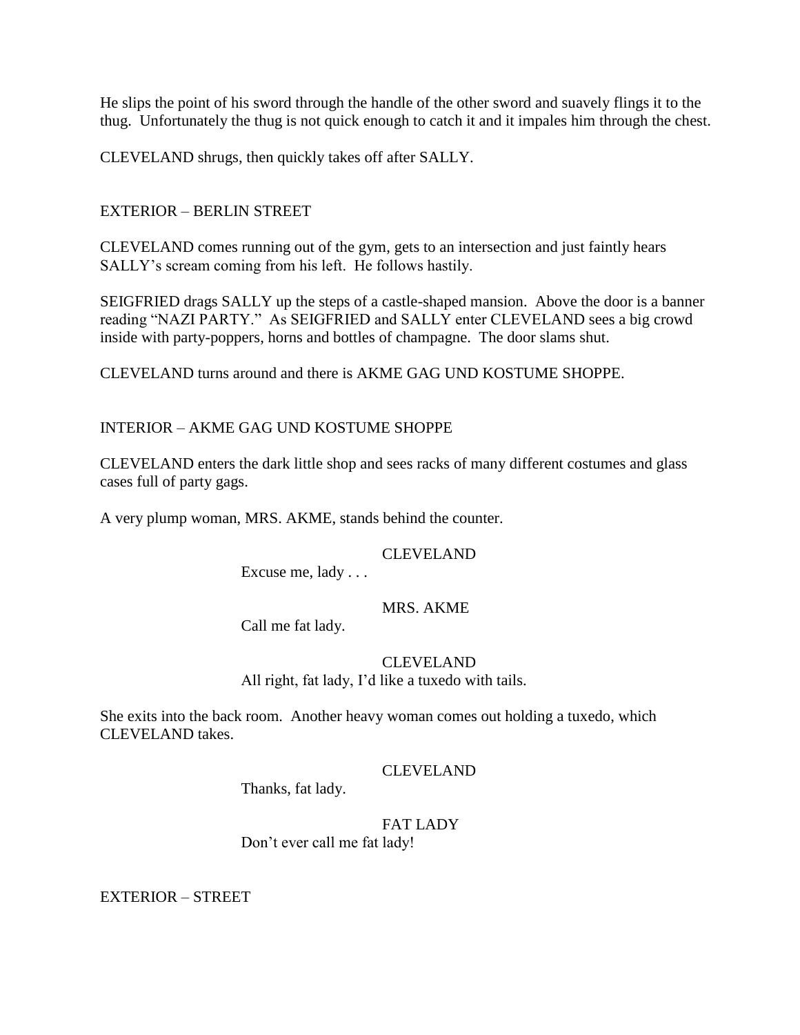He slips the point of his sword through the handle of the other sword and suavely flings it to the thug. Unfortunately the thug is not quick enough to catch it and it impales him through the chest.

CLEVELAND shrugs, then quickly takes off after SALLY.

EXTERIOR – BERLIN STREET

CLEVELAND comes running out of the gym, gets to an intersection and just faintly hears SALLY's scream coming from his left. He follows hastily.

SEIGFRIED drags SALLY up the steps of a castle-shaped mansion. Above the door is a banner reading "NAZI PARTY." As SEIGFRIED and SALLY enter CLEVELAND sees a big crowd inside with party-poppers, horns and bottles of champagne. The door slams shut.

CLEVELAND turns around and there is AKME GAG UND KOSTUME SHOPPE.

INTERIOR – AKME GAG UND KOSTUME SHOPPE

CLEVELAND enters the dark little shop and sees racks of many different costumes and glass cases full of party gags.

A very plump woman, MRS. AKME, stands behind the counter.

CLEVELAND

Excuse me, lady . . .

MRS. AKME

Call me fat lady.

CLEVELAND

All right, fat lady, I'd like a tuxedo with tails.

She exits into the back room. Another heavy woman comes out holding a tuxedo, which CLEVELAND takes.

CLEVELAND

Thanks, fat lady.

FAT LADY

Don't ever call me fat lady!

EXTERIOR – STREET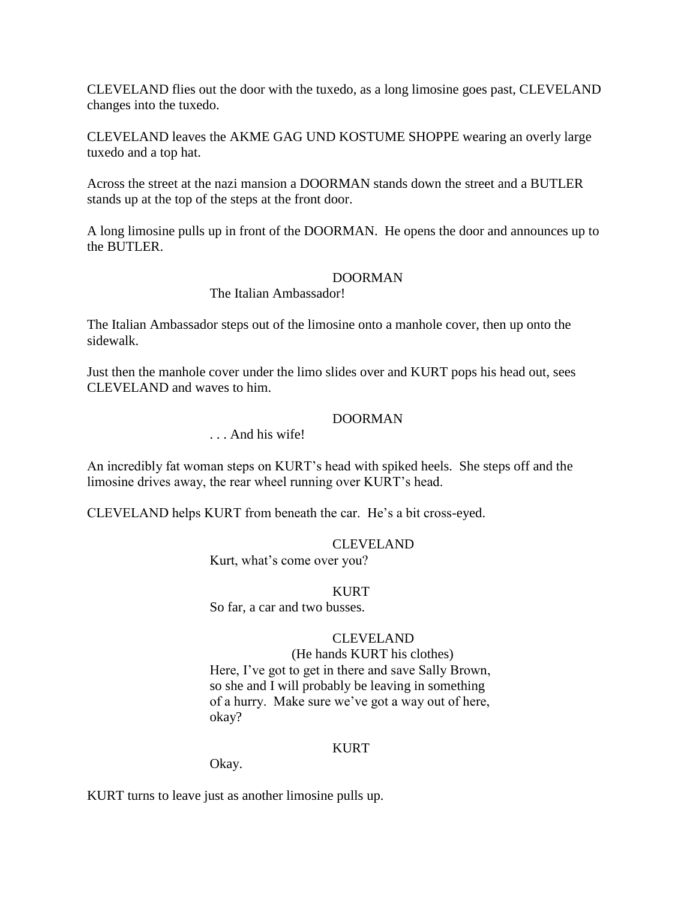CLEVELAND flies out the door with the tuxedo, as a long limosine goes past, CLEVELAND changes into the tuxedo.

CLEVELAND leaves the AKME GAG UND KOSTUME SHOPPE wearing an overly large tuxedo and a top hat.

Across the street at the nazi mansion a DOORMAN stands down the street and a BUTLER stands up at the top of the steps at the front door.

A long limosine pulls up in front of the DOORMAN. He opens the door and announces up to the BUTLER.

DOORMAN

The Italian Ambassador!

The Italian Ambassador steps out of the limosine onto a manhole cover, then up onto the sidewalk.

Just then the manhole cover under the limo slides over and KURT pops his head out, sees CLEVELAND and waves to him.

DOORMAN

. . . And his wife!

An incredibly fat woman steps on KURT's head with spiked heels. She steps off and the limosine drives away, the rear wheel running over KURT's head.

CLEVELAND helps KURT from beneath the car. He's a bit cross-eyed.

CLEVELAND

Kurt, what's come over you?

KURT

So far, a car and two busses.

CLEVELAND

(He hands KURT his clothes)

Here, I've got to get in there and save Sally Brown, so she and I will probably be leaving in something of a hurry. Make sure we've got a way out of here, okay?

KURT

Okay.

KURT turns to leave just as another limosine pulls up.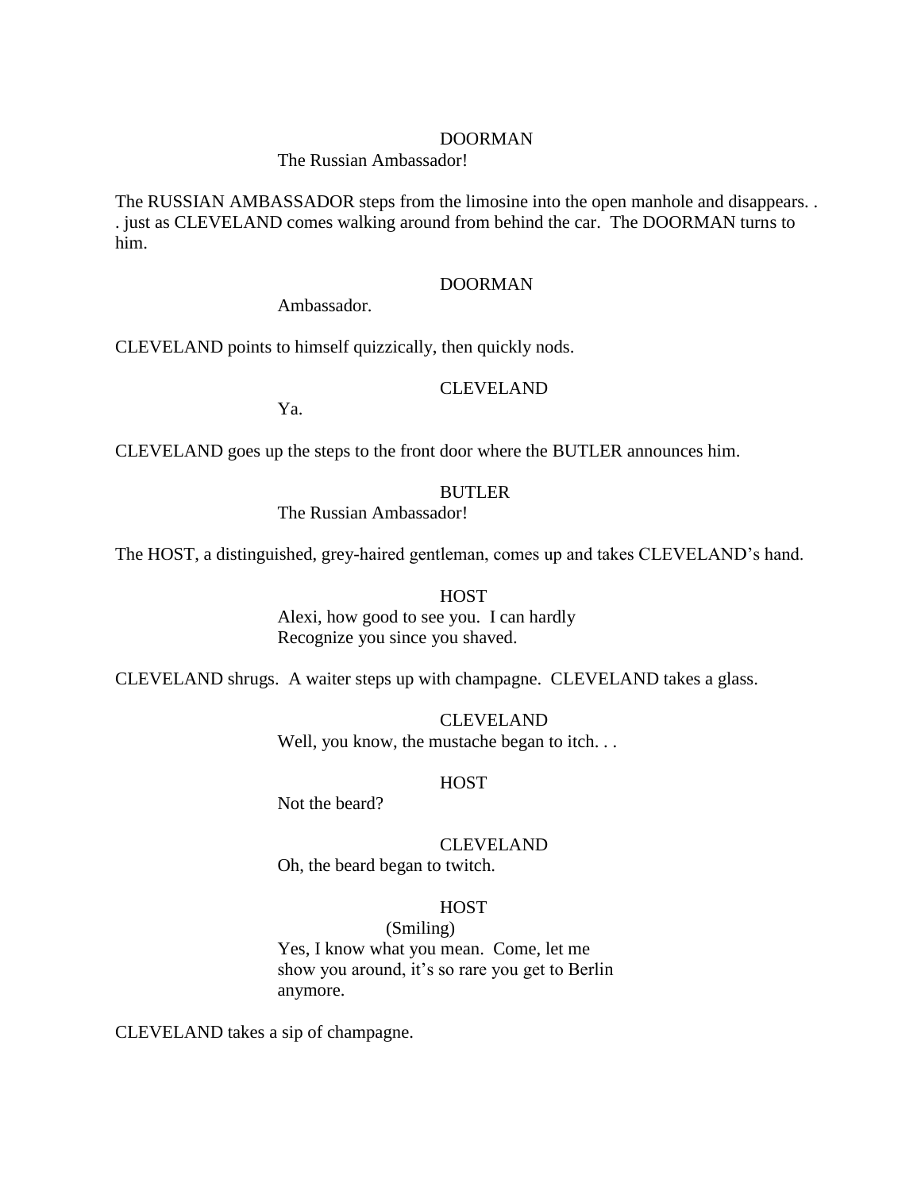DOORMAN

The Russian Ambassador!

The RUSSIAN AMBASSADOR steps from the limosine into the open manhole and disappears. . . just as CLEVELAND comes walking around from behind the car. The DOORMAN turns to him.

DOORMAN

Ambassador.

CLEVELAND points to himself quizzically, then quickly nods.

CLEVELAND

Ya.

CLEVELAND goes up the steps to the front door where the BUTLER announces him.

BUTLER

The Russian Ambassador!

The HOST, a distinguished, grey-haired gentleman, comes up and takes CLEVELAND's hand.

HOST

Alexi, how good to see you. I can hardly
Recognize you since you shaved.

CLEVELAND shrugs. A waiter steps up with champagne. CLEVELAND takes a glass.

CLEVELAND

Well, you know, the mustache began to itch. . .

HOST

Not the beard?

CLEVELAND

Oh, the beard began to twitch.

HOST

(Smiling)

Yes, I know what you mean. Come, let me
show you around, it's so rare you get to Berlin
anymore.

CLEVELAND takes a sip of champagne.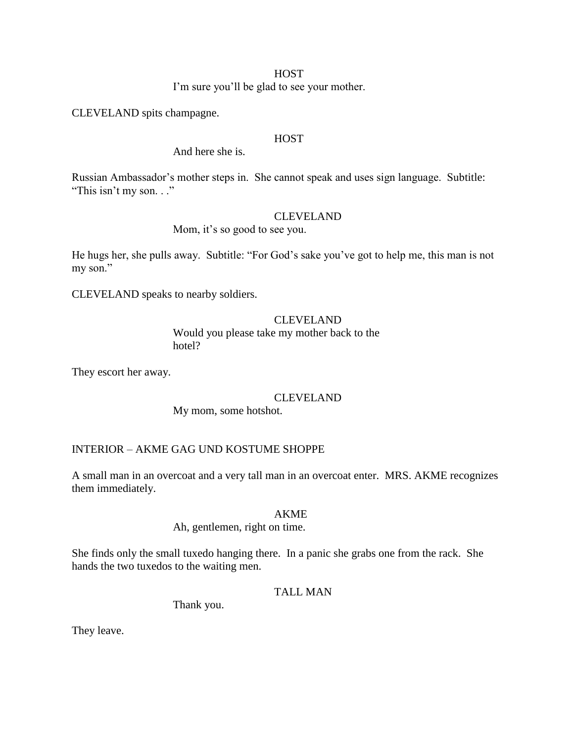HOST

I'm sure you'll be glad to see your mother.

CLEVELAND spits champagne.

HOST

And here she is.

Russian Ambassador's mother steps in. She cannot speak and uses sign language. Subtitle: "This isn't my son. . ."

CLEVELAND

Mom, it's so good to see you.

He hugs her, she pulls away. Subtitle: "For God's sake you've got to help me, this man is not my son."

CLEVELAND speaks to nearby soldiers.

CLEVELAND

Would you please take my mother back to the hotel?

They escort her away.

CLEVELAND

My mom, some hotshot.

INTERIOR – AKME GAG UND KOSTUME SHOPPE

A small man in an overcoat and a very tall man in an overcoat enter. MRS. AKME recognizes them immediately.

AKME

Ah, gentlemen, right on time.

She finds only the small tuxedo hanging there. In a panic she grabs one from the rack. She hands the two tuxedos to the waiting men.

TALL MAN

Thank you.

They leave.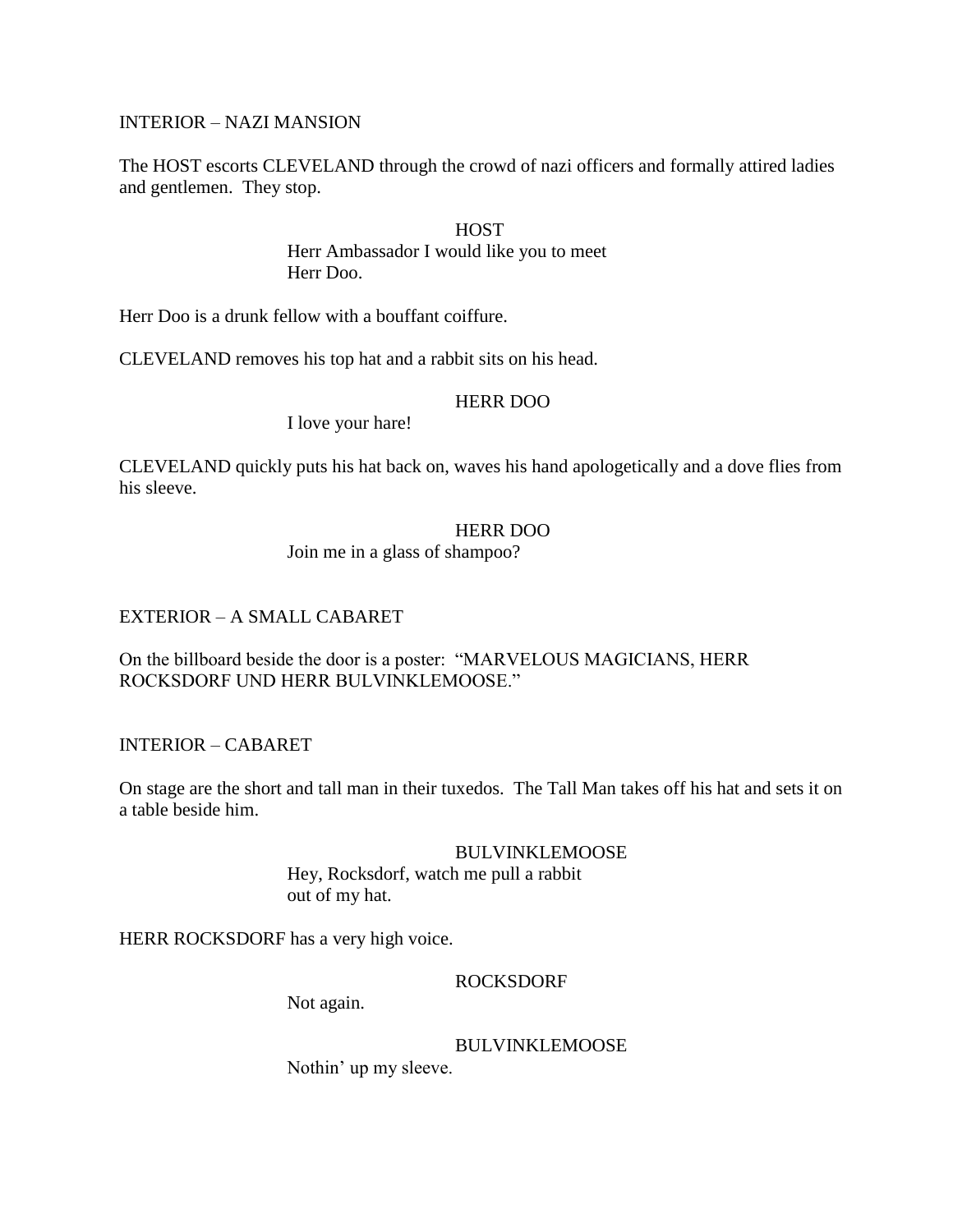INTERIOR – NAZI MANSION

The HOST escorts CLEVELAND through the crowd of nazi officers and formally attired ladies and gentlemen. They stop.

HOST

Herr Ambassador I would like you to meet Herr Doo.

Herr Doo is a drunk fellow with a bouffant coiffure.

CLEVELAND removes his top hat and a rabbit sits on his head.

HERR DOO

I love your hare!

CLEVELAND quickly puts his hat back on, waves his hand apologetically and a dove flies from his sleeve.

HERR DOO

Join me in a glass of shampoo?

EXTERIOR – A SMALL CABARET

On the billboard beside the door is a poster: "MARVELOUS MAGICIANS, HERR ROCKSDORF UND HERR BULVINKLEMOOSE."

INTERIOR – CABARET

On stage are the short and tall man in their tuxedos. The Tall Man takes off his hat and sets it on a table beside him.

BULVINKLEMOOSE

Hey, Rocksdorf, watch me pull a rabbit out of my hat.

HERR ROCKSDORF has a very high voice.

ROCKSDORF

Not again.

BULVINKLEMOOSE

Nothin' up my sleeve.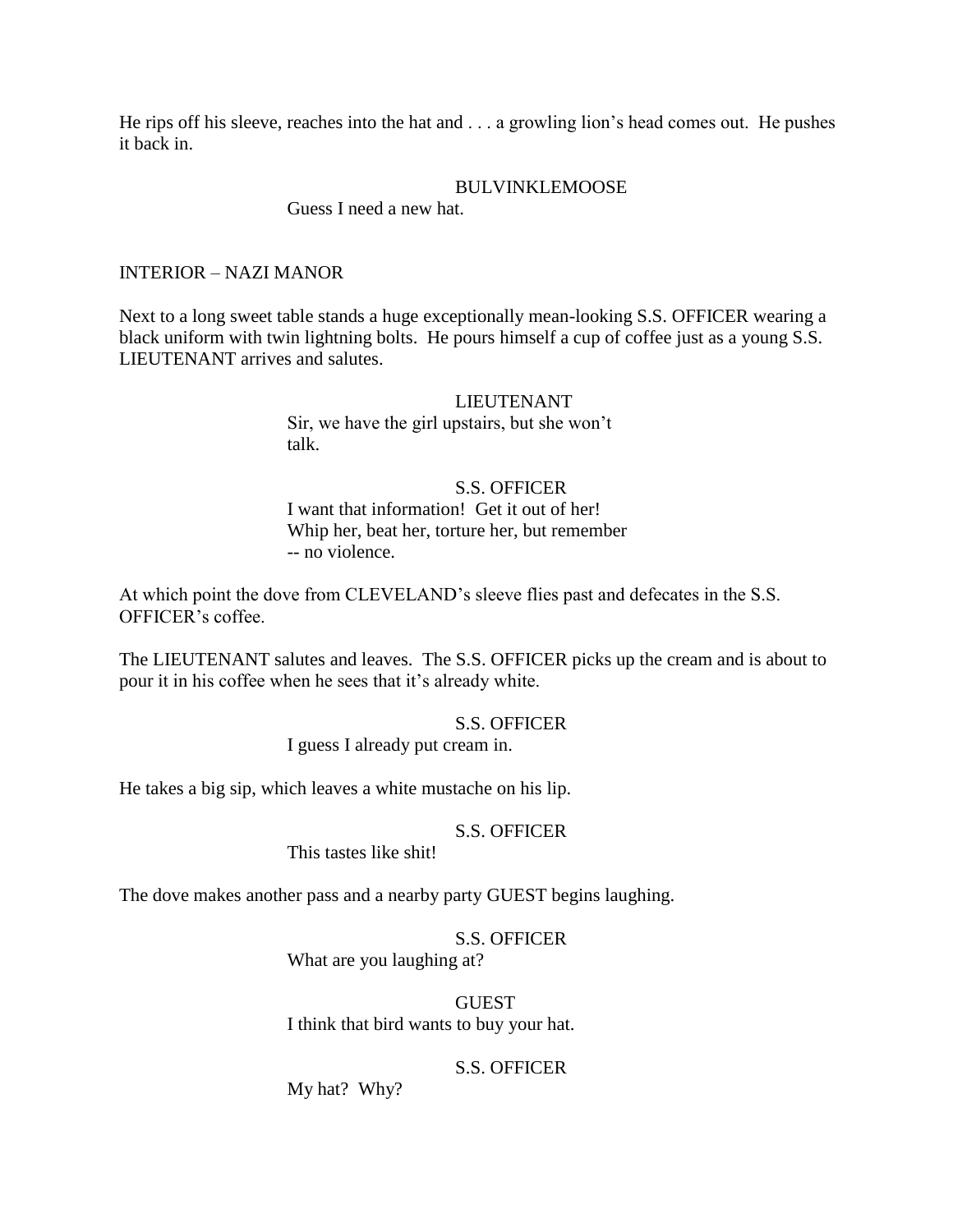He rips off his sleeve, reaches into the hat and . . . a growling lion's head comes out. He pushes it back in.

BULVINKLEMOOSE

Guess I need a new hat.

INTERIOR – NAZI MANOR

Next to a long sweet table stands a huge exceptionally mean-looking S.S. OFFICER wearing a black uniform with twin lightning bolts. He pours himself a cup of coffee just as a young S.S. LIEUTENANT arrives and salutes.

LIEUTENANT

Sir, we have the girl upstairs, but she won't talk.

S.S. OFFICER

I want that information! Get it out of her! Whip her, beat her, torture her, but remember -- no violence.

At which point the dove from CLEVELAND's sleeve flies past and defecates in the S.S. OFFICER's coffee.

The LIEUTENANT salutes and leaves. The S.S. OFFICER picks up the cream and is about to pour it in his coffee when he sees that it's already white.

S.S. OFFICER

I guess I already put cream in.

He takes a big sip, which leaves a white mustache on his lip.

S.S. OFFICER

This tastes like shit!

The dove makes another pass and a nearby party GUEST begins laughing.

S.S. OFFICER

What are you laughing at?

GUEST

I think that bird wants to buy your hat.

S.S. OFFICER

My hat? Why?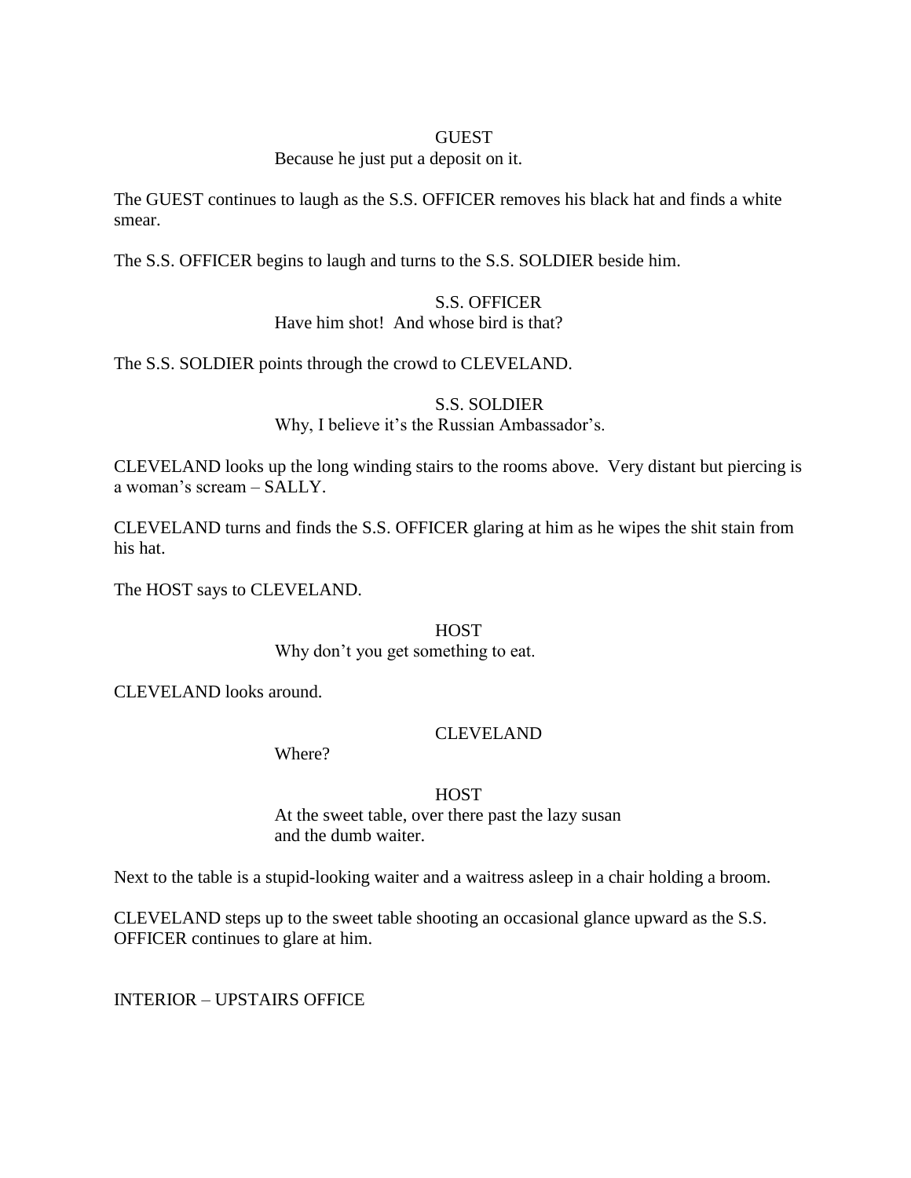GUEST

Because he just put a deposit on it.

The GUEST continues to laugh as the S.S. OFFICER removes his black hat and finds a white smear.

The S.S. OFFICER begins to laugh and turns to the S.S. SOLDIER beside him.

S.S. OFFICER

Have him shot!  And whose bird is that?

The S.S. SOLDIER points through the crowd to CLEVELAND.

S.S. SOLDIER

Why, I believe it's the Russian Ambassador's.

CLEVELAND looks up the long winding stairs to the rooms above.  Very distant but piercing is a woman's scream – SALLY.

CLEVELAND turns and finds the S.S. OFFICER glaring at him as he wipes the shit stain from his hat.

The HOST says to CLEVELAND.

HOST

Why don't you get something to eat.

CLEVELAND looks around.

CLEVELAND

Where?

HOST

At the sweet table, over there past the lazy susan and the dumb waiter.

Next to the table is a stupid-looking waiter and a waitress asleep in a chair holding a broom.

CLEVELAND steps up to the sweet table shooting an occasional glance upward as the S.S. OFFICER continues to glare at him.

INTERIOR – UPSTAIRS OFFICE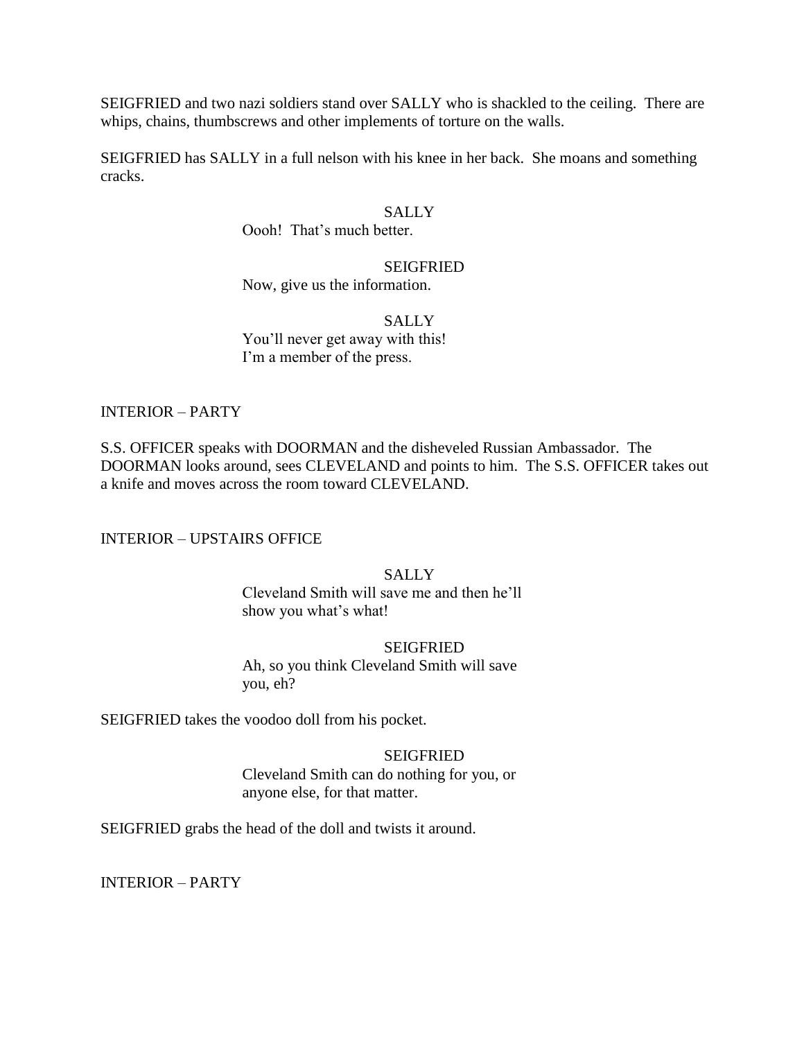SEIGFRIED and two nazi soldiers stand over SALLY who is shackled to the ceiling. There are whips, chains, thumbscrews and other implements of torture on the walls.

SEIGFRIED has SALLY in a full nelson with his knee in her back. She moans and something cracks.

SALLY
Oooh! That's much better.

SEIGFRIED
Now, give us the information.

SALLY
You'll never get away with this!
I'm a member of the press.

INTERIOR – PARTY

S.S. OFFICER speaks with DOORMAN and the disheveled Russian Ambassador. The DOORMAN looks around, sees CLEVELAND and points to him. The S.S. OFFICER takes out a knife and moves across the room toward CLEVELAND.

INTERIOR – UPSTAIRS OFFICE

SALLY
Cleveland Smith will save me and then he'll show you what's what!

SEIGFRIED
Ah, so you think Cleveland Smith will save you, eh?

SEIGFRIED takes the voodoo doll from his pocket.

SEIGFRIED
Cleveland Smith can do nothing for you, or anyone else, for that matter.

SEIGFRIED grabs the head of the doll and twists it around.

INTERIOR – PARTY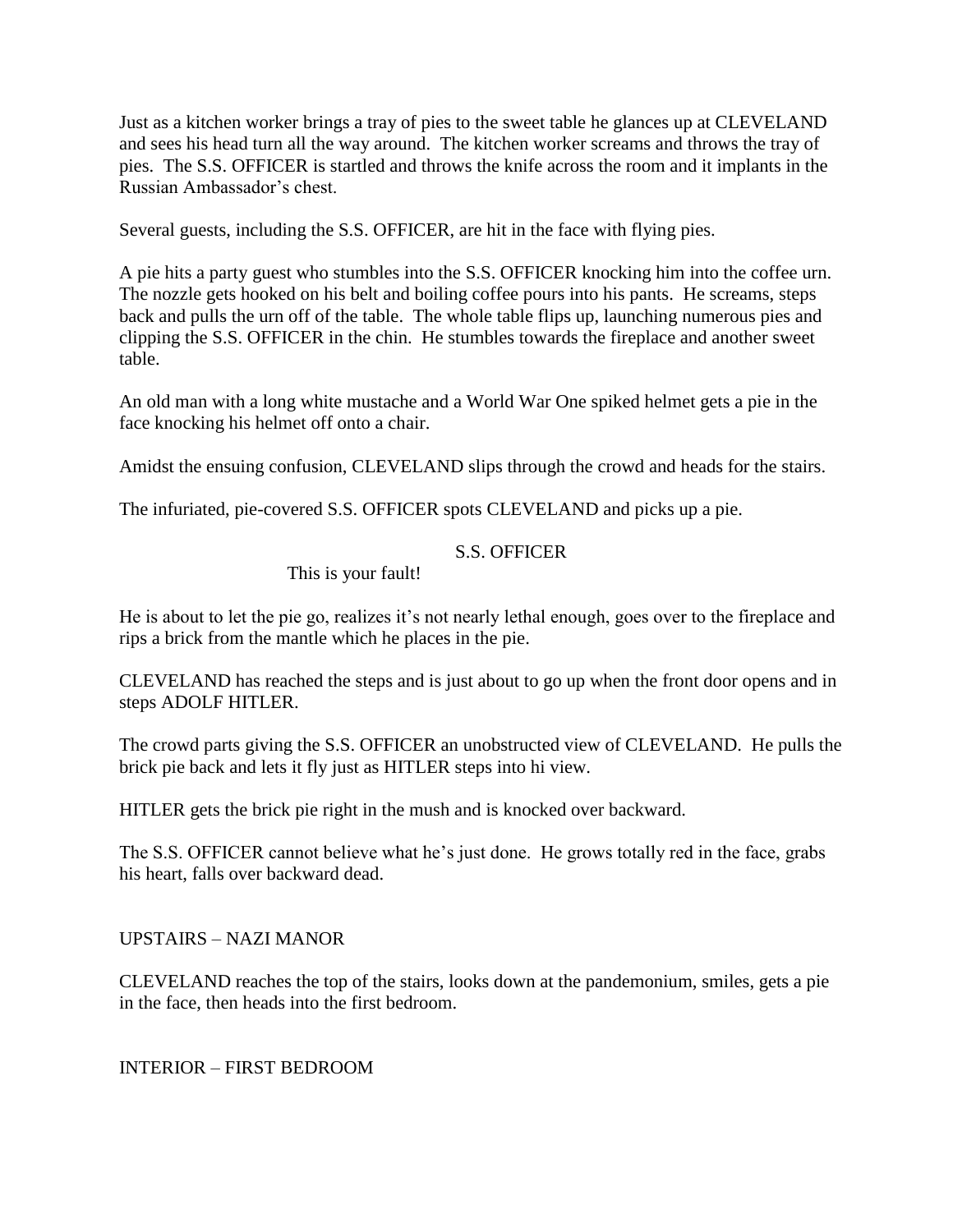Just as a kitchen worker brings a tray of pies to the sweet table he glances up at CLEVELAND and sees his head turn all the way around. The kitchen worker screams and throws the tray of pies. The S.S. OFFICER is startled and throws the knife across the room and it implants in the Russian Ambassador's chest.

Several guests, including the S.S. OFFICER, are hit in the face with flying pies.

A pie hits a party guest who stumbles into the S.S. OFFICER knocking him into the coffee urn. The nozzle gets hooked on his belt and boiling coffee pours into his pants. He screams, steps back and pulls the urn off of the table. The whole table flips up, launching numerous pies and clipping the S.S. OFFICER in the chin. He stumbles towards the fireplace and another sweet table.

An old man with a long white mustache and a World War One spiked helmet gets a pie in the face knocking his helmet off onto a chair.

Amidst the ensuing confusion, CLEVELAND slips through the crowd and heads for the stairs.

The infuriated, pie-covered S.S. OFFICER spots CLEVELAND and picks up a pie.

S.S. OFFICER

This is your fault!

He is about to let the pie go, realizes it's not nearly lethal enough, goes over to the fireplace and rips a brick from the mantle which he places in the pie.

CLEVELAND has reached the steps and is just about to go up when the front door opens and in steps ADOLF HITLER.

The crowd parts giving the S.S. OFFICER an unobstructed view of CLEVELAND. He pulls the brick pie back and lets it fly just as HITLER steps into hi view.

HITLER gets the brick pie right in the mush and is knocked over backward.

The S.S. OFFICER cannot believe what he's just done. He grows totally red in the face, grabs his heart, falls over backward dead.

UPSTAIRS – NAZI MANOR

CLEVELAND reaches the top of the stairs, looks down at the pandemonium, smiles, gets a pie in the face, then heads into the first bedroom.

INTERIOR – FIRST BEDROOM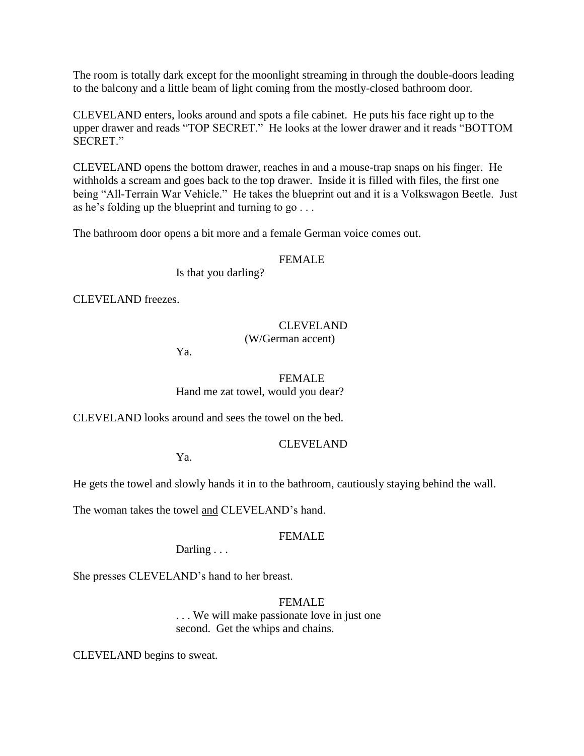The room is totally dark except for the moonlight streaming in through the double-doors leading to the balcony and a little beam of light coming from the mostly-closed bathroom door.

CLEVELAND enters, looks around and spots a file cabinet. He puts his face right up to the upper drawer and reads "TOP SECRET." He looks at the lower drawer and it reads "BOTTOM SECRET."

CLEVELAND opens the bottom drawer, reaches in and a mouse-trap snaps on his finger. He withholds a scream and goes back to the top drawer. Inside it is filled with files, the first one being "All-Terrain War Vehicle." He takes the blueprint out and it is a Volkswagon Beetle. Just as he's folding up the blueprint and turning to go . . .

The bathroom door opens a bit more and a female German voice comes out.

FEMALE

Is that you darling?

CLEVELAND freezes.

CLEVELAND

(W/German accent)

Ya.

FEMALE

Hand me zat towel, would you dear?

CLEVELAND looks around and sees the towel on the bed.

CLEVELAND

Ya.

He gets the towel and slowly hands it in to the bathroom, cautiously staying behind the wall.

The woman takes the towel <u>and</u> CLEVELAND's hand.

FEMALE

Darling . . .

She presses CLEVELAND's hand to her breast.

FEMALE

. . . We will make passionate love in just one second. Get the whips and chains.

CLEVELAND begins to sweat.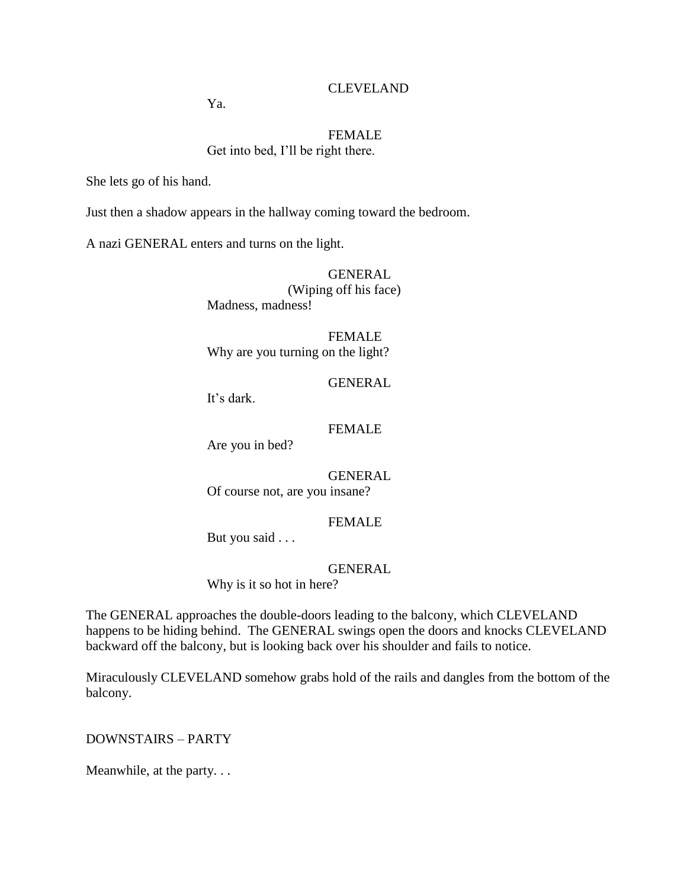CLEVELAND

Ya.

FEMALE

Get into bed, I'll be right there.

She lets go of his hand.

Just then a shadow appears in the hallway coming toward the bedroom.

A nazi GENERAL enters and turns on the light.

GENERAL

(Wiping off his face)

Madness, madness!

FEMALE

Why are you turning on the light?

GENERAL

It's dark.

FEMALE

Are you in bed?

GENERAL

Of course not, are you insane?

FEMALE

But you said . . .

GENERAL

Why is it so hot in here?

The GENERAL approaches the double-doors leading to the balcony, which CLEVELAND happens to be hiding behind. The GENERAL swings open the doors and knocks CLEVELAND backward off the balcony, but is looking back over his shoulder and fails to notice.

Miraculously CLEVELAND somehow grabs hold of the rails and dangles from the bottom of the balcony.

DOWNSTAIRS – PARTY

Meanwhile, at the party. . .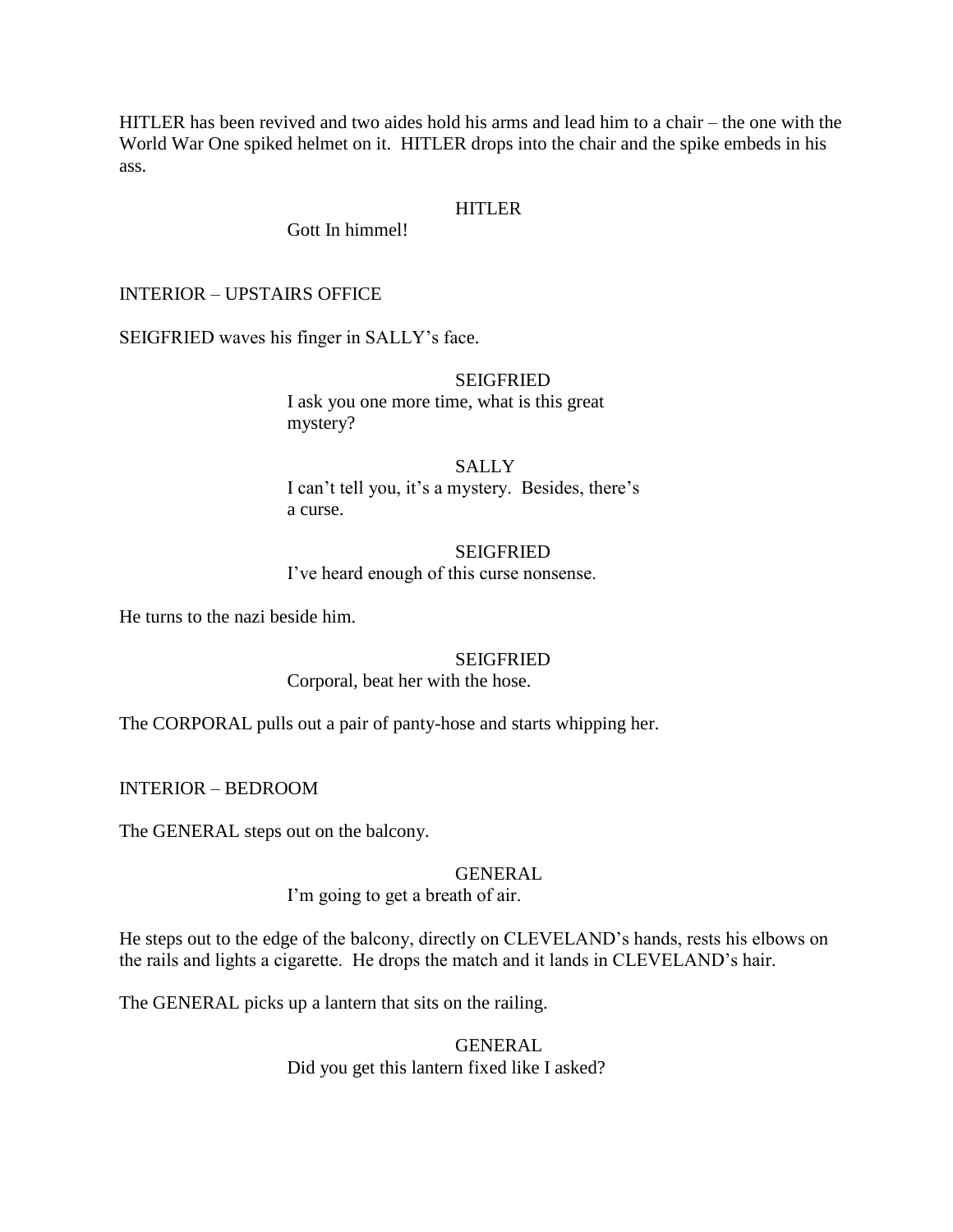HITLER has been revived and two aides hold his arms and lead him to a chair – the one with the World War One spiked helmet on it. HITLER drops into the chair and the spike embeds in his ass.

HITLER

Gott In himmel!

INTERIOR – UPSTAIRS OFFICE

SEIGFRIED waves his finger in SALLY's face.

SEIGFRIED

I ask you one more time, what is this great mystery?

SALLY

I can't tell you, it's a mystery. Besides, there's a curse.

SEIGFRIED

I've heard enough of this curse nonsense.

He turns to the nazi beside him.

SEIGFRIED

Corporal, beat her with the hose.

The CORPORAL pulls out a pair of panty-hose and starts whipping her.

INTERIOR – BEDROOM

The GENERAL steps out on the balcony.

GENERAL

I'm going to get a breath of air.

He steps out to the edge of the balcony, directly on CLEVELAND's hands, rests his elbows on the rails and lights a cigarette. He drops the match and it lands in CLEVELAND's hair.

The GENERAL picks up a lantern that sits on the railing.

GENERAL

Did you get this lantern fixed like I asked?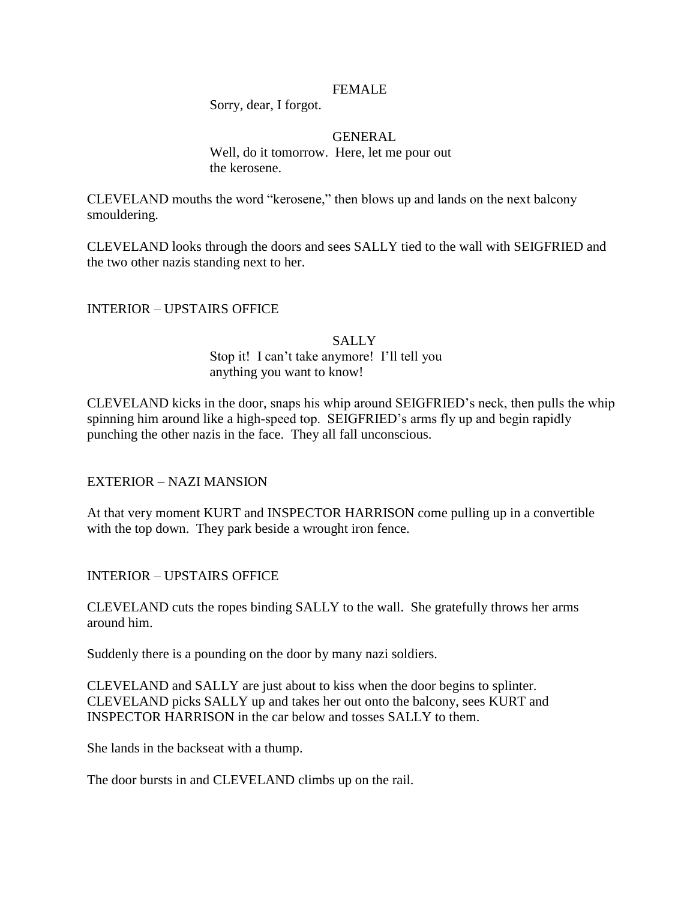FEMALE

Sorry, dear, I forgot.

GENERAL

Well, do it tomorrow. Here, let me pour out the kerosene.

CLEVELAND mouths the word "kerosene," then blows up and lands on the next balcony smouldering.

CLEVELAND looks through the doors and sees SALLY tied to the wall with SEIGFRIED and the two other nazis standing next to her.

INTERIOR – UPSTAIRS OFFICE

SALLY

Stop it! I can't take anymore! I'll tell you anything you want to know!

CLEVELAND kicks in the door, snaps his whip around SEIGFRIED's neck, then pulls the whip spinning him around like a high-speed top. SEIGFRIED's arms fly up and begin rapidly punching the other nazis in the face. They all fall unconscious.

EXTERIOR – NAZI MANSION

At that very moment KURT and INSPECTOR HARRISON come pulling up in a convertible with the top down. They park beside a wrought iron fence.

INTERIOR – UPSTAIRS OFFICE

CLEVELAND cuts the ropes binding SALLY to the wall. She gratefully throws her arms around him.

Suddenly there is a pounding on the door by many nazi soldiers.

CLEVELAND and SALLY are just about to kiss when the door begins to splinter. CLEVELAND picks SALLY up and takes her out onto the balcony, sees KURT and INSPECTOR HARRISON in the car below and tosses SALLY to them.

She lands in the backseat with a thump.

The door bursts in and CLEVELAND climbs up on the rail.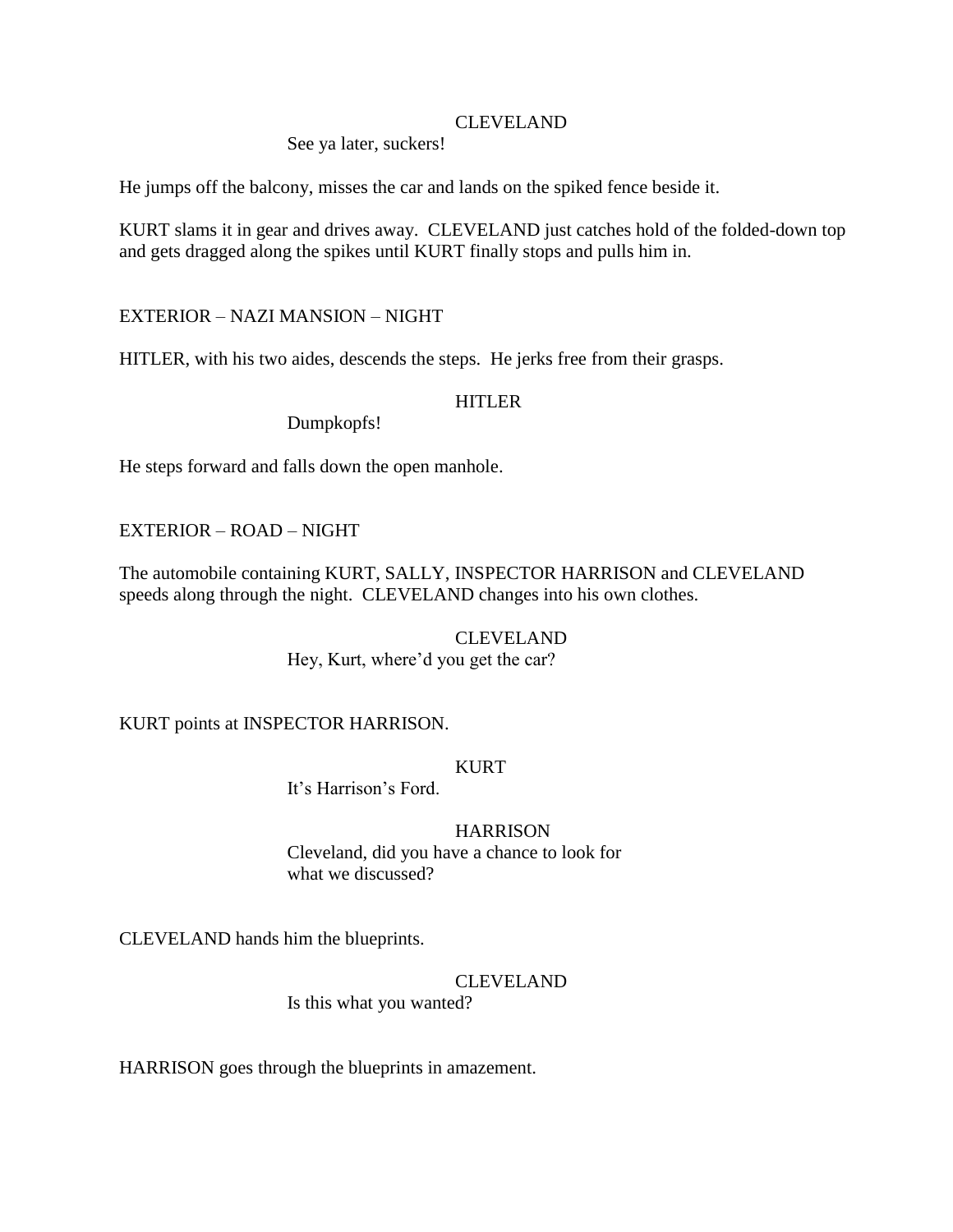CLEVELAND

See ya later, suckers!

He jumps off the balcony, misses the car and lands on the spiked fence beside it.

KURT slams it in gear and drives away. CLEVELAND just catches hold of the folded-down top and gets dragged along the spikes until KURT finally stops and pulls him in.

EXTERIOR – NAZI MANSION – NIGHT

HITLER, with his two aides, descends the steps. He jerks free from their grasps.

HITLER

Dumpkopfs!

He steps forward and falls down the open manhole.

EXTERIOR – ROAD – NIGHT

The automobile containing KURT, SALLY, INSPECTOR HARRISON and CLEVELAND speeds along through the night. CLEVELAND changes into his own clothes.

CLEVELAND

Hey, Kurt, where'd you get the car?

KURT points at INSPECTOR HARRISON.

KURT

It's Harrison's Ford.

HARRISON

Cleveland, did you have a chance to look for what we discussed?

CLEVELAND hands him the blueprints.

CLEVELAND

Is this what you wanted?

HARRISON goes through the blueprints in amazement.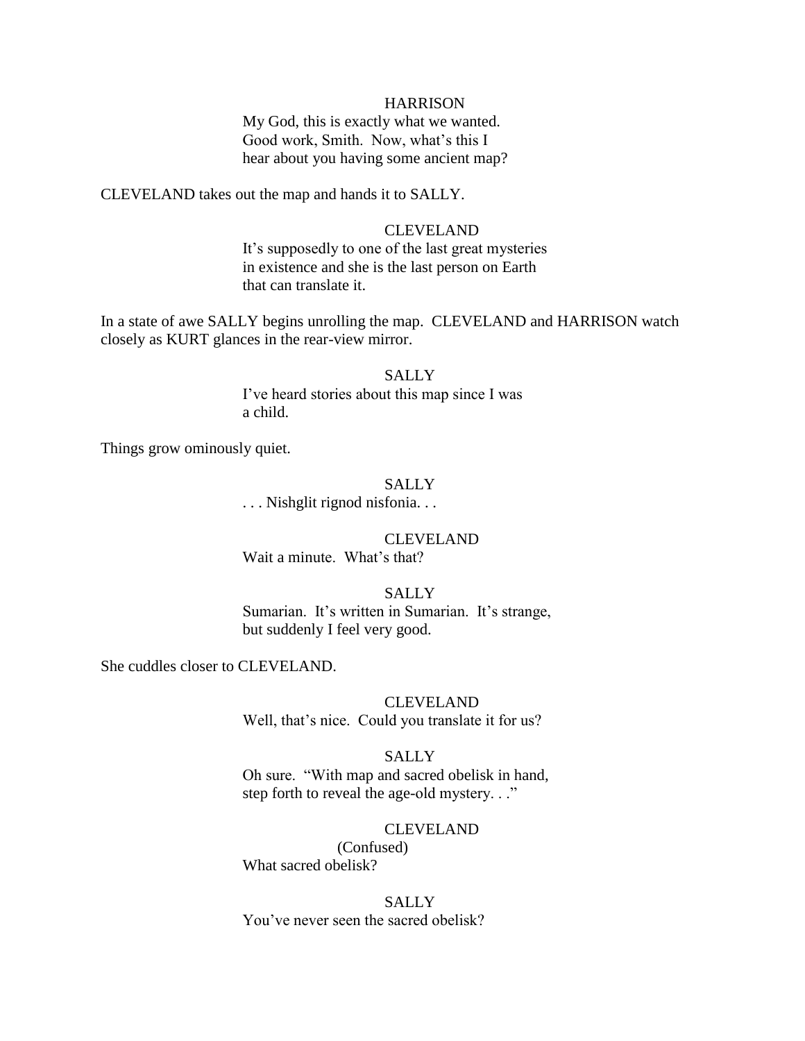HARRISON

My God, this is exactly what we wanted. Good work, Smith. Now, what's this I hear about you having some ancient map?

CLEVELAND takes out the map and hands it to SALLY.

CLEVELAND

It's supposedly to one of the last great mysteries in existence and she is the last person on Earth that can translate it.

In a state of awe SALLY begins unrolling the map. CLEVELAND and HARRISON watch closely as KURT glances in the rear-view mirror.

SALLY

I've heard stories about this map since I was a child.

Things grow ominously quiet.

SALLY

. . . Nishglit rignod nisfonia. . .

CLEVELAND

Wait a minute. What's that?

SALLY

Sumarian. It's written in Sumarian. It's strange, but suddenly I feel very good.

She cuddles closer to CLEVELAND.

CLEVELAND

Well, that's nice. Could you translate it for us?

SALLY

Oh sure. "With map and sacred obelisk in hand, step forth to reveal the age-old mystery. . ."

CLEVELAND

(Confused)

What sacred obelisk?

SALLY

You've never seen the sacred obelisk?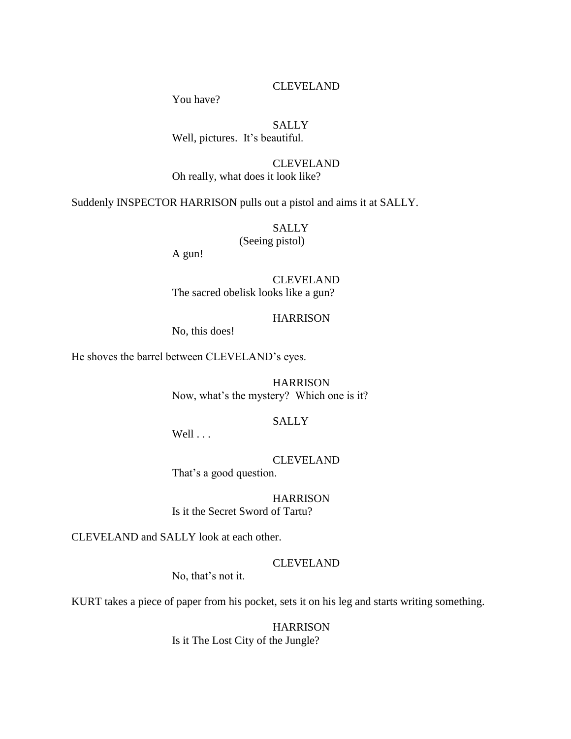CLEVELAND

You have?

SALLY

Well, pictures.  It's beautiful.

CLEVELAND

Oh really, what does it look like?

Suddenly INSPECTOR HARRISON pulls out a pistol and aims it at SALLY.

SALLY

(Seeing pistol)

A gun!

CLEVELAND

The sacred obelisk looks like a gun?

HARRISON

No, this does!

He shoves the barrel between CLEVELAND's eyes.

HARRISON

Now, what's the mystery?  Which one is it?

SALLY

Well . . .

CLEVELAND

That's a good question.

HARRISON

Is it the Secret Sword of Tartu?

CLEVELAND and SALLY look at each other.

CLEVELAND

No, that's not it.

KURT takes a piece of paper from his pocket, sets it on his leg and starts writing something.

HARRISON

Is it The Lost City of the Jungle?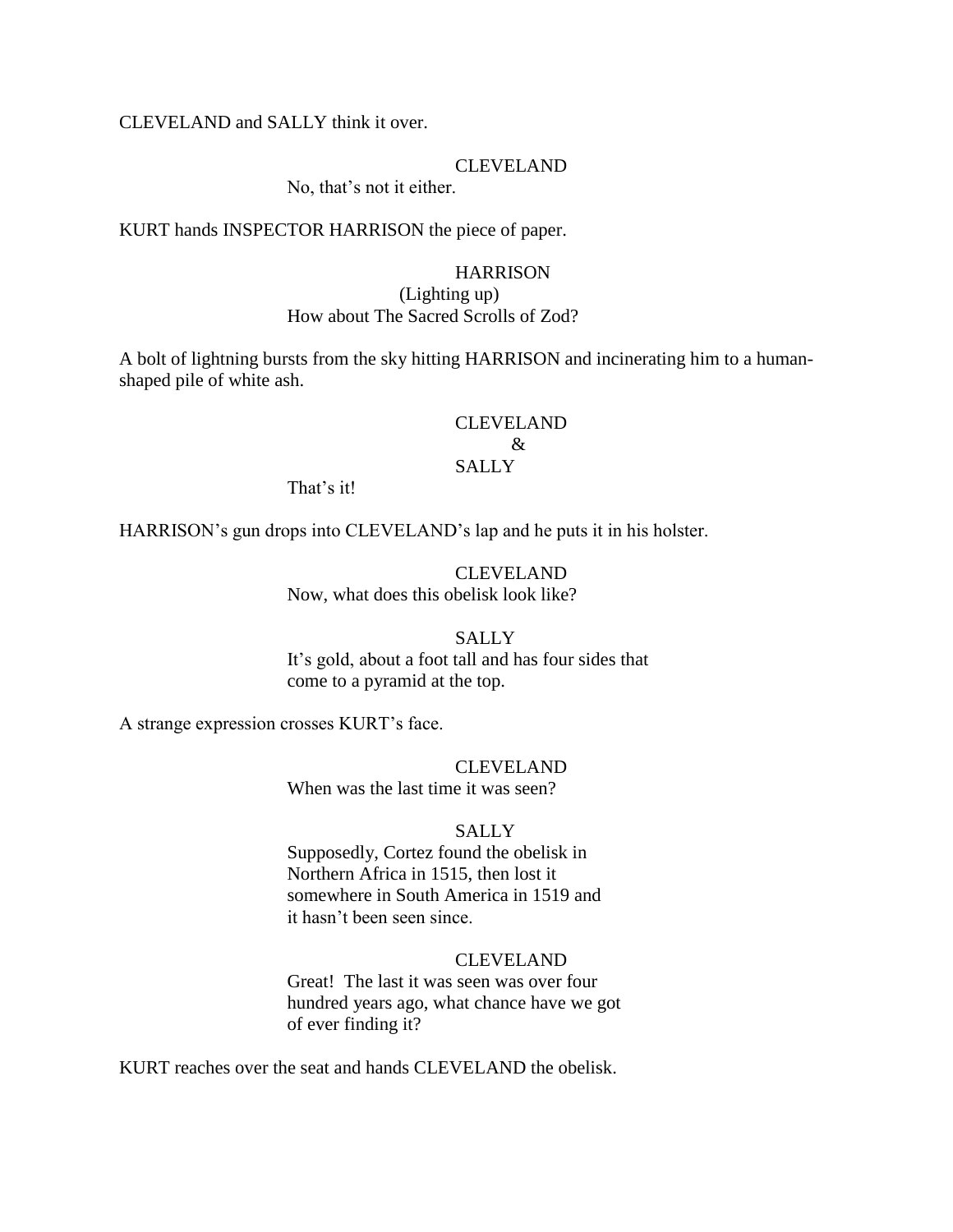CLEVELAND and SALLY think it over.

CLEVELAND
No, that's not it either.

KURT hands INSPECTOR HARRISON the piece of paper.

HARRISON
(Lighting up)
How about The Sacred Scrolls of Zod?

A bolt of lightning bursts from the sky hitting HARRISON and incinerating him to a human-shaped pile of white ash.

CLEVELAND
&
SALLY
That's it!

HARRISON's gun drops into CLEVELAND's lap and he puts it in his holster.

CLEVELAND
Now, what does this obelisk look like?

SALLY
It's gold, about a foot tall and has four sides that come to a pyramid at the top.

A strange expression crosses KURT's face.

CLEVELAND
When was the last time it was seen?

SALLY
Supposedly, Cortez found the obelisk in Northern Africa in 1515, then lost it somewhere in South America in 1519 and it hasn't been seen since.

CLEVELAND
Great! The last it was seen was over four hundred years ago, what chance have we got of ever finding it?

KURT reaches over the seat and hands CLEVELAND the obelisk.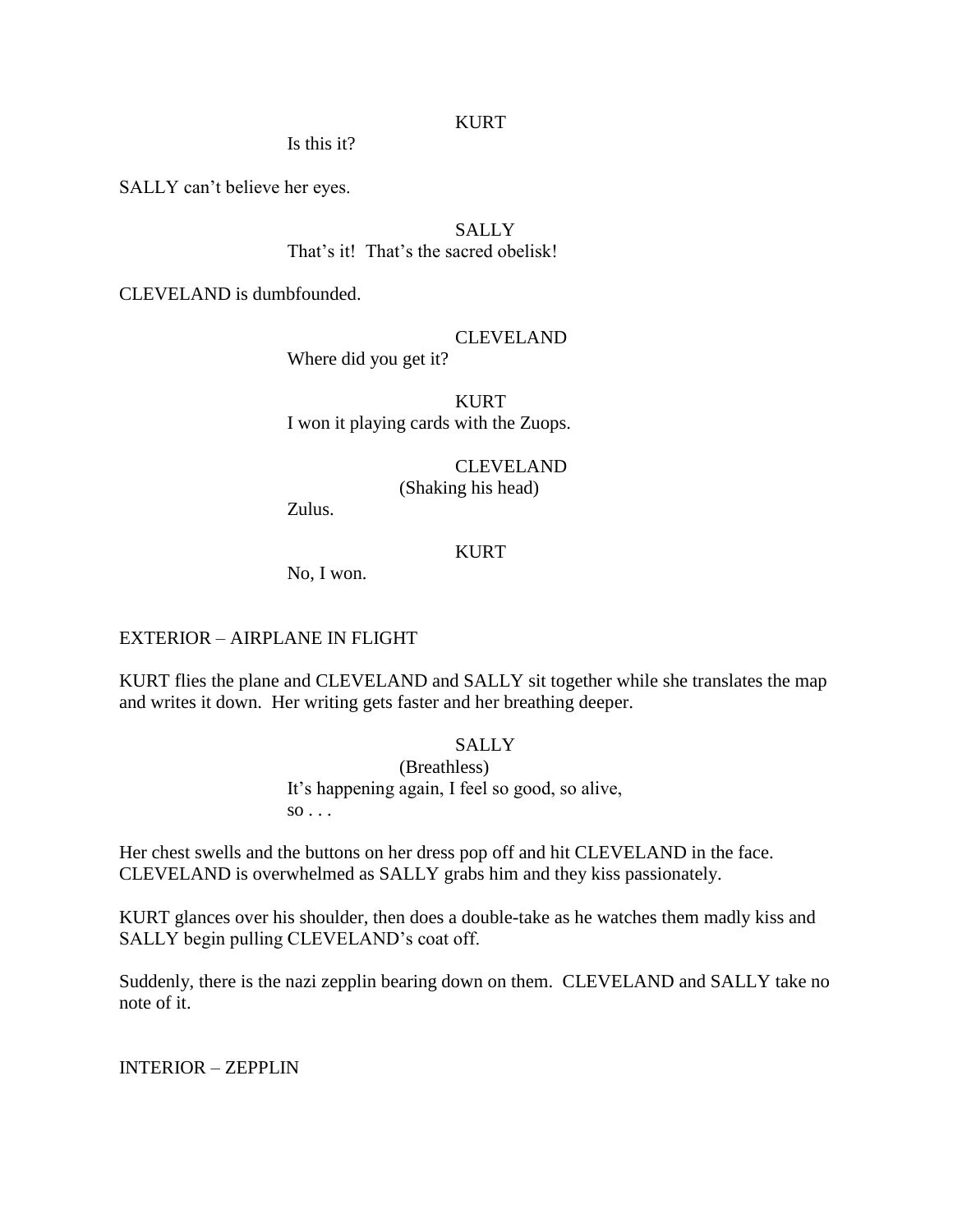KURT

Is this it?

SALLY can't believe her eyes.

SALLY

That's it!  That's the sacred obelisk!

CLEVELAND is dumbfounded.

CLEVELAND

Where did you get it?

KURT

I won it playing cards with the Zuops.

CLEVELAND

(Shaking his head)

Zulus.

KURT

No, I won.

EXTERIOR – AIRPLANE IN FLIGHT

KURT flies the plane and CLEVELAND and SALLY sit together while she translates the map and writes it down.  Her writing gets faster and her breathing deeper.

SALLY

(Breathless)

It's happening again, I feel so good, so alive, so . . .

Her chest swells and the buttons on her dress pop off and hit CLEVELAND in the face.  CLEVELAND is overwhelmed as SALLY grabs him and they kiss passionately.

KURT glances over his shoulder, then does a double-take as he watches them madly kiss and SALLY begin pulling CLEVELAND's coat off.

Suddenly, there is the nazi zepplin bearing down on them.  CLEVELAND and SALLY take no note of it.

INTERIOR – ZEPPLIN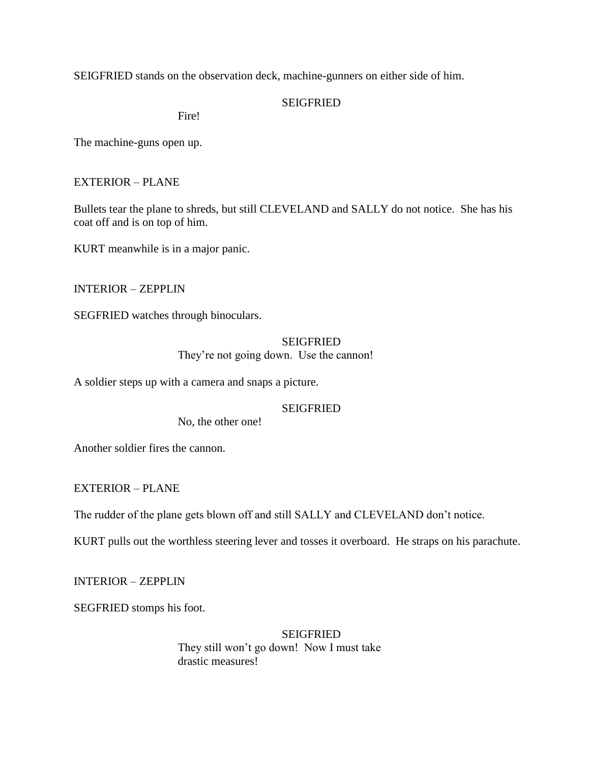SEIGFRIED stands on the observation deck, machine-gunners on either side of him.

SEIGFRIED

Fire!

The machine-guns open up.

EXTERIOR – PLANE

Bullets tear the plane to shreds, but still CLEVELAND and SALLY do not notice. She has his coat off and is on top of him.

KURT meanwhile is in a major panic.

INTERIOR – ZEPPLIN

SEGFRIED watches through binoculars.

SEIGFRIED

They're not going down. Use the cannon!

A soldier steps up with a camera and snaps a picture.

SEIGFRIED

No, the other one!

Another soldier fires the cannon.

EXTERIOR – PLANE

The rudder of the plane gets blown off and still SALLY and CLEVELAND don't notice.

KURT pulls out the worthless steering lever and tosses it overboard. He straps on his parachute.

INTERIOR – ZEPPLIN

SEGFRIED stomps his foot.

SEIGFRIED

They still won't go down! Now I must take drastic measures!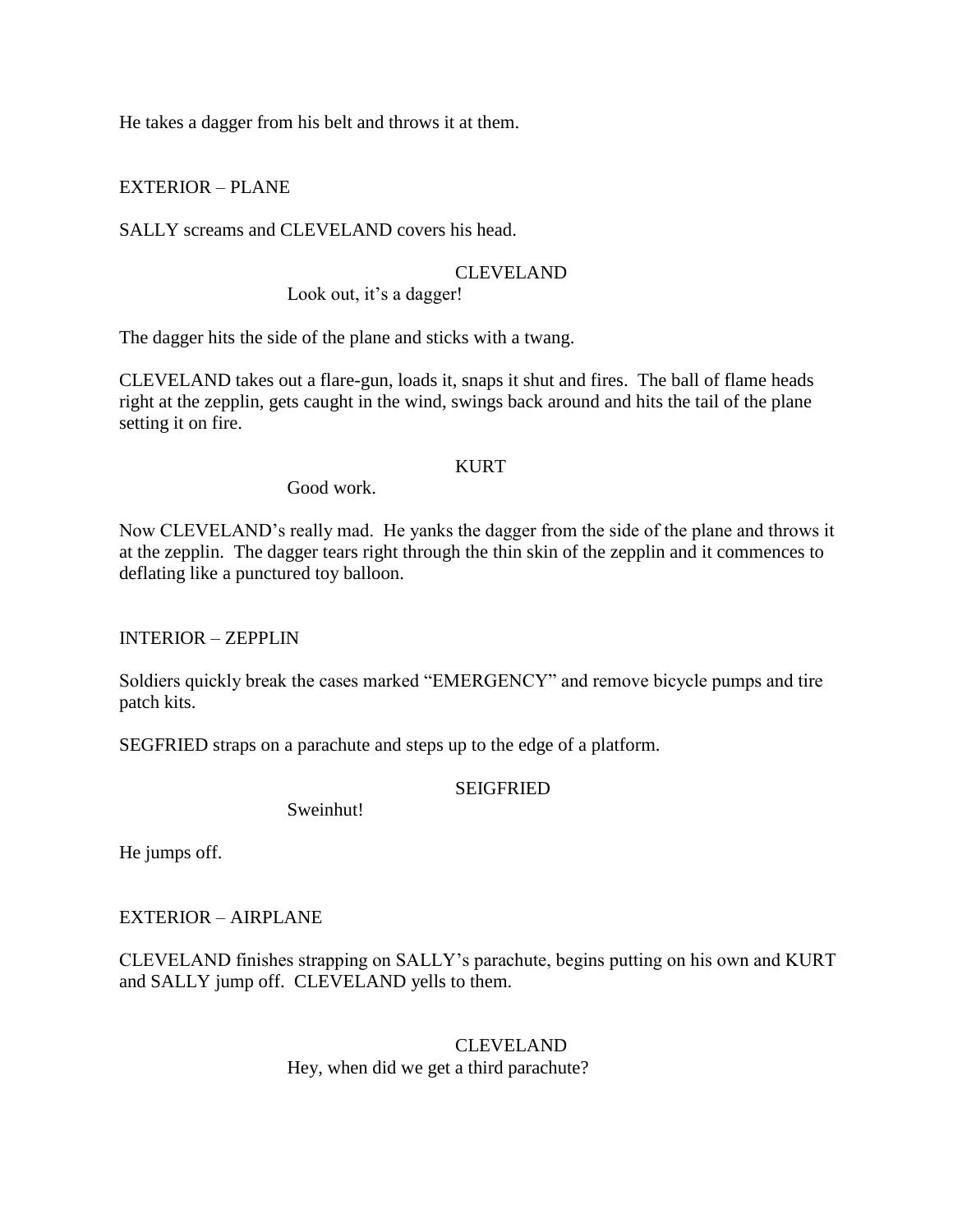He takes a dagger from his belt and throws it at them.

EXTERIOR – PLANE

SALLY screams and CLEVELAND covers his head.

CLEVELAND
Look out, it's a dagger!

The dagger hits the side of the plane and sticks with a twang.

CLEVELAND takes out a flare-gun, loads it, snaps it shut and fires. The ball of flame heads right at the zepplin, gets caught in the wind, swings back around and hits the tail of the plane setting it on fire.

KURT
Good work.

Now CLEVELAND's really mad. He yanks the dagger from the side of the plane and throws it at the zepplin. The dagger tears right through the thin skin of the zepplin and it commences to deflating like a punctured toy balloon.

INTERIOR – ZEPPLIN

Soldiers quickly break the cases marked "EMERGENCY" and remove bicycle pumps and tire patch kits.

SEGFRIED straps on a parachute and steps up to the edge of a platform.

SEIGFRIED
Sweinhut!

He jumps off.

EXTERIOR – AIRPLANE

CLEVELAND finishes strapping on SALLY's parachute, begins putting on his own and KURT and SALLY jump off. CLEVELAND yells to them.

CLEVELAND
Hey, when did we get a third parachute?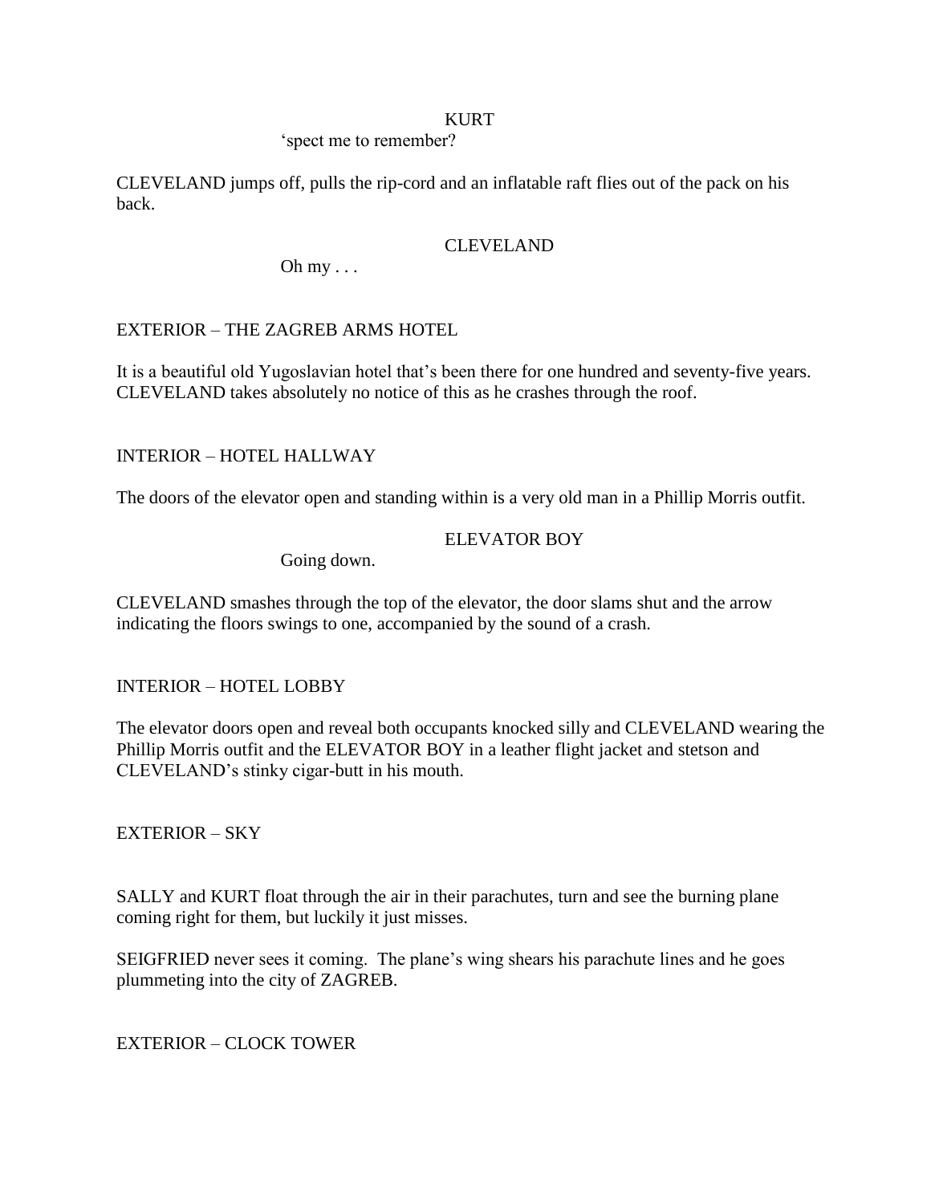KURT

'spect me to remember?

CLEVELAND jumps off, pulls the rip-cord and an inflatable raft flies out of the pack on his back.

CLEVELAND

Oh my . . .

EXTERIOR – THE ZAGREB ARMS HOTEL

It is a beautiful old Yugoslavian hotel that's been there for one hundred and seventy-five years. CLEVELAND takes absolutely no notice of this as he crashes through the roof.

INTERIOR – HOTEL HALLWAY

The doors of the elevator open and standing within is a very old man in a Phillip Morris outfit.

ELEVATOR BOY

Going down.

CLEVELAND smashes through the top of the elevator, the door slams shut and the arrow indicating the floors swings to one, accompanied by the sound of a crash.

INTERIOR – HOTEL LOBBY

The elevator doors open and reveal both occupants knocked silly and CLEVELAND wearing the Phillip Morris outfit and the ELEVATOR BOY in a leather flight jacket and stetson and CLEVELAND's stinky cigar-butt in his mouth.

EXTERIOR – SKY

SALLY and KURT float through the air in their parachutes, turn and see the burning plane coming right for them, but luckily it just misses.

SEIGFRIED never sees it coming. The plane's wing shears his parachute lines and he goes plummeting into the city of ZAGREB.

EXTERIOR – CLOCK TOWER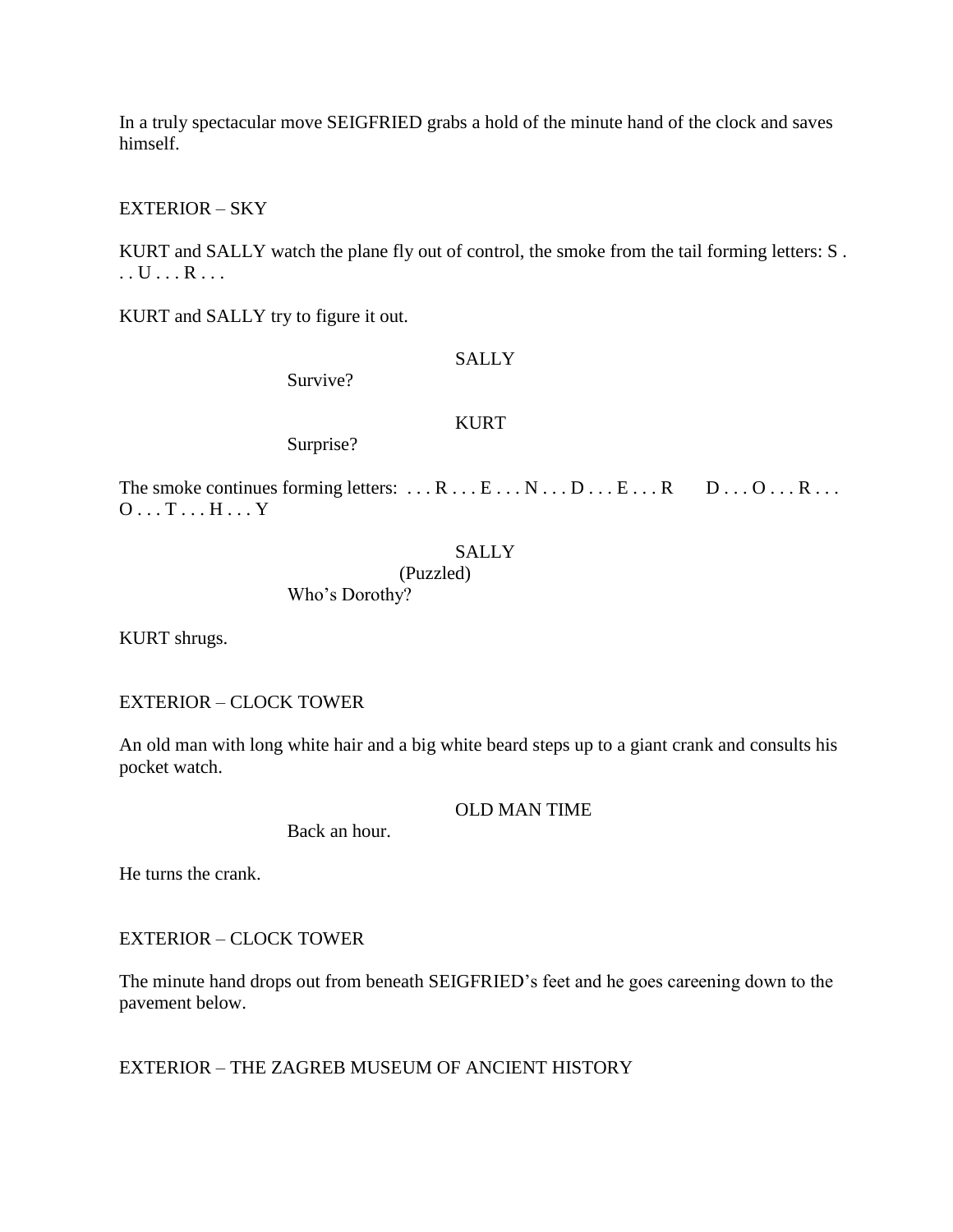In a truly spectacular move SEIGFRIED grabs a hold of the minute hand of the clock and saves himself.

EXTERIOR – SKY

KURT and SALLY watch the plane fly out of control, the smoke from the tail forming letters: S . . . U . . . R . . .

KURT and SALLY try to figure it out.

SALLY

Survive?

KURT

Surprise?

The smoke continues forming letters: . . . R . . . E . . . N . . . D . . . E . . . R D . . . O . . . R . . . O . . . T . . . H . . . Y

SALLY

(Puzzled)

Who's Dorothy?

KURT shrugs.

EXTERIOR – CLOCK TOWER

An old man with long white hair and a big white beard steps up to a giant crank and consults his pocket watch.

OLD MAN TIME

Back an hour.

He turns the crank.

EXTERIOR – CLOCK TOWER

The minute hand drops out from beneath SEIGFRIED's feet and he goes careening down to the pavement below.

EXTERIOR – THE ZAGREB MUSEUM OF ANCIENT HISTORY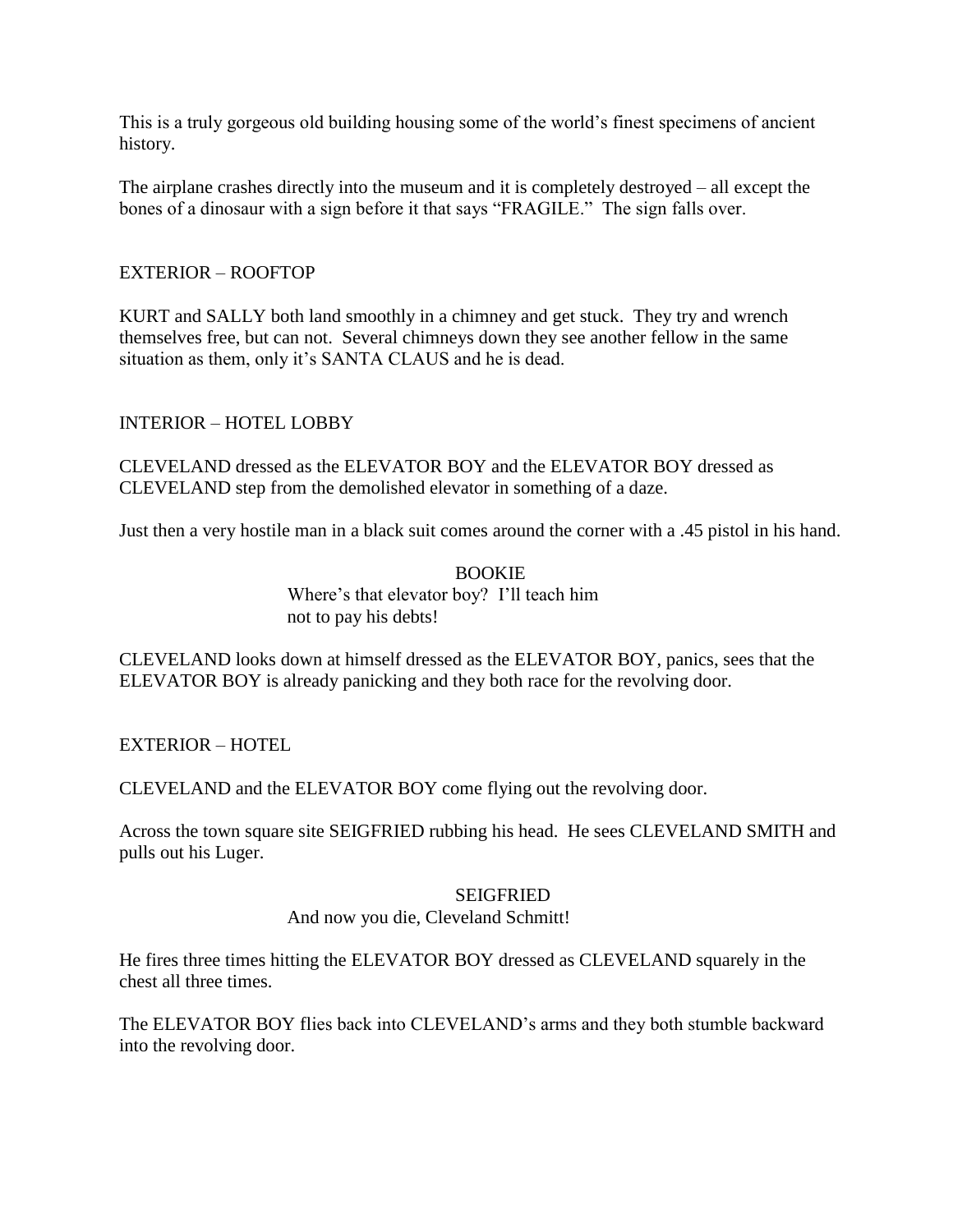This is a truly gorgeous old building housing some of the world's finest specimens of ancient history.

The airplane crashes directly into the museum and it is completely destroyed – all except the bones of a dinosaur with a sign before it that says "FRAGILE." The sign falls over.

EXTERIOR – ROOFTOP

KURT and SALLY both land smoothly in a chimney and get stuck. They try and wrench themselves free, but can not. Several chimneys down they see another fellow in the same situation as them, only it's SANTA CLAUS and he is dead.

INTERIOR – HOTEL LOBBY

CLEVELAND dressed as the ELEVATOR BOY and the ELEVATOR BOY dressed as CLEVELAND step from the demolished elevator in something of a daze.

Just then a very hostile man in a black suit comes around the corner with a .45 pistol in his hand.

BOOKIE

Where's that elevator boy? I'll teach him not to pay his debts!

CLEVELAND looks down at himself dressed as the ELEVATOR BOY, panics, sees that the ELEVATOR BOY is already panicking and they both race for the revolving door.

EXTERIOR – HOTEL

CLEVELAND and the ELEVATOR BOY come flying out the revolving door.

Across the town square site SEIGFRIED rubbing his head. He sees CLEVELAND SMITH and pulls out his Luger.

SEIGFRIED

And now you die, Cleveland Schmitt!

He fires three times hitting the ELEVATOR BOY dressed as CLEVELAND squarely in the chest all three times.

The ELEVATOR BOY flies back into CLEVELAND's arms and they both stumble backward into the revolving door.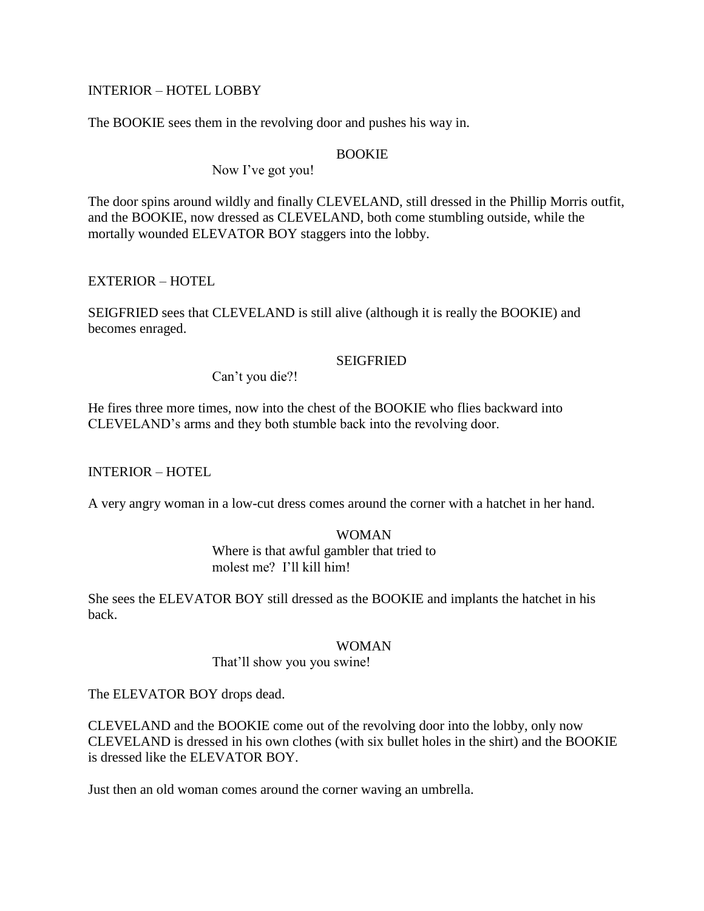INTERIOR – HOTEL LOBBY

The BOOKIE sees them in the revolving door and pushes his way in.

BOOKIE

Now I've got you!

The door spins around wildly and finally CLEVELAND, still dressed in the Phillip Morris outfit, and the BOOKIE, now dressed as CLEVELAND, both come stumbling outside, while the mortally wounded ELEVATOR BOY staggers into the lobby.

EXTERIOR – HOTEL

SEIGFRIED sees that CLEVELAND is still alive (although it is really the BOOKIE) and becomes enraged.

SEIGFRIED

Can't you die?!

He fires three more times, now into the chest of the BOOKIE who flies backward into CLEVELAND's arms and they both stumble back into the revolving door.

INTERIOR – HOTEL

A very angry woman in a low-cut dress comes around the corner with a hatchet in her hand.

WOMAN

Where is that awful gambler that tried to molest me? I'll kill him!

She sees the ELEVATOR BOY still dressed as the BOOKIE and implants the hatchet in his back.

WOMAN

That'll show you you swine!

The ELEVATOR BOY drops dead.

CLEVELAND and the BOOKIE come out of the revolving door into the lobby, only now CLEVELAND is dressed in his own clothes (with six bullet holes in the shirt) and the BOOKIE is dressed like the ELEVATOR BOY.

Just then an old woman comes around the corner waving an umbrella.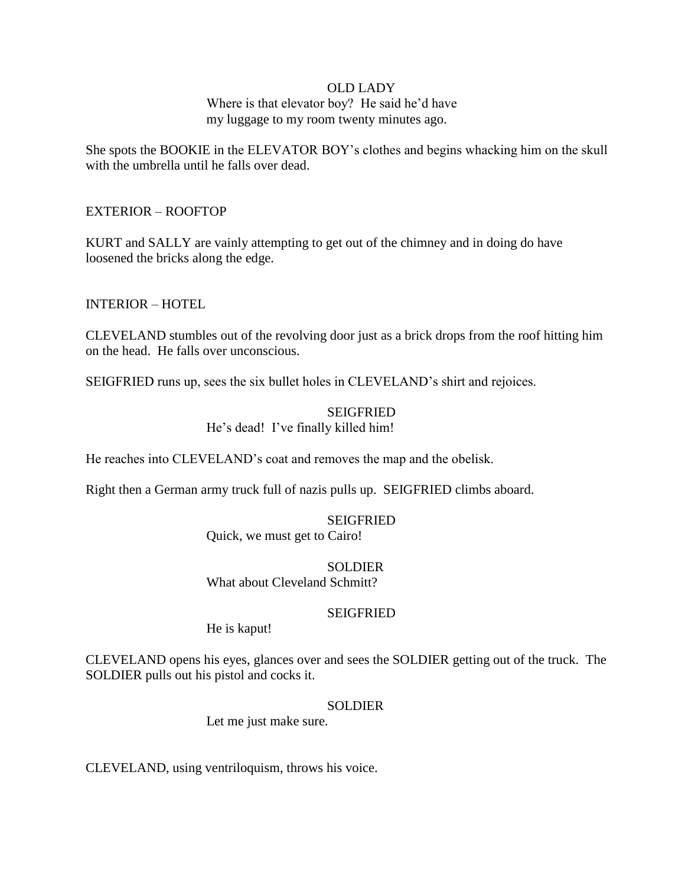OLD LADY

Where is that elevator boy? He said he'd have my luggage to my room twenty minutes ago.

She spots the BOOKIE in the ELEVATOR BOY's clothes and begins whacking him on the skull with the umbrella until he falls over dead.

EXTERIOR – ROOFTOP

KURT and SALLY are vainly attempting to get out of the chimney and in doing do have loosened the bricks along the edge.

INTERIOR – HOTEL

CLEVELAND stumbles out of the revolving door just as a brick drops from the roof hitting him on the head. He falls over unconscious.

SEIGFRIED runs up, sees the six bullet holes in CLEVELAND's shirt and rejoices.

SEIGFRIED

He's dead! I've finally killed him!

He reaches into CLEVELAND's coat and removes the map and the obelisk.

Right then a German army truck full of nazis pulls up. SEIGFRIED climbs aboard.

SEIGFRIED

Quick, we must get to Cairo!

SOLDIER

What about Cleveland Schmitt?

SEIGFRIED

He is kaput!

CLEVELAND opens his eyes, glances over and sees the SOLDIER getting out of the truck. The SOLDIER pulls out his pistol and cocks it.

SOLDIER

Let me just make sure.

CLEVELAND, using ventriloquism, throws his voice.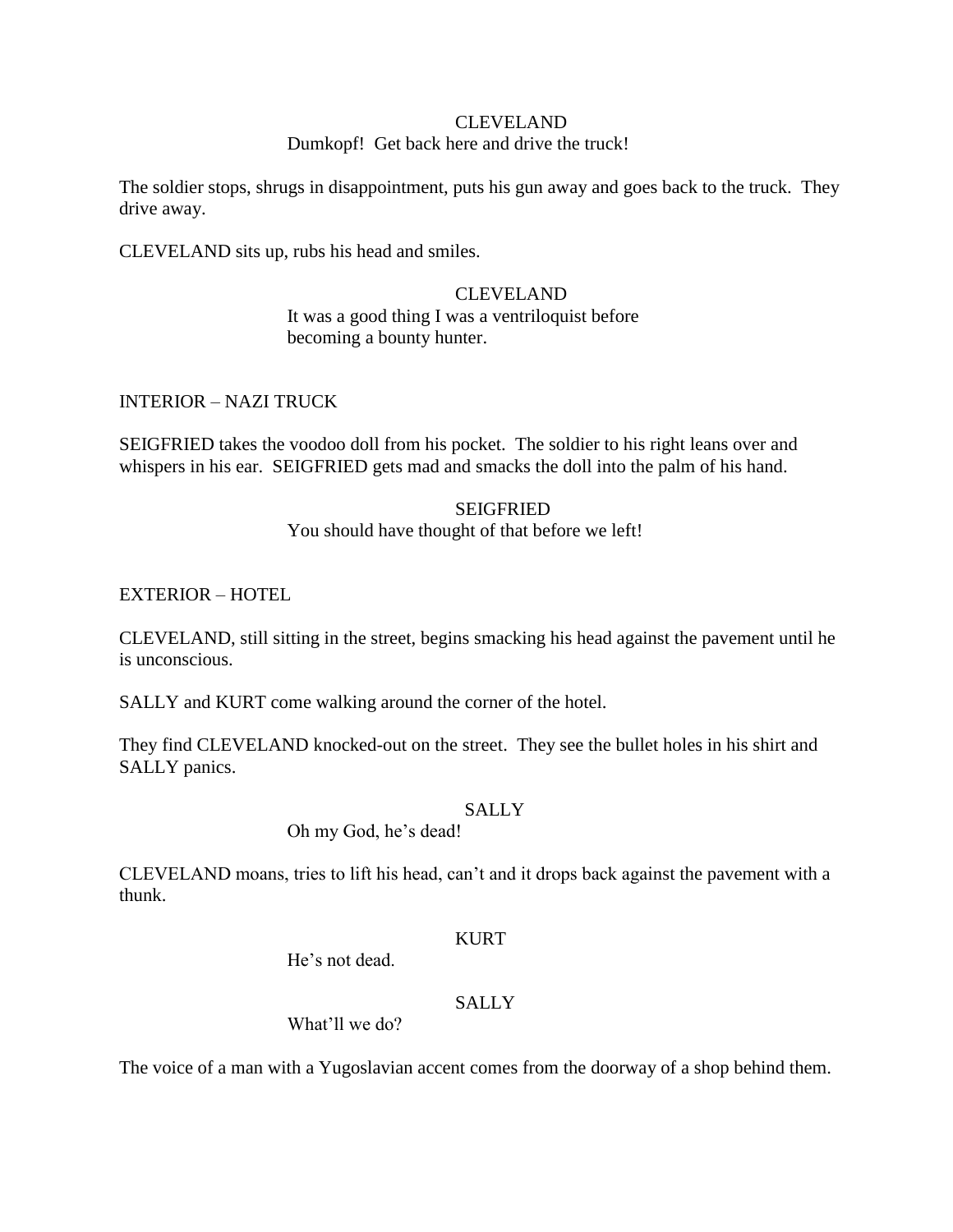CLEVELAND
Dumkopf!  Get back here and drive the truck!

The soldier stops, shrugs in disappointment, puts his gun away and goes back to the truck.  They drive away.

CLEVELAND sits up, rubs his head and smiles.

CLEVELAND
It was a good thing I was a ventriloquist before becoming a bounty hunter.

INTERIOR – NAZI TRUCK

SEIGFRIED takes the voodoo doll from his pocket.  The soldier to his right leans over and whispers in his ear.  SEIGFRIED gets mad and smacks the doll into the palm of his hand.

SEIGFRIED
You should have thought of that before we left!

EXTERIOR – HOTEL

CLEVELAND, still sitting in the street, begins smacking his head against the pavement until he is unconscious.

SALLY and KURT come walking around the corner of the hotel.

They find CLEVELAND knocked-out on the street.  They see the bullet holes in his shirt and SALLY panics.

SALLY
Oh my God, he's dead!

CLEVELAND moans, tries to lift his head, can't and it drops back against the pavement with a thunk.

KURT
He's not dead.

SALLY
What'll we do?

The voice of a man with a Yugoslavian accent comes from the doorway of a shop behind them.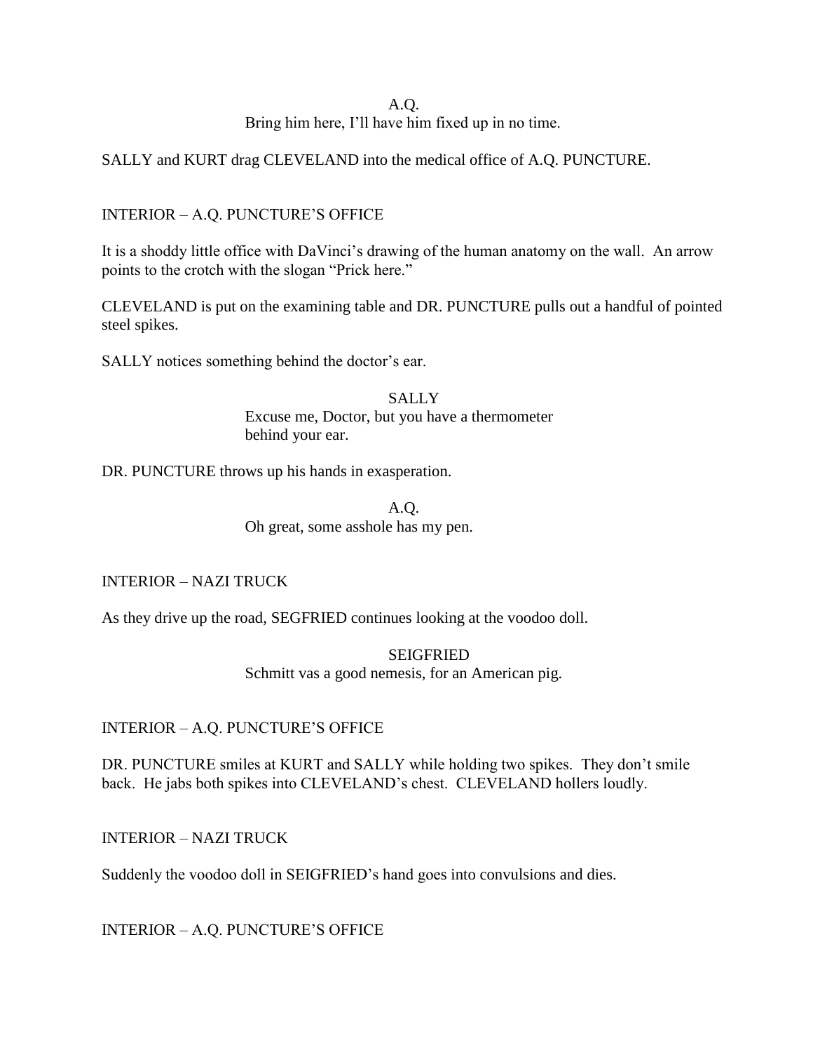A.Q.
Bring him here, I'll have him fixed up in no time.

SALLY and KURT drag CLEVELAND into the medical office of A.Q. PUNCTURE.

INTERIOR – A.Q. PUNCTURE'S OFFICE

It is a shoddy little office with DaVinci's drawing of the human anatomy on the wall. An arrow points to the crotch with the slogan "Prick here."

CLEVELAND is put on the examining table and DR. PUNCTURE pulls out a handful of pointed steel spikes.

SALLY notices something behind the doctor's ear.

SALLY
Excuse me, Doctor, but you have a thermometer behind your ear.

DR. PUNCTURE throws up his hands in exasperation.

A.Q.
Oh great, some asshole has my pen.

INTERIOR – NAZI TRUCK

As they drive up the road, SEGFRIED continues looking at the voodoo doll.

SEIGFRIED
Schmitt vas a good nemesis, for an American pig.

INTERIOR – A.Q. PUNCTURE'S OFFICE

DR. PUNCTURE smiles at KURT and SALLY while holding two spikes. They don't smile back. He jabs both spikes into CLEVELAND's chest. CLEVELAND hollers loudly.

INTERIOR – NAZI TRUCK

Suddenly the voodoo doll in SEIGFRIED's hand goes into convulsions and dies.

INTERIOR – A.Q. PUNCTURE'S OFFICE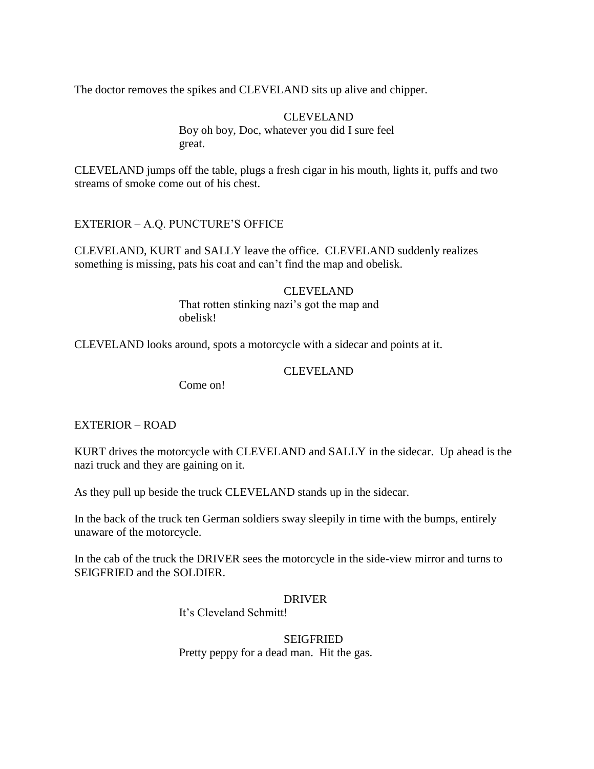The doctor removes the spikes and CLEVELAND sits up alive and chipper.

CLEVELAND
Boy oh boy, Doc, whatever you did I sure feel great.

CLEVELAND jumps off the table, plugs a fresh cigar in his mouth, lights it, puffs and two streams of smoke come out of his chest.

EXTERIOR – A.Q. PUNCTURE'S OFFICE

CLEVELAND, KURT and SALLY leave the office. CLEVELAND suddenly realizes something is missing, pats his coat and can't find the map and obelisk.

CLEVELAND
That rotten stinking nazi's got the map and obelisk!

CLEVELAND looks around, spots a motorcycle with a sidecar and points at it.

CLEVELAND
Come on!

EXTERIOR – ROAD

KURT drives the motorcycle with CLEVELAND and SALLY in the sidecar. Up ahead is the nazi truck and they are gaining on it.

As they pull up beside the truck CLEVELAND stands up in the sidecar.

In the back of the truck ten German soldiers sway sleepily in time with the bumps, entirely unaware of the motorcycle.

In the cab of the truck the DRIVER sees the motorcycle in the side-view mirror and turns to SEIGFRIED and the SOLDIER.

DRIVER
It's Cleveland Schmitt!

SEIGFRIED
Pretty peppy for a dead man. Hit the gas.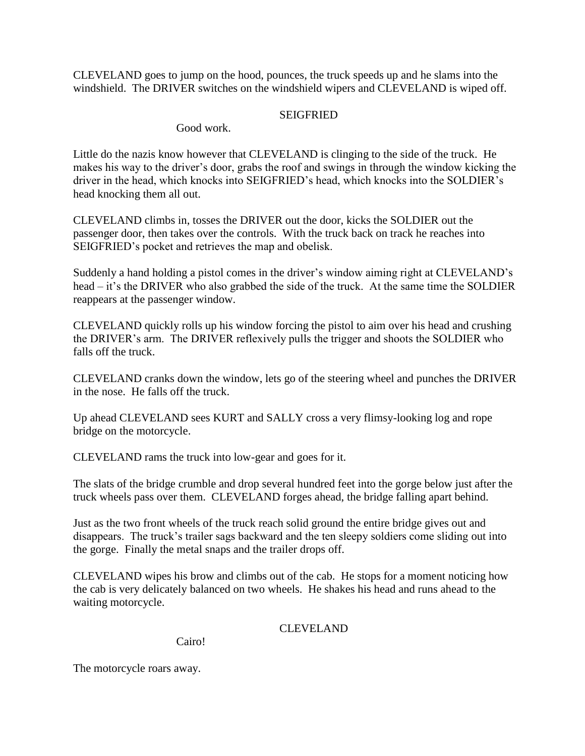CLEVELAND goes to jump on the hood, pounces, the truck speeds up and he slams into the windshield. The DRIVER switches on the windshield wipers and CLEVELAND is wiped off.

SEIGFRIED

Good work.

Little do the nazis know however that CLEVELAND is clinging to the side of the truck. He makes his way to the driver's door, grabs the roof and swings in through the window kicking the driver in the head, which knocks into SEIGFRIED's head, which knocks into the SOLDIER's head knocking them all out.

CLEVELAND climbs in, tosses the DRIVER out the door, kicks the SOLDIER out the passenger door, then takes over the controls. With the truck back on track he reaches into SEIGFRIED's pocket and retrieves the map and obelisk.

Suddenly a hand holding a pistol comes in the driver's window aiming right at CLEVELAND's head – it's the DRIVER who also grabbed the side of the truck. At the same time the SOLDIER reappears at the passenger window.

CLEVELAND quickly rolls up his window forcing the pistol to aim over his head and crushing the DRIVER's arm. The DRIVER reflexively pulls the trigger and shoots the SOLDIER who falls off the truck.

CLEVELAND cranks down the window, lets go of the steering wheel and punches the DRIVER in the nose. He falls off the truck.

Up ahead CLEVELAND sees KURT and SALLY cross a very flimsy-looking log and rope bridge on the motorcycle.

CLEVELAND rams the truck into low-gear and goes for it.

The slats of the bridge crumble and drop several hundred feet into the gorge below just after the truck wheels pass over them. CLEVELAND forges ahead, the bridge falling apart behind.

Just as the two front wheels of the truck reach solid ground the entire bridge gives out and disappears. The truck's trailer sags backward and the ten sleepy soldiers come sliding out into the gorge. Finally the metal snaps and the trailer drops off.

CLEVELAND wipes his brow and climbs out of the cab. He stops for a moment noticing how the cab is very delicately balanced on two wheels. He shakes his head and runs ahead to the waiting motorcycle.

CLEVELAND

Cairo!

The motorcycle roars away.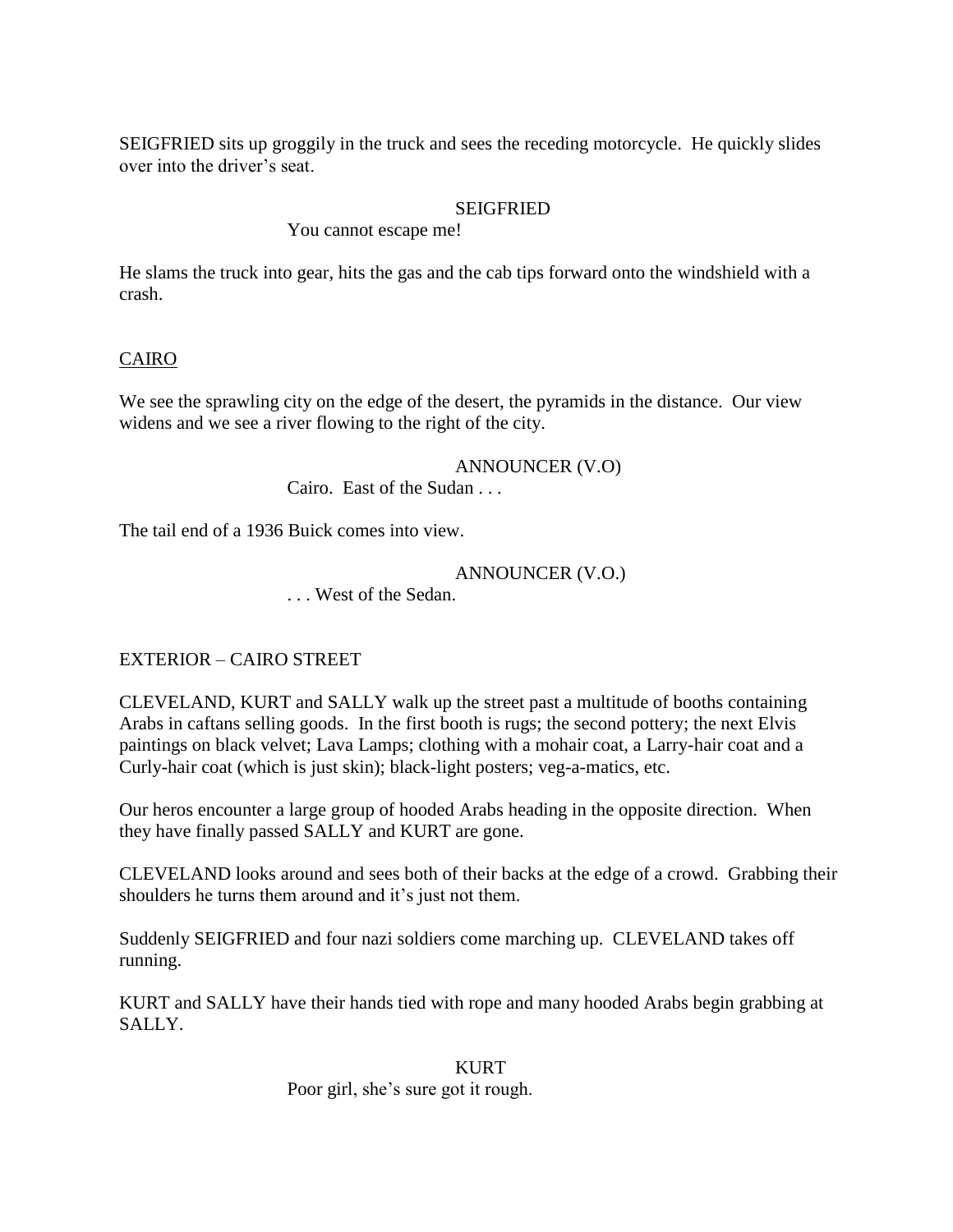SEIGFRIED sits up groggily in the truck and sees the receding motorcycle. He quickly slides over into the driver's seat.

SEIGFRIED

You cannot escape me!

He slams the truck into gear, hits the gas and the cab tips forward onto the windshield with a crash.

CAIRO

We see the sprawling city on the edge of the desert, the pyramids in the distance. Our view widens and we see a river flowing to the right of the city.

ANNOUNCER (V.O)

Cairo. East of the Sudan . . .

The tail end of a 1936 Buick comes into view.

ANNOUNCER (V.O.)

. . . West of the Sedan.

EXTERIOR – CAIRO STREET

CLEVELAND, KURT and SALLY walk up the street past a multitude of booths containing Arabs in caftans selling goods. In the first booth is rugs; the second pottery; the next Elvis paintings on black velvet; Lava Lamps; clothing with a mohair coat, a Larry-hair coat and a Curly-hair coat (which is just skin); black-light posters; veg-a-matics, etc.

Our heros encounter a large group of hooded Arabs heading in the opposite direction. When they have finally passed SALLY and KURT are gone.

CLEVELAND looks around and sees both of their backs at the edge of a crowd. Grabbing their shoulders he turns them around and it's just not them.

Suddenly SEIGFRIED and four nazi soldiers come marching up. CLEVELAND takes off running.

KURT and SALLY have their hands tied with rope and many hooded Arabs begin grabbing at SALLY.

KURT

Poor girl, she's sure got it rough.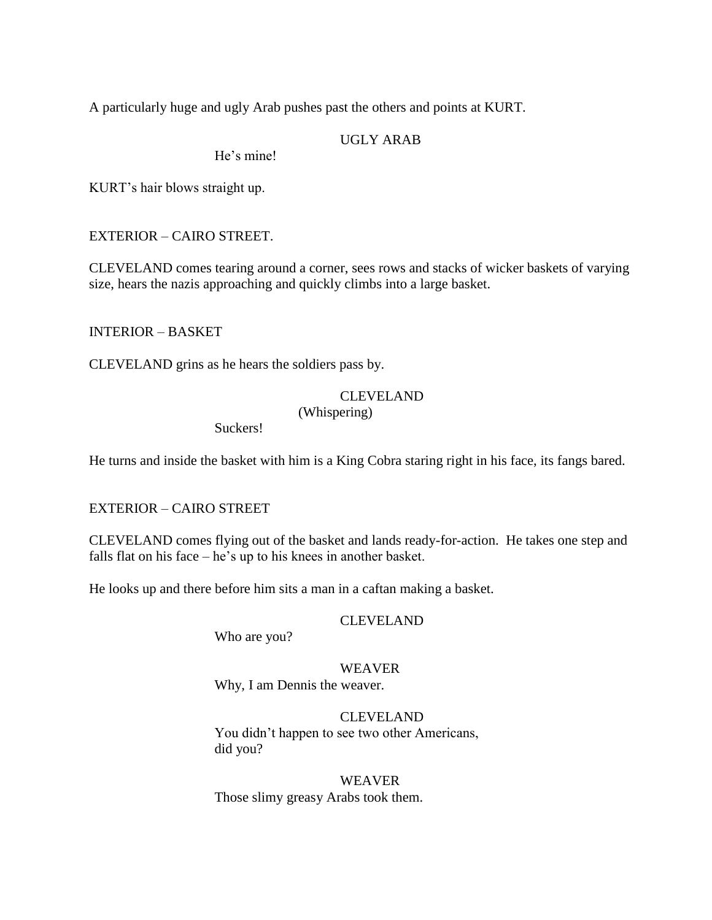A particularly huge and ugly Arab pushes past the others and points at KURT.

UGLY ARAB

He's mine!

KURT's hair blows straight up.

EXTERIOR – CAIRO STREET.

CLEVELAND comes tearing around a corner, sees rows and stacks of wicker baskets of varying size, hears the nazis approaching and quickly climbs into a large basket.

INTERIOR – BASKET

CLEVELAND grins as he hears the soldiers pass by.

CLEVELAND

(Whispering)

Suckers!

He turns and inside the basket with him is a King Cobra staring right in his face, its fangs bared.

EXTERIOR – CAIRO STREET

CLEVELAND comes flying out of the basket and lands ready-for-action. He takes one step and falls flat on his face – he's up to his knees in another basket.

He looks up and there before him sits a man in a caftan making a basket.

CLEVELAND

Who are you?

WEAVER

Why, I am Dennis the weaver.

CLEVELAND

You didn't happen to see two other Americans, did you?

WEAVER

Those slimy greasy Arabs took them.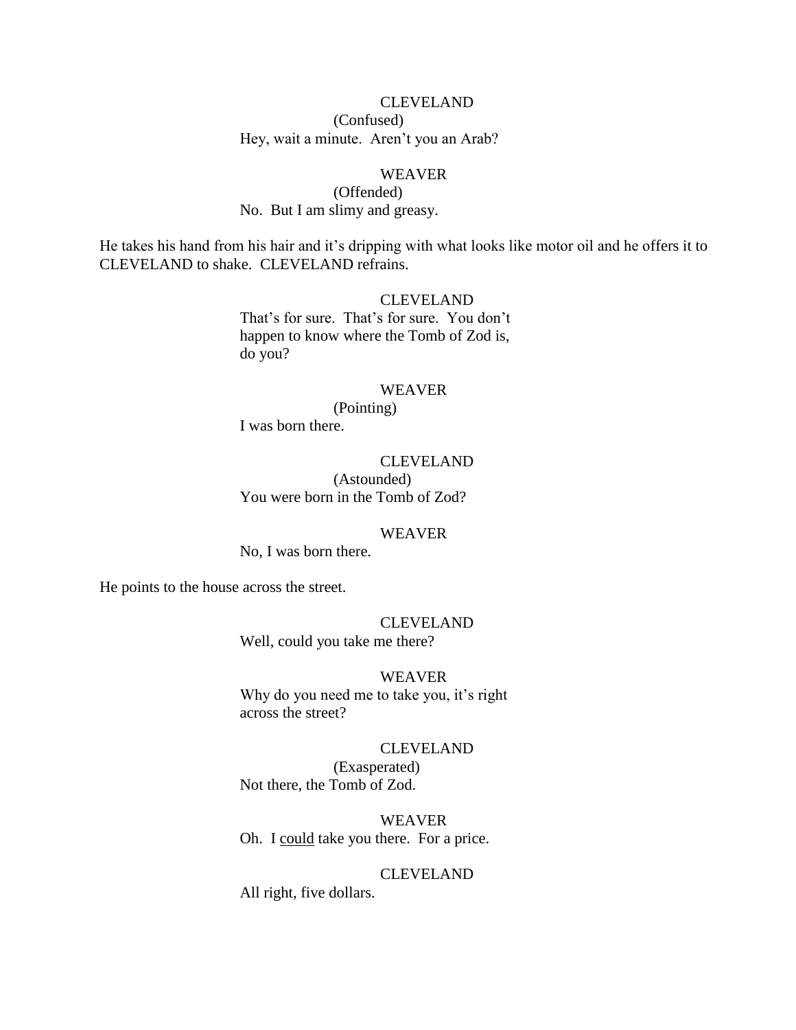CLEVELAND

(Confused)

Hey, wait a minute. Aren't you an Arab?

WEAVER

(Offended)

No. But I am slimy and greasy.

He takes his hand from his hair and it's dripping with what looks like motor oil and he offers it to CLEVELAND to shake. CLEVELAND refrains.

CLEVELAND

That's for sure. That's for sure. You don't happen to know where the Tomb of Zod is, do you?

WEAVER

(Pointing)

I was born there.

CLEVELAND

(Astounded)

You were born in the Tomb of Zod?

WEAVER

No, I was born there.

He points to the house across the street.

CLEVELAND

Well, could you take me there?

WEAVER

Why do you need me to take you, it's right across the street?

CLEVELAND

(Exasperated)

Not there, the Tomb of Zod.

WEAVER

Oh. I <u>could</u> take you there. For a price.

CLEVELAND

All right, five dollars.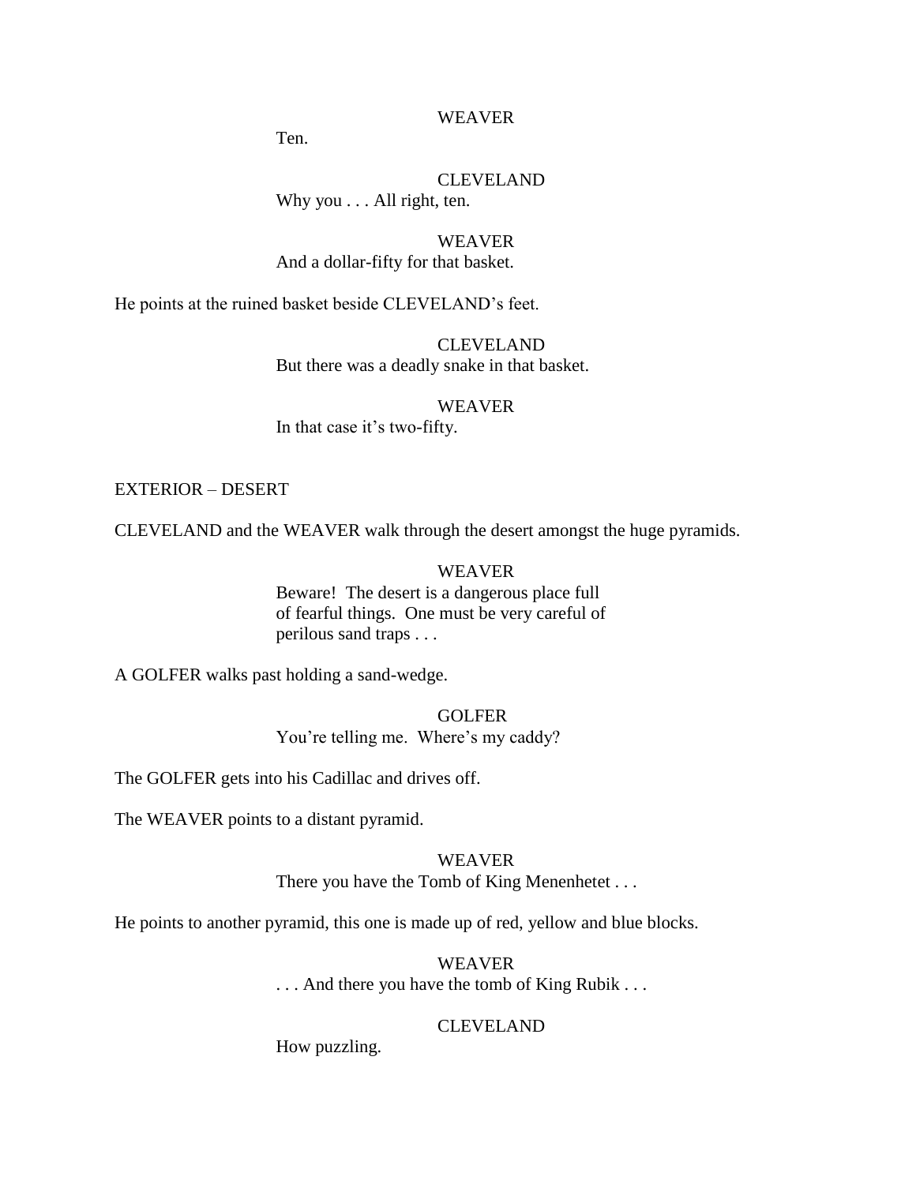WEAVER

Ten.

CLEVELAND

Why you . . . All right, ten.

WEAVER

And a dollar-fifty for that basket.

He points at the ruined basket beside CLEVELAND's feet.

CLEVELAND

But there was a deadly snake in that basket.

WEAVER

In that case it's two-fifty.

EXTERIOR – DESERT

CLEVELAND and the WEAVER walk through the desert amongst the huge pyramids.

WEAVER

Beware! The desert is a dangerous place full of fearful things. One must be very careful of perilous sand traps . . .

A GOLFER walks past holding a sand-wedge.

GOLFER

You're telling me. Where's my caddy?

The GOLFER gets into his Cadillac and drives off.

The WEAVER points to a distant pyramid.

WEAVER

There you have the Tomb of King Menenhetet . . .

He points to another pyramid, this one is made up of red, yellow and blue blocks.

WEAVER

. . . And there you have the tomb of King Rubik . . .

CLEVELAND

How puzzling.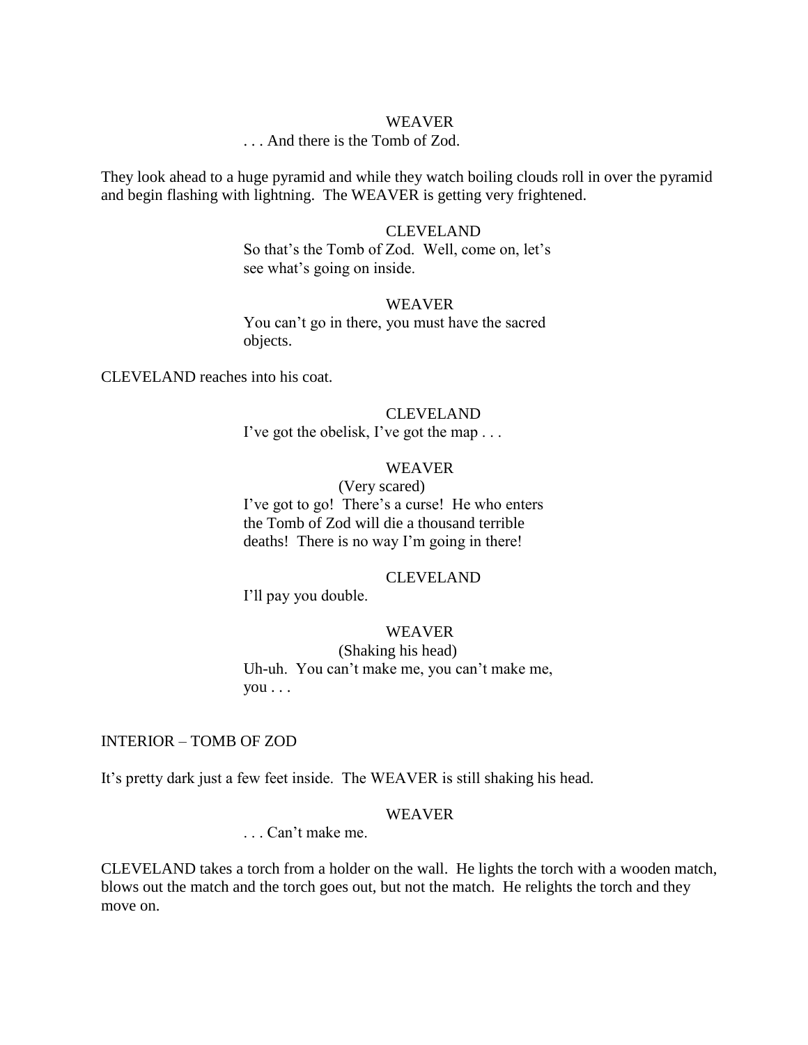WEAVER

. . . And there is the Tomb of Zod.

They look ahead to a huge pyramid and while they watch boiling clouds roll in over the pyramid and begin flashing with lightning. The WEAVER is getting very frightened.

CLEVELAND

So that's the Tomb of Zod. Well, come on, let's see what's going on inside.

WEAVER

You can't go in there, you must have the sacred objects.

CLEVELAND reaches into his coat.

CLEVELAND

I've got the obelisk, I've got the map . . .

WEAVER

(Very scared)

I've got to go! There's a curse! He who enters the Tomb of Zod will die a thousand terrible deaths! There is no way I'm going in there!

CLEVELAND

I'll pay you double.

WEAVER

(Shaking his head)

Uh-uh. You can't make me, you can't make me, you . . .

INTERIOR – TOMB OF ZOD

It's pretty dark just a few feet inside. The WEAVER is still shaking his head.

WEAVER

. . . Can't make me.

CLEVELAND takes a torch from a holder on the wall. He lights the torch with a wooden match, blows out the match and the torch goes out, but not the match. He relights the torch and they move on.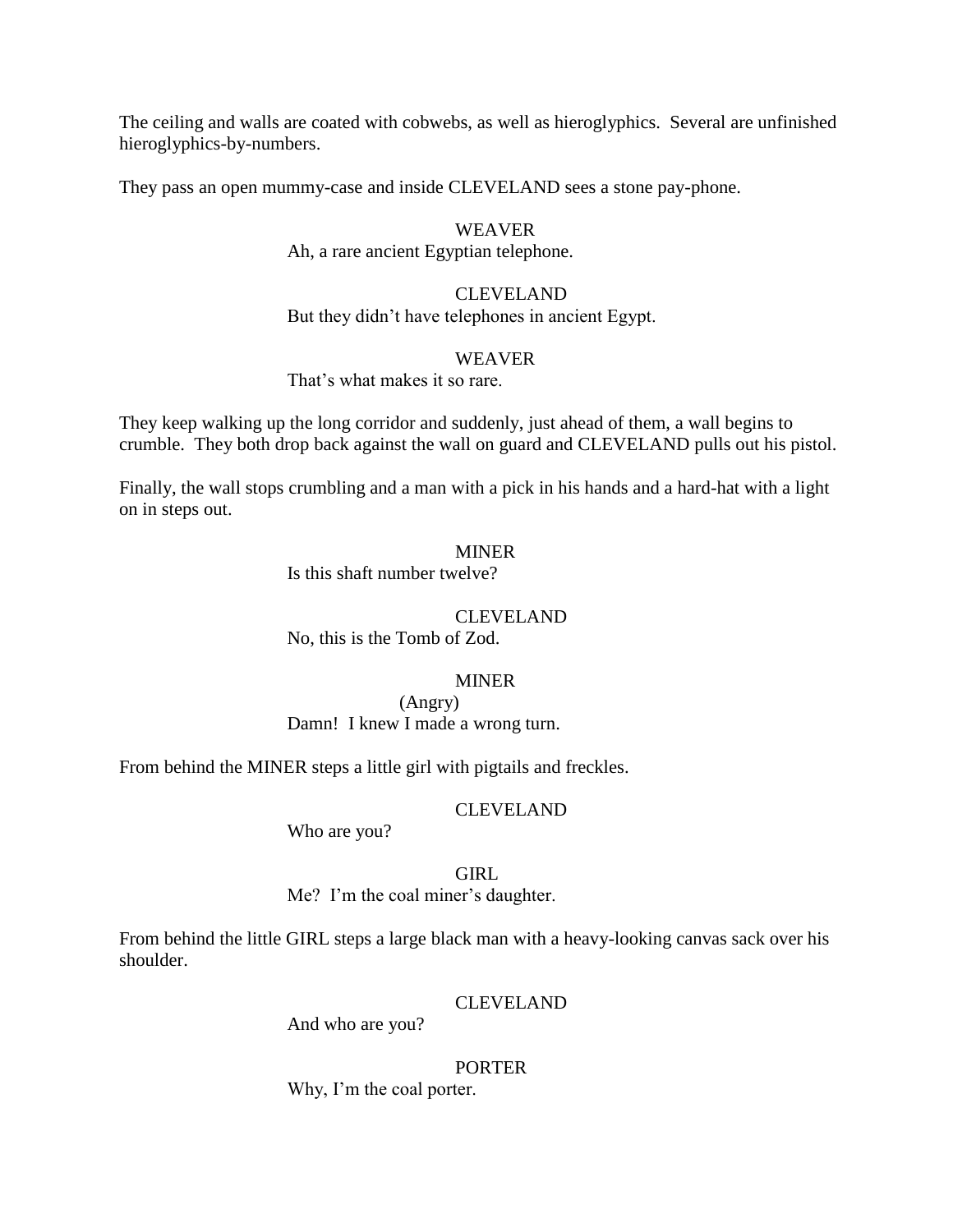The ceiling and walls are coated with cobwebs, as well as hieroglyphics. Several are unfinished hieroglyphics-by-numbers.

They pass an open mummy-case and inside CLEVELAND sees a stone pay-phone.

WEAVER
Ah, a rare ancient Egyptian telephone.

CLEVELAND
But they didn't have telephones in ancient Egypt.

WEAVER
That's what makes it so rare.

They keep walking up the long corridor and suddenly, just ahead of them, a wall begins to crumble. They both drop back against the wall on guard and CLEVELAND pulls out his pistol.

Finally, the wall stops crumbling and a man with a pick in his hands and a hard-hat with a light on in steps out.

MINER
Is this shaft number twelve?

CLEVELAND
No, this is the Tomb of Zod.

MINER
(Angry)
Damn! I knew I made a wrong turn.

From behind the MINER steps a little girl with pigtails and freckles.

CLEVELAND
Who are you?

GIRL
Me? I'm the coal miner's daughter.

From behind the little GIRL steps a large black man with a heavy-looking canvas sack over his shoulder.

CLEVELAND
And who are you?

PORTER
Why, I'm the coal porter.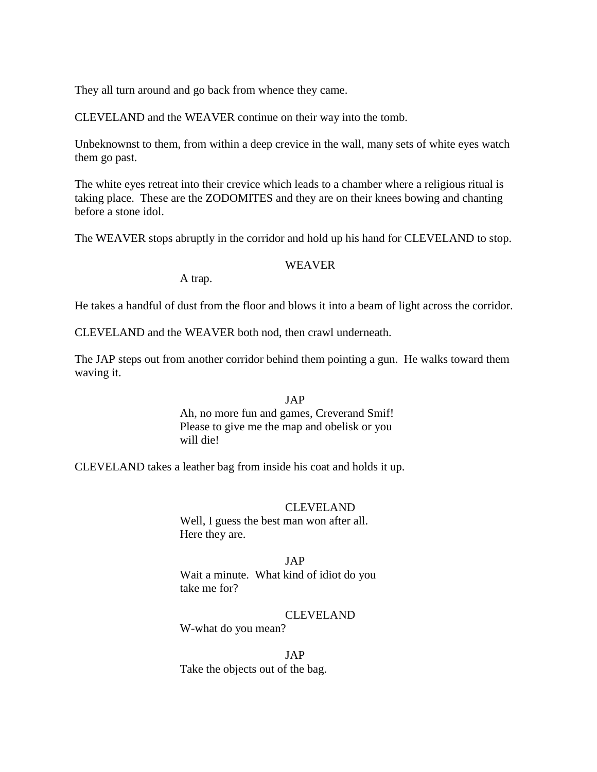They all turn around and go back from whence they came.

CLEVELAND and the WEAVER continue on their way into the tomb.

Unbeknownst to them, from within a deep crevice in the wall, many sets of white eyes watch them go past.

The white eyes retreat into their crevice which leads to a chamber where a religious ritual is taking place. These are the ZODOMITES and they are on their knees bowing and chanting before a stone idol.

The WEAVER stops abruptly in the corridor and hold up his hand for CLEVELAND to stop.

WEAVER

A trap.

He takes a handful of dust from the floor and blows it into a beam of light across the corridor.

CLEVELAND and the WEAVER both nod, then crawl underneath.

The JAP steps out from another corridor behind them pointing a gun. He walks toward them waving it.

JAP

Ah, no more fun and games, Creverand Smif! Please to give me the map and obelisk or you will die!

CLEVELAND takes a leather bag from inside his coat and holds it up.

CLEVELAND

Well, I guess the best man won after all. Here they are.

JAP

Wait a minute. What kind of idiot do you take me for?

CLEVELAND

W-what do you mean?

JAP

Take the objects out of the bag.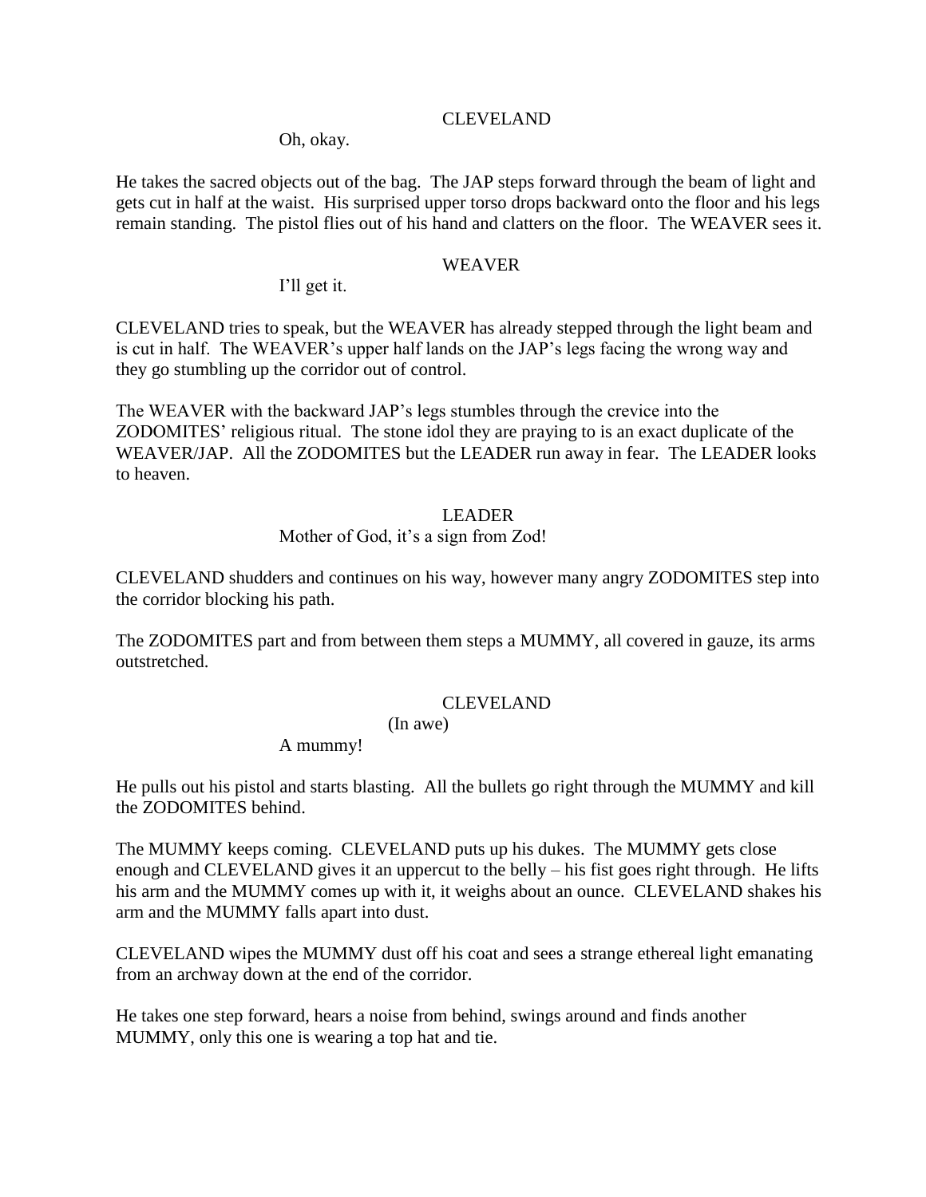CLEVELAND

Oh, okay.

He takes the sacred objects out of the bag. The JAP steps forward through the beam of light and gets cut in half at the waist. His surprised upper torso drops backward onto the floor and his legs remain standing. The pistol flies out of his hand and clatters on the floor. The WEAVER sees it.

WEAVER

I'll get it.

CLEVELAND tries to speak, but the WEAVER has already stepped through the light beam and is cut in half. The WEAVER's upper half lands on the JAP's legs facing the wrong way and they go stumbling up the corridor out of control.

The WEAVER with the backward JAP's legs stumbles through the crevice into the ZODOMITES' religious ritual. The stone idol they are praying to is an exact duplicate of the WEAVER/JAP. All the ZODOMITES but the LEADER run away in fear. The LEADER looks to heaven.

LEADER

Mother of God, it's a sign from Zod!

CLEVELAND shudders and continues on his way, however many angry ZODOMITES step into the corridor blocking his path.

The ZODOMITES part and from between them steps a MUMMY, all covered in gauze, its arms outstretched.

CLEVELAND

(In awe)

A mummy!

He pulls out his pistol and starts blasting. All the bullets go right through the MUMMY and kill the ZODOMITES behind.

The MUMMY keeps coming. CLEVELAND puts up his dukes. The MUMMY gets close enough and CLEVELAND gives it an uppercut to the belly – his fist goes right through. He lifts his arm and the MUMMY comes up with it, it weighs about an ounce. CLEVELAND shakes his arm and the MUMMY falls apart into dust.

CLEVELAND wipes the MUMMY dust off his coat and sees a strange ethereal light emanating from an archway down at the end of the corridor.

He takes one step forward, hears a noise from behind, swings around and finds another MUMMY, only this one is wearing a top hat and tie.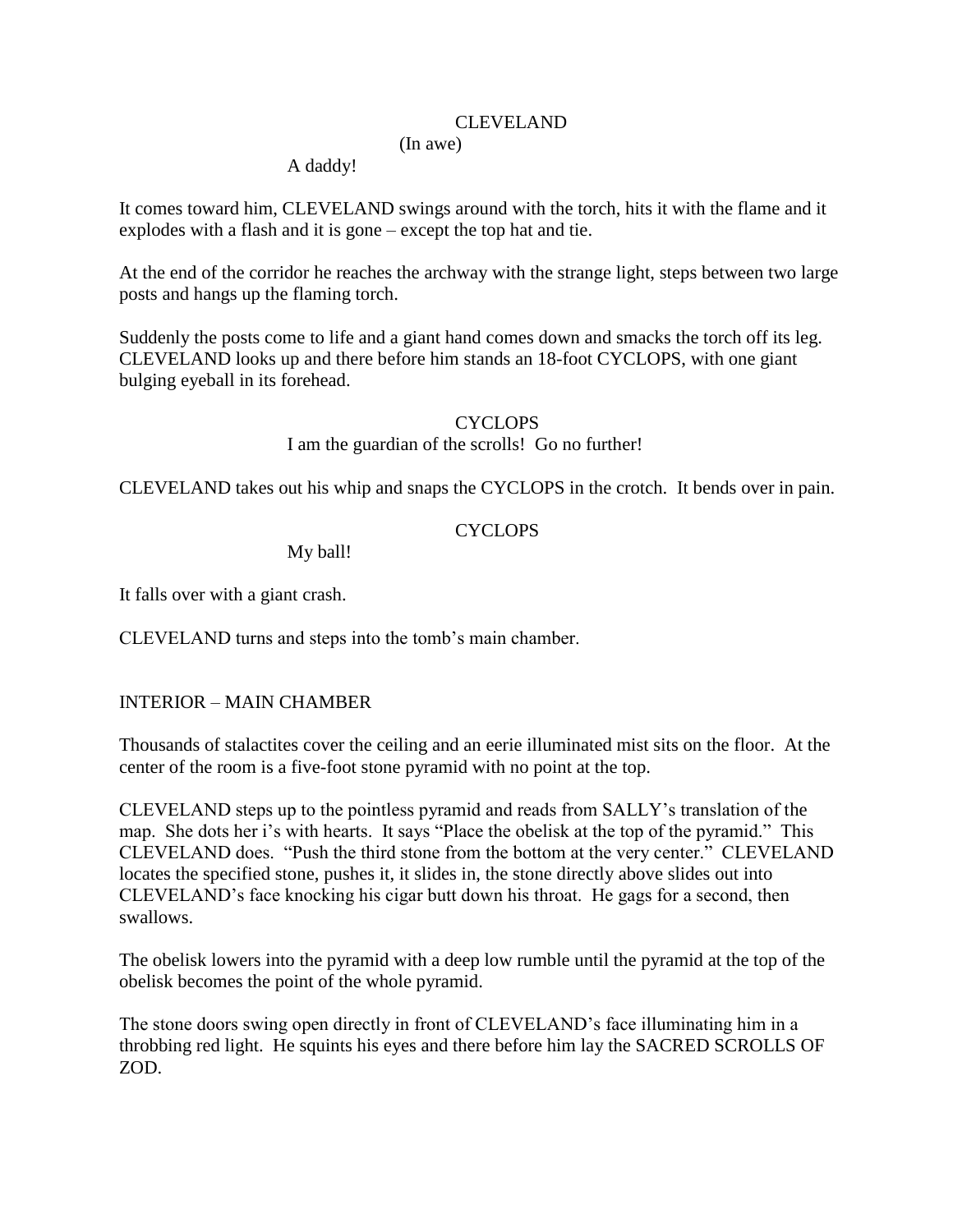CLEVELAND

(In awe)

A daddy!

It comes toward him, CLEVELAND swings around with the torch, hits it with the flame and it explodes with a flash and it is gone – except the top hat and tie.

At the end of the corridor he reaches the archway with the strange light, steps between two large posts and hangs up the flaming torch.

Suddenly the posts come to life and a giant hand comes down and smacks the torch off its leg. CLEVELAND looks up and there before him stands an 18-foot CYCLOPS, with one giant bulging eyeball in its forehead.

CYCLOPS

I am the guardian of the scrolls! Go no further!

CLEVELAND takes out his whip and snaps the CYCLOPS in the crotch. It bends over in pain.

CYCLOPS

My ball!

It falls over with a giant crash.

CLEVELAND turns and steps into the tomb's main chamber.

INTERIOR – MAIN CHAMBER

Thousands of stalactites cover the ceiling and an eerie illuminated mist sits on the floor. At the center of the room is a five-foot stone pyramid with no point at the top.

CLEVELAND steps up to the pointless pyramid and reads from SALLY's translation of the map. She dots her i's with hearts. It says "Place the obelisk at the top of the pyramid." This CLEVELAND does. "Push the third stone from the bottom at the very center." CLEVELAND locates the specified stone, pushes it, it slides in, the stone directly above slides out into CLEVELAND's face knocking his cigar butt down his throat. He gags for a second, then swallows.

The obelisk lowers into the pyramid with a deep low rumble until the pyramid at the top of the obelisk becomes the point of the whole pyramid.

The stone doors swing open directly in front of CLEVELAND's face illuminating him in a throbbing red light. He squints his eyes and there before him lay the SACRED SCROLLS OF ZOD.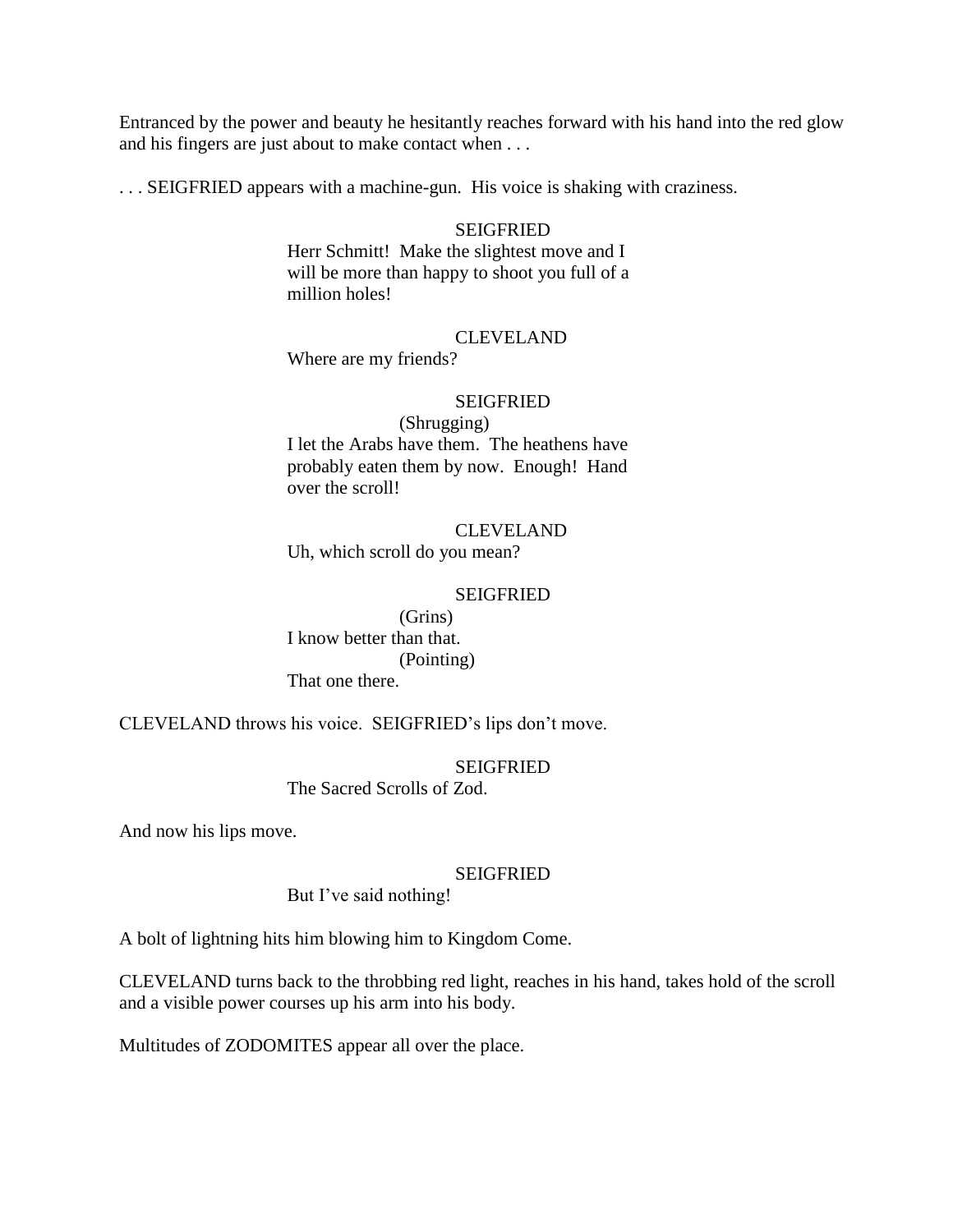Entranced by the power and beauty he hesitantly reaches forward with his hand into the red glow and his fingers are just about to make contact when . . .

. . . SEIGFRIED appears with a machine-gun. His voice is shaking with craziness.

SEIGFRIED
Herr Schmitt! Make the slightest move and I will be more than happy to shoot you full of a million holes!

CLEVELAND
Where are my friends?

SEIGFRIED
(Shrugging)
I let the Arabs have them. The heathens have probably eaten them by now. Enough! Hand over the scroll!

CLEVELAND
Uh, which scroll do you mean?

SEIGFRIED
(Grins)
I know better than that.
(Pointing)
That one there.

CLEVELAND throws his voice. SEIGFRIED's lips don't move.

SEIGFRIED
The Sacred Scrolls of Zod.

And now his lips move.

SEIGFRIED
But I've said nothing!

A bolt of lightning hits him blowing him to Kingdom Come.

CLEVELAND turns back to the throbbing red light, reaches in his hand, takes hold of the scroll and a visible power courses up his arm into his body.

Multitudes of ZODOMITES appear all over the place.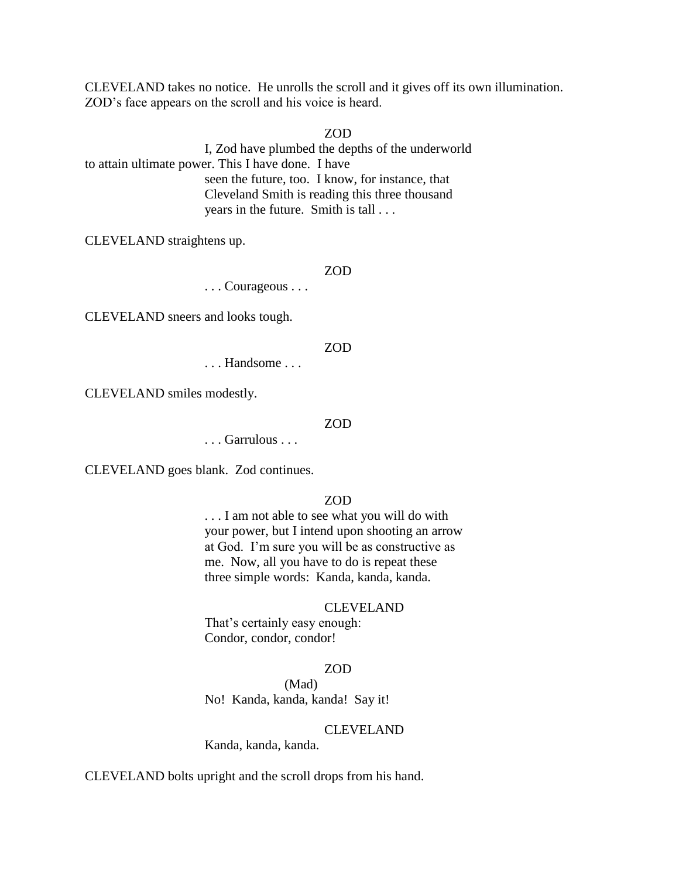CLEVELAND takes no notice. He unrolls the scroll and it gives off its own illumination. ZOD's face appears on the scroll and his voice is heard.

ZOD

I, Zod have plumbed the depths of the underworld to attain ultimate power. This I have done. I have seen the future, too. I know, for instance, that Cleveland Smith is reading this three thousand years in the future. Smith is tall . . .

CLEVELAND straightens up.

ZOD

. . . Courageous . . .

CLEVELAND sneers and looks tough.

ZOD

. . . Handsome . . .

CLEVELAND smiles modestly.

ZOD

. . . Garrulous . . .

CLEVELAND goes blank. Zod continues.

ZOD

. . . I am not able to see what you will do with your power, but I intend upon shooting an arrow at God. I'm sure you will be as constructive as me. Now, all you have to do is repeat these three simple words: Kanda, kanda, kanda.

CLEVELAND

That's certainly easy enough:
Condor, condor, condor!

ZOD

(Mad)

No! Kanda, kanda, kanda! Say it!

CLEVELAND

Kanda, kanda, kanda.

CLEVELAND bolts upright and the scroll drops from his hand.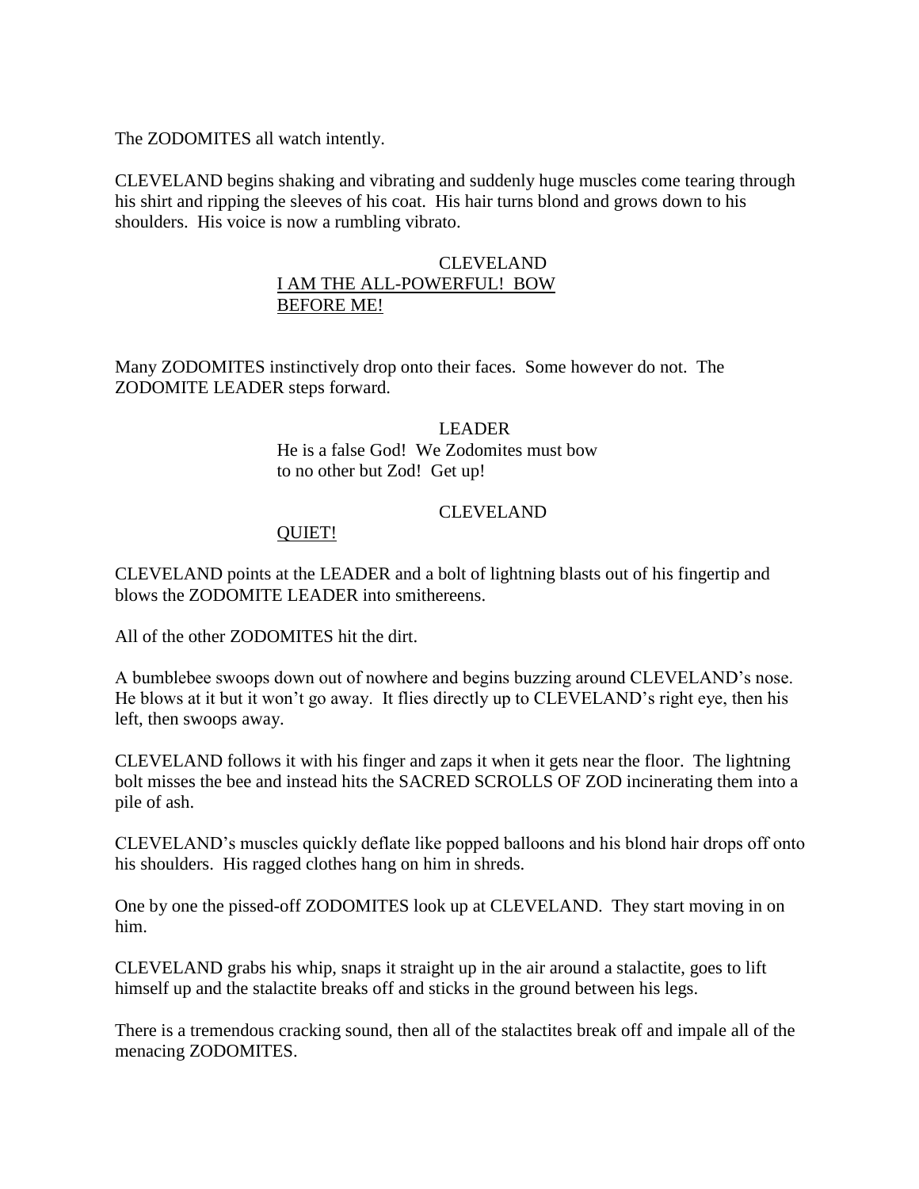The ZODOMITES all watch intently.

CLEVELAND begins shaking and vibrating and suddenly huge muscles come tearing through his shirt and ripping the sleeves of his coat. His hair turns blond and grows down to his shoulders. His voice is now a rumbling vibrato.

CLEVELAND

<u>I AM THE ALL-POWERFUL! BOW BEFORE ME!</u>

Many ZODOMITES instinctively drop onto their faces. Some however do not. The ZODOMITE LEADER steps forward.

LEADER

He is a false God! We Zodomites must bow to no other but Zod! Get up!

CLEVELAND

<u>QUIET!</u>

CLEVELAND points at the LEADER and a bolt of lightning blasts out of his fingertip and blows the ZODOMITE LEADER into smithereens.

All of the other ZODOMITES hit the dirt.

A bumblebee swoops down out of nowhere and begins buzzing around CLEVELAND's nose. He blows at it but it won't go away. It flies directly up to CLEVELAND's right eye, then his left, then swoops away.

CLEVELAND follows it with his finger and zaps it when it gets near the floor. The lightning bolt misses the bee and instead hits the SACRED SCROLLS OF ZOD incinerating them into a pile of ash.

CLEVELAND's muscles quickly deflate like popped balloons and his blond hair drops off onto his shoulders. His ragged clothes hang on him in shreds.

One by one the pissed-off ZODOMITES look up at CLEVELAND. They start moving in on him.

CLEVELAND grabs his whip, snaps it straight up in the air around a stalactite, goes to lift himself up and the stalactite breaks off and sticks in the ground between his legs.

There is a tremendous cracking sound, then all of the stalactites break off and impale all of the menacing ZODOMITES.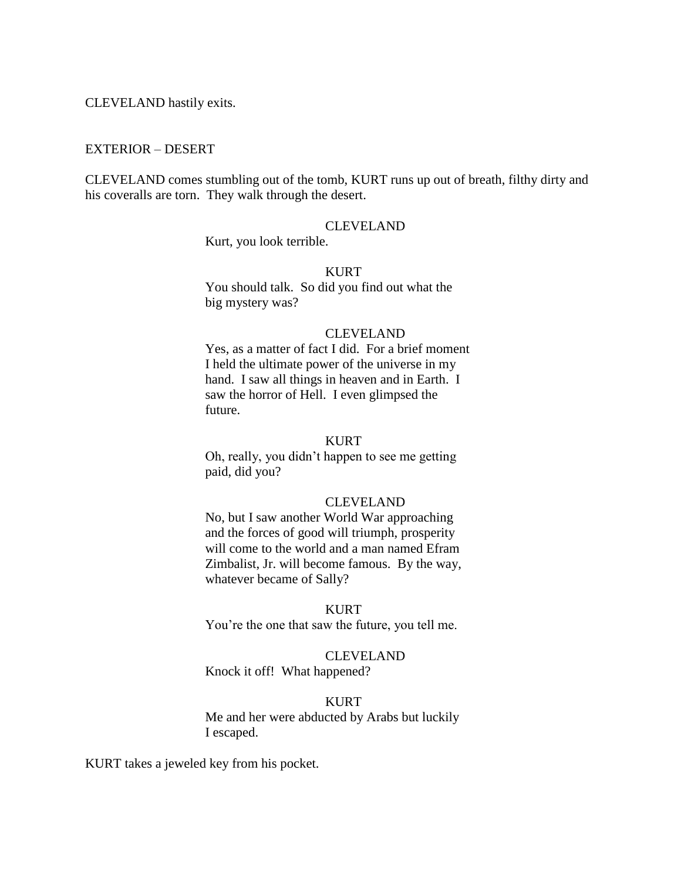CLEVELAND hastily exits.

EXTERIOR – DESERT

CLEVELAND comes stumbling out of the tomb, KURT runs up out of breath, filthy dirty and his coveralls are torn. They walk through the desert.

CLEVELAND
Kurt, you look terrible.

KURT
You should talk. So did you find out what the big mystery was?

CLEVELAND
Yes, as a matter of fact I did. For a brief moment I held the ultimate power of the universe in my hand. I saw all things in heaven and in Earth. I saw the horror of Hell. I even glimpsed the future.

KURT
Oh, really, you didn't happen to see me getting paid, did you?

CLEVELAND
No, but I saw another World War approaching and the forces of good will triumph, prosperity will come to the world and a man named Efram Zimbalist, Jr. will become famous. By the way, whatever became of Sally?

KURT
You're the one that saw the future, you tell me.

CLEVELAND
Knock it off! What happened?

KURT
Me and her were abducted by Arabs but luckily I escaped.

KURT takes a jeweled key from his pocket.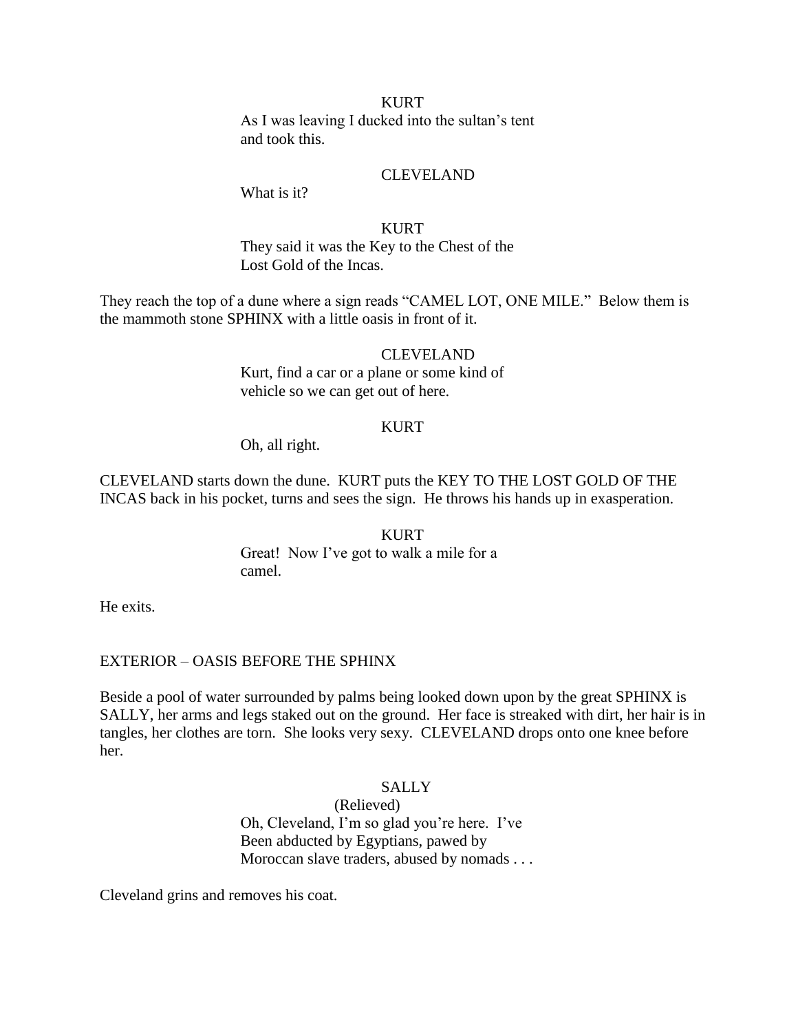KURT

As I was leaving I ducked into the sultan's tent and took this.

CLEVELAND

What is it?

KURT

They said it was the Key to the Chest of the Lost Gold of the Incas.

They reach the top of a dune where a sign reads "CAMEL LOT, ONE MILE." Below them is the mammoth stone SPHINX with a little oasis in front of it.

CLEVELAND

Kurt, find a car or a plane or some kind of vehicle so we can get out of here.

KURT

Oh, all right.

CLEVELAND starts down the dune. KURT puts the KEY TO THE LOST GOLD OF THE INCAS back in his pocket, turns and sees the sign. He throws his hands up in exasperation.

KURT

Great! Now I've got to walk a mile for a camel.

He exits.

EXTERIOR – OASIS BEFORE THE SPHINX

Beside a pool of water surrounded by palms being looked down upon by the great SPHINX is SALLY, her arms and legs staked out on the ground. Her face is streaked with dirt, her hair is in tangles, her clothes are torn. She looks very sexy. CLEVELAND drops onto one knee before her.

SALLY

(Relieved)

Oh, Cleveland, I'm so glad you're here. I've Been abducted by Egyptians, pawed by Moroccan slave traders, abused by nomads . . .

Cleveland grins and removes his coat.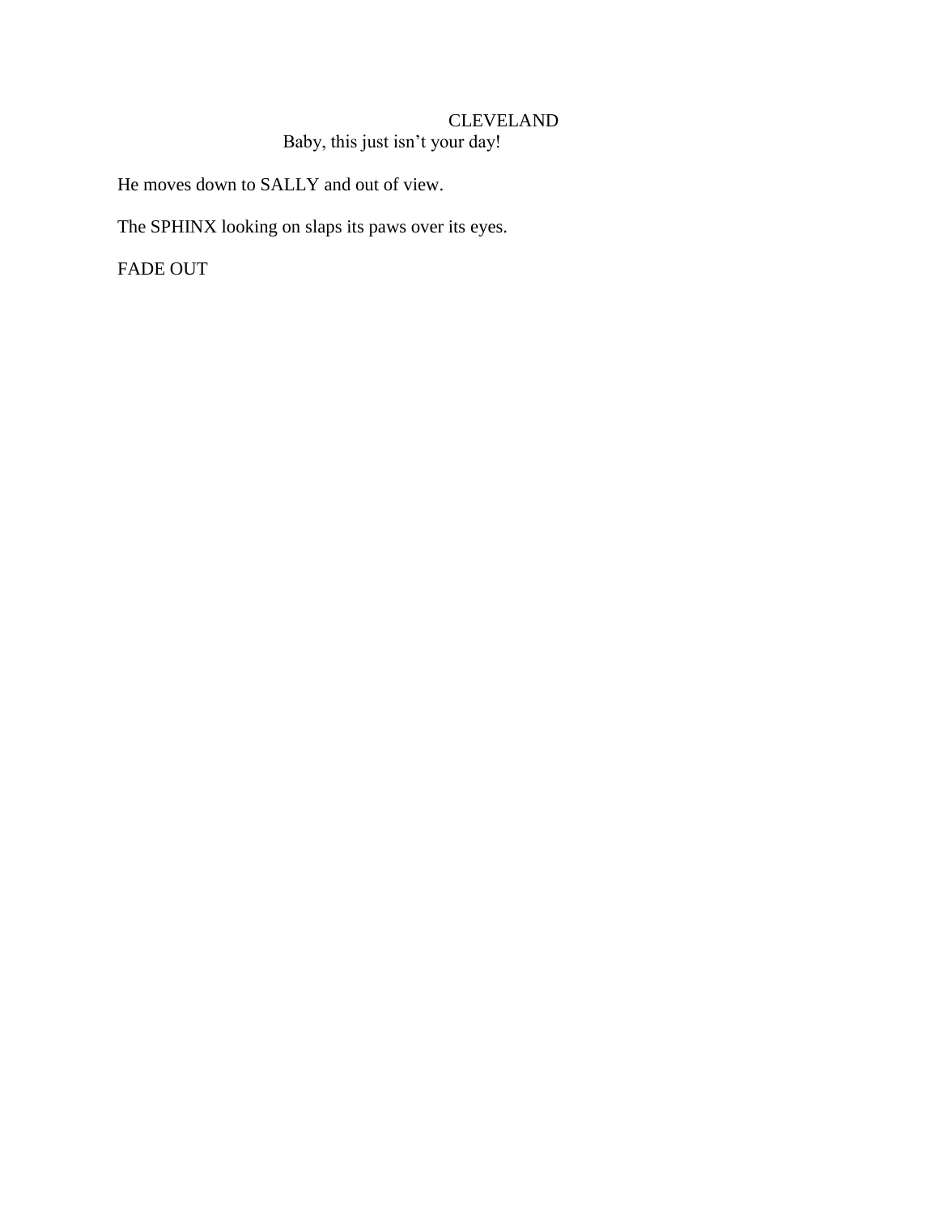CLEVELAND

Baby, this just isn't your day!

He moves down to SALLY and out of view.

The SPHINX looking on slaps its paws over its eyes.

FADE OUT